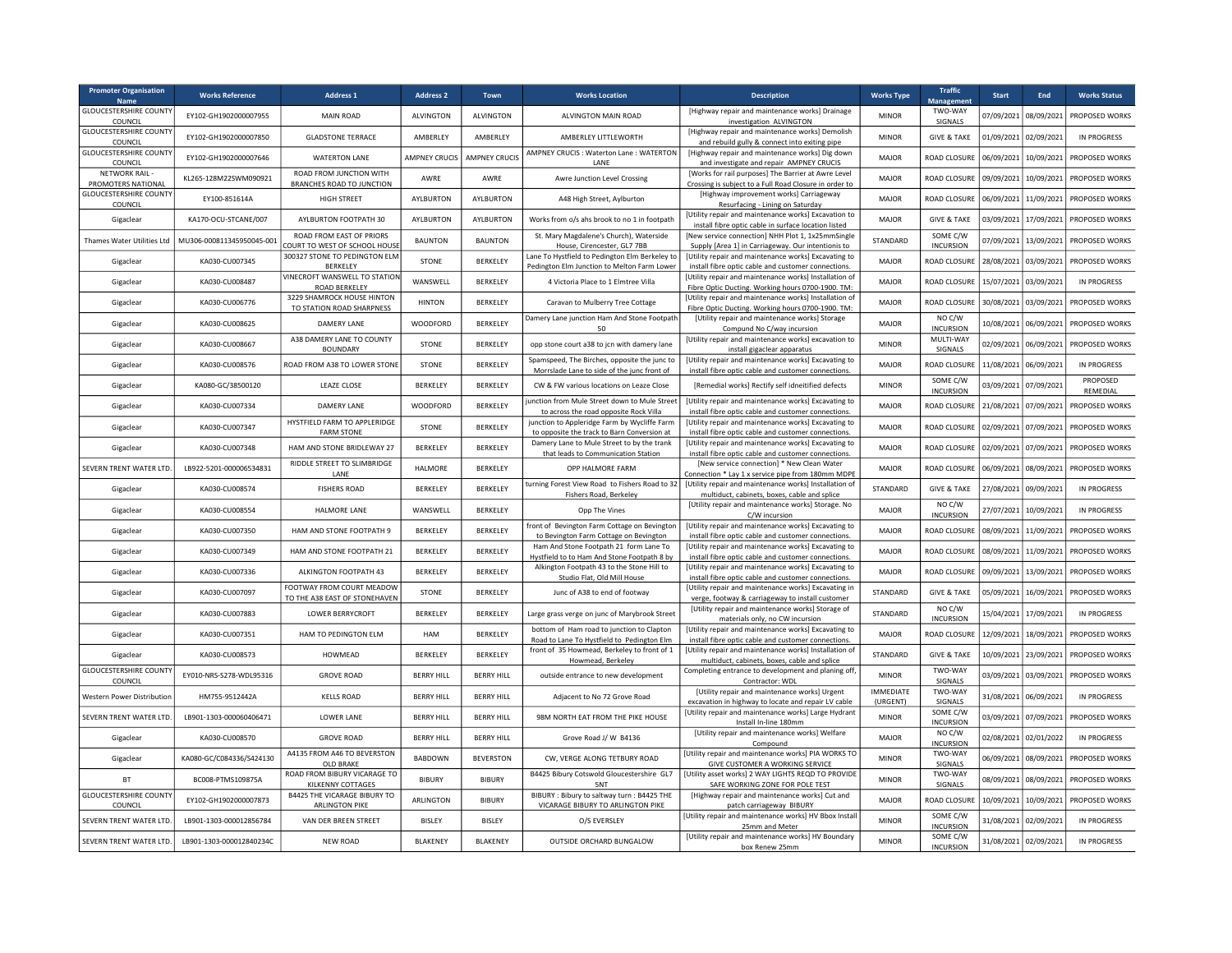| Promoter Organisation Name | Works Reference | Address 1 | Address 2 | Town | Works Location | Description | Works Type | Traffic Management | Start | End | Works Status |
|---|---|---|---|---|---|---|---|---|---|---|---|
| GLOUCESTERSHIRE COUNTY COUNCIL | EY102-GH1902000007955 | MAIN ROAD | ALVINGTON | ALVINGTON | ALVINGTON MAIN ROAD | [Highway repair and maintenance works] Drainage investigation ALVINGTON | MINOR | TWO-WAY SIGNALS | 07/09/2021 | 08/09/2021 | PROPOSED WORKS |
| GLOUCESTERSHIRE COUNTY COUNCIL | EY102-GH1902000007850 | GLADSTONE TERRACE | AMBERLEY | AMBERLEY | AMBERLEY LITTLEWORTH | [Highway repair and maintenance works] Demolish and rebuild gully & connect into exiting pipe | MINOR | GIVE & TAKE | 01/09/2021 | 02/09/2021 | IN PROGRESS |
| GLOUCESTERSHIRE COUNTY COUNCIL | EY102-GH1902000007646 | WATERTON LANE | AMPNEY CRUCIS | AMPNEY CRUCIS | AMPNEY CRUCIS : Waterton Lane : WATERTON LANE | [Highway repair and maintenance works] Dig down and investigate and repair AMPNEY CRUCIS | MAJOR | ROAD CLOSURE | 06/09/2021 | 10/09/2021 | PROPOSED WORKS |
| NETWORK RAIL - PROMOTERS NATIONAL | KL265-128M22SWM090921 | ROAD FROM JUNCTION WITH BRANCHES ROAD TO JUNCTION | AWRE | AWRE | Awre Junction Level Crossing | [Works for rail purposes] The Barrier at Awre Level Crossing is subject to a Full Road Closure in order to | MAJOR | ROAD CLOSURE | 09/09/2021 | 10/09/2021 | PROPOSED WORKS |
| GLOUCESTERSHIRE COUNTY COUNCIL | EY100-851614A | HIGH STREET | AYLBURTON | AYLBURTON | A48 High Street, Aylburton | [Highway improvement works] Carriageway Resurfacing - Lining on Saturday | MAJOR | ROAD CLOSURE | 06/09/2021 | 11/09/2021 | PROPOSED WORKS |
| Gigaclear | KA170-OCU-STCANE/007 | AYLBURTON FOOTPATH 30 | AYLBURTON | AYLBURTON | Works from o/s ahs brook to no 1 in footpath | [Utility repair and maintenance works] Excavation to install fibre optic cable in surface location listed | MAJOR | GIVE & TAKE | 03/09/2021 | 17/09/2021 | PROPOSED WORKS |
| Thames Water Utilities Ltd | MU306-000811345950045-001 | ROAD FROM EAST OF PRIORS COURT TO WEST OF SCHOOL HOUSE | BAUNTON | BAUNTON | St. Mary Magdalene's Church), Waterside House, Cirencester, GL7 7BB | [New service connection] NHH Plot 1, 1x25mmSingle Supply [Area 1] in Carriageway. Our intentions to | STANDARD | SOME C/W INCURSION | 07/09/2021 | 13/09/2021 | PROPOSED WORKS |
| Gigaclear | KA030-CU007345 | 300327 STONE TO PEDINGTON ELM BERKELEY | STONE | BERKELEY | Lane To Hystfield to Pedington Elm Berkeley to Pedington Elm Junction to Melton Farm Lower | [Utility repair and maintenance works] Excavating to install fibre optic cable and customer connections. | MAJOR | ROAD CLOSURE | 28/08/2021 | 03/09/2021 | PROPOSED WORKS |
| Gigaclear | KA030-CU008487 | VINECROFT WANSWELL TO STATION ROAD BERKELEY | WANSWELL | BERKELEY | 4 Victoria Place to 1 Elmtree Villa | [Utility repair and maintenance works] Installation of Fibre Optic Ducting. Working hours 0700-1900. TM: | MAJOR | ROAD CLOSURE | 15/07/2021 | 03/09/2021 | IN PROGRESS |
| Gigaclear | KA030-CU006776 | 3229 SHAMROCK HOUSE HINTON TO STATION ROAD SHARPNESS | HINTON | BERKELEY | Caravan to Mulberry Tree Cottage | [Utility repair and maintenance works] Installation of Fibre Optic Ducting. Working hours 0700-1900. TM: | MAJOR | ROAD CLOSURE | 30/08/2021 | 03/09/2021 | PROPOSED WORKS |
| Gigaclear | KA030-CU008625 | DAMERY LANE | WOODFORD | BERKELEY | Damery Lane junction Ham And Stone Footpath 50 | [Utility repair and maintenance works] Storage Compund No C/way incursion | MAJOR | NO C/W INCURSION | 10/08/2021 | 06/09/2021 | PROPOSED WORKS |
| Gigaclear | KA030-CU008667 | A38 DAMERY LANE TO COUNTY BOUNDARY | STONE | BERKELEY | opp stone court a38 to jcn with damery lane | [Utility repair and maintenance works] excavation to install gigaclear apparatus | MINOR | MULTI-WAY SIGNALS | 02/09/2021 | 06/09/2021 | PROPOSED WORKS |
| Gigaclear | KA030-CU008576 | ROAD FROM A38 TO LOWER STONE | STONE | BERKELEY | Spamspeed, The Birches, opposite the junc to Morrslade Lane to side of the junc front of | [Utility repair and maintenance works] Excavating to install fibre optic cable and customer connections. | MAJOR | ROAD CLOSURE | 11/08/2021 | 06/09/2021 | IN PROGRESS |
| Gigaclear | KA080-GC/38500120 | LEAZE CLOSE | BERKELEY | BERKELEY | CW & FW various locations on Leaze Close | [Remedial works] Rectify self idneitified defects | MINOR | SOME C/W INCURSION | 03/09/2021 | 07/09/2021 | PROPOSED REMEDIAL |
| Gigaclear | KA030-CU007334 | DAMERY LANE | WOODFORD | BERKELEY | junction from Mule Street down to Mule Street to across the road opposite Rock Villa | [Utility repair and maintenance works] Excavating to install fibre optic cable and customer connections. | MAJOR | ROAD CLOSURE | 21/08/2021 | 07/09/2021 | PROPOSED WORKS |
| Gigaclear | KA030-CU007347 | HYSTFIELD FARM TO APPLERIDGE FARM STONE | STONE | BERKELEY | junction to Appleridge Farm by Wycliffe Farm to opposite the track to Barn Conversion at | [Utility repair and maintenance works] Excavating to install fibre optic cable and customer connections. | MAJOR | ROAD CLOSURE | 02/09/2021 | 07/09/2021 | PROPOSED WORKS |
| Gigaclear | KA030-CU007348 | HAM AND STONE BRIDLEWAY 27 | BERKELEY | BERKELEY | Damery Lane to Mule Street to by the trank that leads to Communication Station | [Utility repair and maintenance works] Excavating to install fibre optic cable and customer connections. | MAJOR | ROAD CLOSURE | 02/09/2021 | 07/09/2021 | PROPOSED WORKS |
| SEVERN TRENT WATER LTD. | LB922-5201-000006534831 | RIDDLE STREET TO SLIMBRIDGE LANE | HALMORE | BERKELEY | OPP HALMORE FARM | [New service connection] * New Clean Water Connection * Lay 1 x service pipe from 180mm MDPE | MAJOR | ROAD CLOSURE | 06/09/2021 | 08/09/2021 | PROPOSED WORKS |
| Gigaclear | KA030-CU008574 | FISHERS ROAD | BERKELEY | BERKELEY | turning Forest View Road to Fishers Road to 32 Fishers Road, Berkeley | [Utility repair and maintenance works] Installation of multiduct, cabinets, boxes, cable and splice | STANDARD | GIVE & TAKE | 27/08/2021 | 09/09/2021 | IN PROGRESS |
| Gigaclear | KA030-CU008554 | HALMORE LANE | WANSWELL | BERKELEY | Opp The Vines | [Utility repair and maintenance works] Storage. No C/W incursion | MAJOR | NO C/W INCURSION | 27/07/2021 | 10/09/2021 | IN PROGRESS |
| Gigaclear | KA030-CU007350 | HAM AND STONE FOOTPATH 9 | BERKELEY | BERKELEY | front of Bevington Farm Cottage on Bevington to Bevington Farm Cottage on Bevington | [Utility repair and maintenance works] Excavating to install fibre optic cable and customer connections. | MAJOR | ROAD CLOSURE | 08/09/2021 | 11/09/2021 | PROPOSED WORKS |
| Gigaclear | KA030-CU007349 | HAM AND STONE FOOTPATH 21 | BERKELEY | BERKELEY | Ham And Stone Footpath 21 form Lane To Hystfield to to Ham And Stone Footpath 8 by | [Utility repair and maintenance works] Excavating to install fibre optic cable and customer connections. | MAJOR | ROAD CLOSURE | 08/09/2021 | 11/09/2021 | PROPOSED WORKS |
| Gigaclear | KA030-CU007336 | ALKINGTON FOOTPATH 43 | BERKELEY | BERKELEY | Alkington Footpath 43 to the Stone Hill to Studio Flat, Old Mill House | [Utility repair and maintenance works] Excavating to install fibre optic cable and customer connections. | MAJOR | ROAD CLOSURE | 09/09/2021 | 13/09/2021 | PROPOSED WORKS |
| Gigaclear | KA030-CU007097 | FOOTWAY FROM COURT MEADOW TO THE A38 EAST OF STONEHAVEN | STONE | BERKELEY | Junc of A38 to end of footway | [Utility repair and maintenance works] Excavating in verge, footway & carriageway to install customer | STANDARD | GIVE & TAKE | 05/09/2021 | 16/09/2021 | PROPOSED WORKS |
| Gigaclear | KA030-CU007883 | LOWER BERRYCROFT | BERKELEY | BERKELEY | Large grass verge on junc of Marybrook Street | [Utility repair and maintenance works] Storage of materials only, no CW incursion | STANDARD | NO C/W INCURSION | 15/04/2021 | 17/09/2021 | IN PROGRESS |
| Gigaclear | KA030-CU007351 | HAM TO PEDINGTON ELM | HAM | BERKELEY | bottom of Ham road to junction to Clapton Road to Lane To Hystfield to Pedington Elm | [Utility repair and maintenance works] Excavating to install fibre optic cable and customer connections. | MAJOR | ROAD CLOSURE | 12/09/2021 | 18/09/2021 | PROPOSED WORKS |
| Gigaclear | KA030-CU008573 | HOWMEAD | BERKELEY | BERKELEY | front of 35 Howmead, Berkeley to front of 1 Howmead, Berkeley | [Utility repair and maintenance works] Installation of multiduct, cabinets, boxes, cable and splice | STANDARD | GIVE & TAKE | 10/09/2021 | 23/09/2021 | PROPOSED WORKS |
| GLOUCESTERSHIRE COUNTY COUNCIL | EY010-NRS-S278-WDL95316 | GROVE ROAD | BERRY HILL | BERRY HILL | outside entrance to new development | Completing entrance to development and planing off, Contractor: WDL | MINOR | TWO-WAY SIGNALS | 03/09/2021 | 03/09/2021 | PROPOSED WORKS |
| Western Power Distribution | HM755-9512442A | KELLS ROAD | BERRY HILL | BERRY HILL | Adjacent to No 72 Grove Road | [Utility repair and maintenance works] Urgent excavation in highway to locate and repair LV cable | IMMEDIATE (URGENT) | TWO-WAY SIGNALS | 31/08/2021 | 06/09/2021 | IN PROGRESS |
| SEVERN TRENT WATER LTD. | LB901-1303-000060406471 | LOWER LANE | BERRY HILL | BERRY HILL | 98M NORTH EAT FROM THE PIKE HOUSE | [Utility repair and maintenance works] Large Hydrant Install In-line 180mm | MINOR | SOME C/W INCURSION | 03/09/2021 | 07/09/2021 | PROPOSED WORKS |
| Gigaclear | KA030-CU008570 | GROVE ROAD | BERRY HILL | BERRY HILL | Grove Road J/ W B4136 | [Utility repair and maintenance works] Welfare Compound | MAJOR | NO C/W INCURSION | 02/08/2021 | 02/01/2022 | IN PROGRESS |
| Gigaclear | KA080-GC/C084336/S424130 | A4135 FROM A46 TO BEVERSTON OLD BRAKE | BABDOWN | BEVERSTON | CW, VERGE ALONG TETBURY ROAD | [Utility repair and maintenance works] PIA WORKS TO GIVE CUSTOMER A WORKING SERVICE | MINOR | TWO-WAY SIGNALS | 06/09/2021 | 08/09/2021 | PROPOSED WORKS |
| BT | BC008-PTMS109875A | ROAD FROM BIBURY VICARAGE TO KILKENNY COTTAGES | BIBURY | BIBURY | B4425 Bibury Cotswold Gloucestershire GL7 5NT | [Utility asset works] 2 WAY LIGHTS REQD TO PROVIDE SAFE WORKING ZONE FOR POLE TEST | MINOR | TWO-WAY SIGNALS | 08/09/2021 | 08/09/2021 | PROPOSED WORKS |
| GLOUCESTERSHIRE COUNTY COUNCIL | EY102-GH1902000007873 | B4425 THE VICARAGE BIBURY TO ARLINGTON PIKE | ARLINGTON | BIBURY | BIBURY : Bibury to saltway turn : B4425 THE VICARAGE BIBURY TO ARLINGTON PIKE | [Highway repair and maintenance works] Cut and patch carriageway BIBURY | MAJOR | ROAD CLOSURE | 10/09/2021 | 10/09/2021 | PROPOSED WORKS |
| SEVERN TRENT WATER LTD. | LB901-1303-000012856784 | VAN DER BREEN STREET | BISLEY | BISLEY | O/S EVERSLEY | [Utility repair and maintenance works] HV Bbox Install 25mm and Meter | MINOR | SOME C/W INCURSION | 31/08/2021 | 02/09/2021 | IN PROGRESS |
| SEVERN TRENT WATER LTD. | LB901-1303-000012840234C | NEW ROAD | BLAKENEY | BLAKENEY | OUTSIDE ORCHARD BUNGALOW | [Utility repair and maintenance works] HV Boundary box Renew 25mm | MINOR | SOME C/W INCURSION | 31/08/2021 | 02/09/2021 | IN PROGRESS |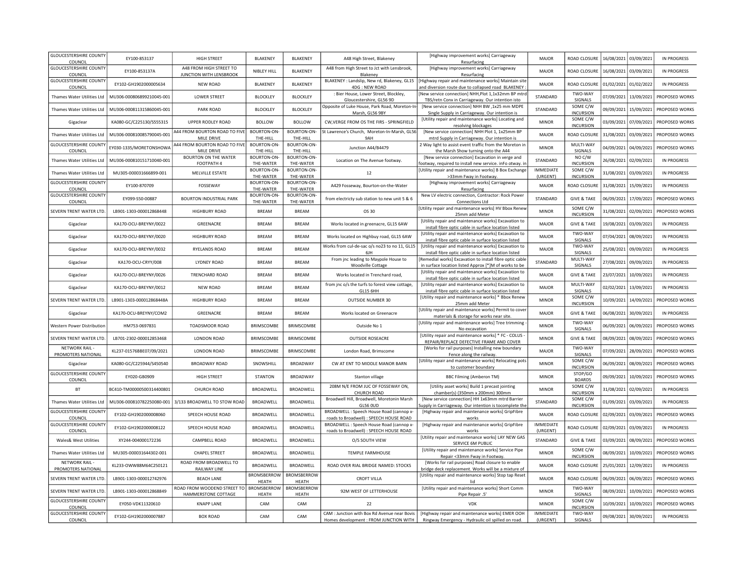| | | | | | | | | | | | |
|---|---|---|---|---|---|---|---|---|---|---|---|
| GLOUCESTERSHIRE COUNTY COUNCIL | EY100-853137 | HIGH STREET | BLAKENEY | BLAKENEY | A48 High Street, Blakeney | [Highway improvement works] Carriageway Resurfacing | MAJOR | ROAD CLOSURE | 16/08/2021 | 03/09/2021 | IN PROGRESS |
| GLOUCESTERSHIRE COUNTY COUNCIL | EY100-853137A | A48 FROM HIGH STREET TO JUNCTION WITH LENSBROOK | NIBLEY HILL | BLAKENEY | A48 from High Street to Jct with Lensbrook, Blakeney | [Highway improvement works] Carriageway Resurfacing | MAJOR | ROAD CLOSURE | 16/08/2021 | 03/09/2021 | IN PROGRESS |
| GLOUCESTERSHIRE COUNTY COUNCIL | EY102-GH1902000005634 | NEW ROAD | BLAKENEY | BLAKENEY | BLAKENEY : Landslip, New rd, Blakeney, GL15 4DG : NEW ROAD | [Highway repair and maintenance works] Maintain site and diversion route due to collapsed road BLAKENEY : | MAJOR | ROAD CLOSURE | 01/02/2021 | 01/02/2022 | IN PROGRESS |
| Thames Water Utilities Ltd | MU306-000806899210045-001 | LOWER STREET | BLOCKLEY | BLOCKLEY | : Bier House, Lower Street, Blockley, Gloucestershire, GL56 9D | [New service connection] NHH,Plot 1,1x32mm BP mtrd TBS/retn Conx in Carriageway. Our intention isto | STANDARD | TWO-WAY SIGNALS | 07/09/2021 | 13/09/2021 | PROPOSED WORKS |
| Thames Water Utilities Ltd | MU306-000811315860045-001 | PARK ROAD | BLOCKLEY | BLOCKLEY | Opposite of Luke House, Park Road, Moreton-In-Marsh, GL56 9BY | [New service connection] NHH BW ,1x25 mm MDPE Single Supply in Carriageway. Our intention is | STANDARD | SOME C/W INCURSION | 09/09/2021 | 15/09/2021 | PROPOSED WORKS |
| Gigaclear | KA080-GC/C225130/S555315 | UPPER RODLEY ROAD | BOLLOW | BOLLOW | CW,VERGE FROM OS THE FIRS - SPRINGFIELD | [Utility repair and maintenance works] Locating and resolving blockages | MINOR | SOME C/W INCURSION | 03/09/2021 | 07/09/2021 | PROPOSED WORKS |
| Thames Water Utilities Ltd | MU306-000810085790045-001 | A44 FROM BOURTON ROAD TO FIVE MILE DRIVE | BOURTON-ON-THE-HILL | BOURTON-ON-THE-HILL | St Lawrence's Church, Moreton-In-Marsh, GL56 9AH | [New service connection] NHH Plot 1, 1x25mm BP mtrd Supply in Carriageway. Our intention is | MAJOR | ROAD CLOSURE | 31/08/2021 | 03/09/2021 | PROPOSED WORKS |
| GLOUCESTERSHIRE COUNTY COUNCIL | EY030-1335/MORETONSHOWA | A44 FROM BOURTON ROAD TO FIVE MILE DRIVE | BOURTON-ON-THE-HILL | BOURTON-ON-THE-HILL | Junction A44/B4479 | 2 Way light to assist event traffic from the Moreton in the Marsh Show turning onto the A44 | MINOR | MULTI-WAY SIGNALS | 04/09/2021 | 04/09/2021 | PROPOSED WORKS |
| Thames Water Utilities Ltd | MU306-000810151710040-001 | BOURTON ON THE WATER FOOTPATH 4 | BOURTON-ON-THE-WATER | BOURTON-ON-THE-WATER | Location on The Avenue footway. | [New service connection] Excavation in verge and footway, required to install new service. inFo otway. in | STANDARD | NO C/W INCURSION | 26/08/2021 | 02/09/2021 | IN PROGRESS |
| Thames Water Utilities Ltd | MU305-000031666899-001 | MELVILLE ESTATE | BOURTON-ON-THE-WATER | BOURTON-ON-THE-WATER | 12 | [Utility repair and maintenance works] B Box Exchange >33mm Fway in Footway. | IMMEDIATE (URGENT) | SOME C/W INCURSION | 31/08/2021 | 03/09/2021 | IN PROGRESS |
| GLOUCESTERSHIRE COUNTY COUNCIL | EY100-870709 | FOSSEWAY | BOURTON-ON-THE-WATER | BOURTON-ON-THE-WATER | A429 Fosseway, Bourton-on-the-Water | [Highway improvement works] Carriageway Resurfacing | MAJOR | ROAD CLOSURE | 31/08/2021 | 15/09/2021 | IN PROGRESS |
| GLOUCESTERSHIRE COUNTY COUNCIL | EY099-S50-00887 | BOURTON INDUSTRIAL PARK | BOURTON-ON-THE-WATER | BOURTON-ON-THE-WATER | from electricty sub station to new unit 5 & 6 | New LV electric connection, Contractor: Rock Power Connections Ltd | STANDARD | GIVE & TAKE | 06/09/2021 | 17/09/2021 | PROPOSED WORKS |
| SEVERN TRENT WATER LTD. | LB901-1303-000012868448 | HIGHBURY ROAD | BREAM | BREAM | OS 30 | [Utility repair and maintenance works] HV Bbox Renew 25mm add Meter | MINOR | SOME C/W INCURSION | 31/08/2021 | 02/09/2021 | PROPOSED WORKS |
| Gigaclear | KA170-OCU-BREYNY/0022 | GREENACRE | BREAM | BREAM | Works located in greenacre, GL15 6AW | [Utility repair and maintenance works] Excavation to install fibre optic cable in surface location listed | MAJOR | GIVE & TAKE | 19/08/2021 | 03/09/2021 | IN PROGRESS |
| Gigaclear | KA170-OCU-BREYNY/0020 | HIGHBURY ROAD | BREAM | BREAM | Works located on Highbuy road, GL15 6AW | [Utility repair and maintenance works] Excavation to install fibre optic cable in surface location listed | MAJOR | TWO-WAY SIGNALS | 07/04/2021 | 08/09/2021 | IN PROGRESS |
| Gigaclear | KA170-OCU-BREYNY/0032 | RYELANDS ROAD | BREAM | BREAM | Works from cul-de-sac o/s no23 to no 11, GL15 6JH | [Utility repair and maintenance works] Excavation to install fibre optic cable in surface location listed | MAJOR | TWO-WAY SIGNALS | 25/08/2021 | 09/09/2021 | IN PROGRESS |
| Gigaclear | KA170-OCU-CRYY/008 | LYDNEY ROAD | BREAM | BREAM | From jnc leading to Maypole House to Woodville Cottage | [Remedial works] Excavation to install fibre optic cable in surface location listed Approx [*]M of works to be | STANDARD | MULTI-WAY SIGNALS | 27/08/2021 | 09/09/2021 | IN PROGRESS |
| Gigaclear | KA170-OCU-BREYNY/0026 | TRENCHARD ROAD | BREAM | BREAM | Works located in Trenchard road, | [Utility repair and maintenance works] Excavation to install fibre optic cable in surface location listed | MAJOR | GIVE & TAKE | 23/07/2021 | 10/09/2021 | IN PROGRESS |
| Gigaclear | KA170-OCU-BREYNY/0012 | NEW ROAD | BREAM | BREAM | from jnc o/s the turfs to forest view cottage, GL15 6HH | [Utility repair and maintenance works] Excavation to install fibre optic cable in surface location listed | MAJOR | MULTI-WAY SIGNALS | 02/02/2021 | 13/09/2021 | IN PROGRESS |
| SEVERN TRENT WATER LTD. | LB901-1303-000012868448A | HIGHBURY ROAD | BREAM | BREAM | OUTSIDE NUMBER 30 | [Utility repair and maintenance works] * Bbox Renew 25mm add Meter | MINOR | SOME C/W INCURSION | 10/09/2021 | 14/09/2021 | PROPOSED WORKS |
| Gigaclear | KA170-OCU-BREYNY/COM2 | GREENACRE | BREAM | BREAM | Works located on Greenacre | [Utility repair and maintenance works] Permit to cover materials & storage for works near site. | MAJOR | GIVE & TAKE | 06/08/2021 | 30/09/2021 | IN PROGRESS |
| Western Power Distribution | HM753-0697831 | TOADSMOOR ROAD | BRIMSCOMBE | BRIMSCOMBE | Outside No 1 | [Utility repair and maintenance works] Tree trimming - No excavation | MINOR | TWO-WAY SIGNALS | 06/09/2021 | 06/09/2021 | PROPOSED WORKS |
| SEVERN TRENT WATER LTD. | LB701-2302-000012853468 | LONDON ROAD | BRIMSCOMBE | BRIMSCOMBE | OUTSIDE ROSEACRE | [Utility repair and maintenance works] * FC - COLUS - REPAIR/REPLACE DEFECTIVE FRAME AND COVER | MINOR | GIVE & TAKE | 08/09/2021 | 08/09/2021 | PROPOSED WORKS |
| NETWORK RAIL - PROMOTERS NATIONAL | KL237-01576BBE07/09/2021 | LONDON ROAD | BRIMSCOMBE | BRIMSCOMBE | London Road, Brimscome | [Works for rail purposes] Installing new boundary Fence along the railway. | MAJOR | TWO-WAY SIGNALS | 07/09/2021 | 28/09/2021 | PROPOSED WORKS |
| Gigaclear | KA080-GC/C225944/S450540 | BROADWAY ROAD | SNOWSHILL | BROADWAY | CW AT ENT TO MIDDLE MANOR BARN | [Utility repair and maintenance works] Relocating pots to customer boundary | MINOR | SOME C/W INCURSION | 06/09/2021 | 08/09/2021 | PROPOSED WORKS |
| GLOUCESTERSHIRE COUNTY COUNCIL | EY020-GB0909 | HIGH STREET | STANTON | BROADWAY | Stanton village | BBC Filming (Amberton TM) | MINOR | STOP/GO BOARDS | 09/09/2021 | 10/09/2021 | PROPOSED WORKS |
| BT | BC410-TM00000500314400801 | CHURCH ROAD | BROADWELL | BROADWELL | 208M N/E FROM JUC OF FOSSEWAY ON, CHURCH ROAD | [Utility asset works] Build 1 precast jointing chamber(s) (350mm x 200mm) 300mm | MINOR | SOME C/W INCURSION | 31/08/2021 | 02/09/2021 | IN PROGRESS |
| Thames Water Utilities Ltd | MU306-000810782250080-001 | 3/133 BROADWELL TO STOW ROAD | BROADWELL | BROADWELL | Broadwell Hill, Broadwell, Moretonin Marsh GL56 0UD | [New service connection] HH 1x63mm mtrd Barrier Supply in Carriageway. Our intention is tocomplete the | STANDARD | SOME C/W INCURSION | 01/09/2021 | 03/09/2021 | IN PROGRESS |
| GLOUCESTERSHIRE COUNTY COUNCIL | EY102-GH1902000008060 | SPEECH HOUSE ROAD | BROADWELL | BROADWELL | BROADWELL : Speech House Road (cannop x-roads to Broadwell) : SPEECH HOUSE ROAD | [Highway repair and maintenance works] GripFibre works | MAJOR | ROAD CLOSURE | 02/09/2021 | 03/09/2021 | PROPOSED WORKS |
| GLOUCESTERSHIRE COUNTY COUNCIL | EY102-GH1902000008122 | SPEECH HOUSE ROAD | BROADWELL | BROADWELL | BROADWELL : Speech House Road (cannop x-roads to Broadwell) : SPEECH HOUSE ROAD | [Highway repair and maintenance works] GripFibre works | IMMEDIATE (URGENT) | ROAD CLOSURE | 02/09/2021 | 03/09/2021 | IN PROGRESS |
| Wales& West Utilities | XY244-004000172236 | CAMPBELL ROAD | BROADWELL | BROADWELL | O/S SOUTH VIEW | [Utility repair and maintenance works] LAY NEW GAS SERVICE 6M PUBLIC | STANDARD | GIVE & TAKE | 03/09/2021 | 08/09/2021 | PROPOSED WORKS |
| Thames Water Utilities Ltd | MU305-000031644302-001 | CHAPEL STREET | BROADWELL | BROADWELL | TEMPLE FARMHOUSE | [Utility repair and maintenance works] Service Pipe Repair <33mm Fway in Footway. | MINOR | SOME C/W INCURSION | 08/09/2021 | 10/09/2021 | PROPOSED WORKS |
| NETWORK RAIL - PROMOTERS NATIONAL | KL233-OWW88M64C250121 | ROAD FROM BROADWELL TO RAILWAY LINE | BROADWELL | BROADWELL | ROAD OVER RIAL BRIDGE NAMED: STOCKS | [Works for rail purposes] Road closure to enable bridge deck replacement. Works will be a mixture of | MAJOR | ROAD CLOSURE | 25/01/2021 | 12/09/2021 | IN PROGRESS |
| SEVERN TRENT WATER LTD. | LB901-1303-000012742976 | BEACH LANE | BROMSBERROW HEATH | BROMSBERROW HEATH | CROFT VILLA | [Utility repair and maintenance works] Stop tap Reset lid | MAJOR | ROAD CLOSURE | 06/09/2021 | 06/09/2021 | PROPOSED WORKS |
| SEVERN TRENT WATER LTD. | LB901-1303-000012868849 | ROAD FROM WOODEND STREET TO HAMMERSTONE COTTAGE | BROMSBERROW HEATH | BROMSBERROW HEATH | 92M WEST OF LETTERHOUSE | [Utility repair and maintenance works] Short Comm Pipe Repair .5' | MINOR | TWO-WAY SIGNALS | 08/09/2021 | 10/09/2021 | PROPOSED WORKS |
| GLOUCESTERSHIRE COUNTY COUNCIL | EY050-VDK11320610 | KNAPP LANE | CAM | CAM | 22 | VDK | MINOR | SOME C/W INCURSION | 10/09/2021 | 10/09/2021 | PROPOSED WORKS |
| GLOUCESTERSHIRE COUNTY COUNCIL | EY102-GH1902000007887 | BOX ROAD | CAM | CAM | CAM : Junction with Box Rd Avenue near Bovis Homes development : FROM JUNCTION WITH | [Highway repair and maintenance works] EMER OOH Ringway Emergency - Hydraulic oil spilled on road. | IMMEDIATE (URGENT) | TWO-WAY SIGNALS | 09/08/2021 | 30/09/2021 | IN PROGRESS |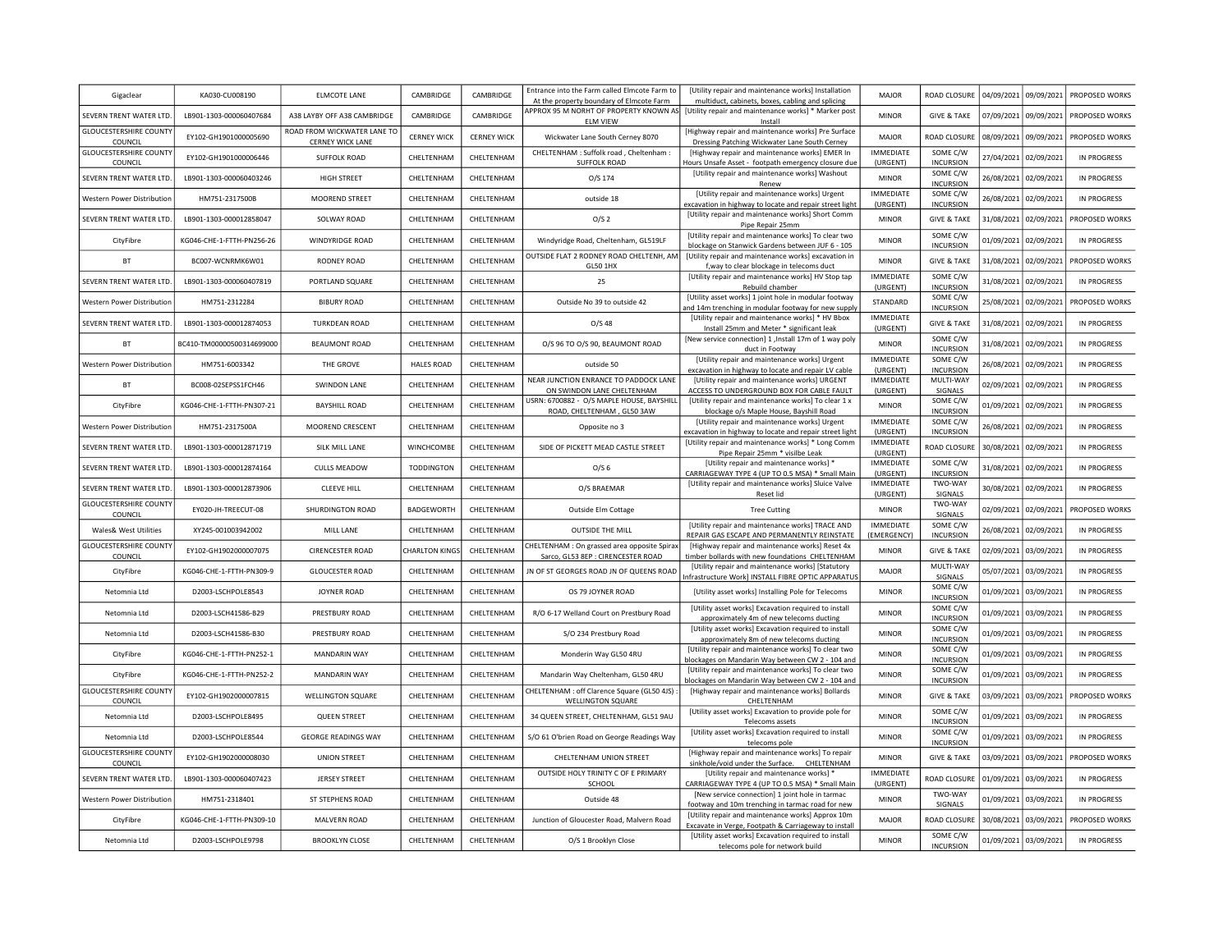| | | | | | | | | | | | |
|---|---|---|---|---|---|---|---|---|---|---|---|
| Gigaclear | KA030-CU008190 | ELMCOTE LANE | CAMBRIDGE | CAMBRIDGE | Entrance into the Farm called Elmcote Farm to At the property boundary of Elmcote Farm | [Utility repair and maintenance works] Installation multiduct, cabinets, boxes, cabling and splicing | MAJOR | ROAD CLOSURE | 04/09/2021 | 09/09/2021 | PROPOSED WORKS |
| SEVERN TRENT WATER LTD. | LB901-1303-000060407684 | A38 LAYBY OFF A38 CAMBRIDGE | CAMBRIDGE | CAMBRIDGE | APPROX 95 M NORHT OF PROPERTY KNOWN AS ELM VIEW | [Utility repair and maintenance works] * Marker post Install | MINOR | GIVE & TAKE | 07/09/2021 | 09/09/2021 | PROPOSED WORKS |
| GLOUCESTERSHIRE COUNTY COUNCIL | EY102-GH1901000005690 | ROAD FROM WICKWATER LANE TO CERNEY WICK LANE | CERNEY WICK | CERNEY WICK | Wickwater Lane South Cerney 8070 | [Highway repair and maintenance works] Pre Surface Dressing Patching Wickwater Lane South Cerney | MAJOR | ROAD CLOSURE | 08/09/2021 | 09/09/2021 | PROPOSED WORKS |
| GLOUCESTERSHIRE COUNTY COUNCIL | EY102-GH1901000006446 | SUFFOLK ROAD | CHELTENHAM | CHELTENHAM | CHELTENHAM : Suffolk road , Cheltenham : SUFFOLK ROAD | [Highway repair and maintenance works] EMER In Hours Unsafe Asset - footpath emergency closure due | IMMEDIATE (URGENT) | SOME C/W INCURSION | 27/04/2021 | 02/09/2021 | IN PROGRESS |
| SEVERN TRENT WATER LTD. | LB901-1303-000060403246 | HIGH STREET | CHELTENHAM | CHELTENHAM | O/S 174 | [Utility repair and maintenance works] Washout Renew | MINOR | SOME C/W INCURSION | 26/08/2021 | 02/09/2021 | IN PROGRESS |
| Western Power Distribution | HM751-2317500B | MOOREND STREET | CHELTENHAM | CHELTENHAM | outside 18 | [Utility repair and maintenance works] Urgent excavation in highway to locate and repair street light | IMMEDIATE (URGENT) | SOME C/W INCURSION | 26/08/2021 | 02/09/2021 | IN PROGRESS |
| SEVERN TRENT WATER LTD. | LB901-1303-000012858047 | SOLWAY ROAD | CHELTENHAM | CHELTENHAM | O/S 2 | [Utility repair and maintenance works] Short Comm Pipe Repair 25mm | MINOR | GIVE & TAKE | 31/08/2021 | 02/09/2021 | PROPOSED WORKS |
| CityFibre | KG046-CHE-1-FTTH-PN256-26 | WINDYRIDGE ROAD | CHELTENHAM | CHELTENHAM | Windyridge Road, Cheltenham, GL519LF | [Utility repair and maintenance works] To clear two blockage on Stanwick Gardens between JUF 6 - 105 | MINOR | SOME C/W INCURSION | 01/09/2021 | 02/09/2021 | IN PROGRESS |
| BT | BC007-WCNRMK6W01 | RODNEY ROAD | CHELTENHAM | CHELTENHAM | OUTSIDE FLAT 2 RODNEY ROAD CHELTENH, AM GL50 1HX | [Utility repair and maintenance works] excavation in f,way to clear blockage in telecoms duct | MINOR | GIVE & TAKE | 31/08/2021 | 02/09/2021 | PROPOSED WORKS |
| SEVERN TRENT WATER LTD. | LB901-1303-000060407819 | PORTLAND SQUARE | CHELTENHAM | CHELTENHAM | 25 | [Utility repair and maintenance works] HV Stop tap Rebuild chamber | IMMEDIATE (URGENT) | SOME C/W INCURSION | 31/08/2021 | 02/09/2021 | IN PROGRESS |
| Western Power Distribution | HM751-2312284 | BIBURY ROAD | CHELTENHAM | CHELTENHAM | Outside No 39 to outside 42 | [Utility asset works] 1 joint hole in modular footway and 14m trenching in modular footway for new supply | STANDARD | SOME C/W INCURSION | 25/08/2021 | 02/09/2021 | PROPOSED WORKS |
| SEVERN TRENT WATER LTD. | LB901-1303-000012874053 | TURKDEAN ROAD | CHELTENHAM | CHELTENHAM | O/S 48 | [Utility repair and maintenance works] * HV Bbox Install 25mm and Meter * significant leak | IMMEDIATE (URGENT) | GIVE & TAKE | 31/08/2021 | 02/09/2021 | IN PROGRESS |
| BT | BC410-TM00000500314699000 | BEAUMONT ROAD | CHELTENHAM | CHELTENHAM | O/S 96 TO O/S 90, BEAUMONT ROAD | [New service connection] 1 ,Install 17m of 1 way poly duct in Footway | MINOR | SOME C/W INCURSION | 31/08/2021 | 02/09/2021 | IN PROGRESS |
| Western Power Distribution | HM751-6003342 | THE GROVE | HALES ROAD | CHELTENHAM | outside 50 | [Utility repair and maintenance works] Urgent excavation in highway to locate and repair LV cable | IMMEDIATE (URGENT) | SOME C/W INCURSION | 26/08/2021 | 02/09/2021 | IN PROGRESS |
| BT | BC008-02SEPSS1FCH46 | SWINDON LANE | CHELTENHAM | CHELTENHAM | NEAR JUNCTION ENRANCE TO PADDOCK LANE ON SWINDON LANE CHELTENHAM | [Utility repair and maintenance works] URGENT ACCESS TO UNDERGROUND BOX FOR CABLE FAULT | IMMEDIATE (URGENT) | MULTI-WAY SIGNALS | 02/09/2021 | 02/09/2021 | IN PROGRESS |
| CityFibre | KG046-CHE-1-FTTH-PN307-21 | BAYSHILL ROAD | CHELTENHAM | CHELTENHAM | USRN: 6700882 - O/S MAPLE HOUSE, BAYSHILL ROAD, CHELTENHAM , GL50 3AW | [Utility repair and maintenance works] To clear 1 x blockage o/s Maple House, Bayshill Road | MINOR | SOME C/W INCURSION | 01/09/2021 | 02/09/2021 | IN PROGRESS |
| Western Power Distribution | HM751-2317500A | MOOREND CRESCENT | CHELTENHAM | CHELTENHAM | Opposite no 3 | [Utility repair and maintenance works] Urgent excavation in highway to locate and repair street light | IMMEDIATE (URGENT) | SOME C/W INCURSION | 26/08/2021 | 02/09/2021 | IN PROGRESS |
| SEVERN TRENT WATER LTD. | LB901-1303-000012871719 | SILK MILL LANE | WINCHCOMBE | CHELTENHAM | SIDE OF PICKETT MEAD CASTLE STREET | [Utility repair and maintenance works] * Long Comm Pipe Repair 25mm * visilbe Leak | IMMEDIATE (URGENT) | ROAD CLOSURE | 30/08/2021 | 02/09/2021 | IN PROGRESS |
| SEVERN TRENT WATER LTD. | LB901-1303-000012874164 | CULLS MEADOW | TODDINGTON | CHELTENHAM | O/S 6 | [Utility repair and maintenance works] * CARRIAGEWAY TYPE 4 (UP TO 0.5 MSA) * Small Main | IMMEDIATE (URGENT) | SOME C/W INCURSION | 31/08/2021 | 02/09/2021 | IN PROGRESS |
| SEVERN TRENT WATER LTD. | LB901-1303-000012873906 | CLEEVE HILL | CHELTENHAM | CHELTENHAM | O/S BRAEMAR | [Utility repair and maintenance works] Sluice Valve Reset lid | IMMEDIATE (URGENT) | TWO-WAY SIGNALS | 30/08/2021 | 02/09/2021 | IN PROGRESS |
| GLOUCESTERSHIRE COUNTY COUNCIL | EY020-JH-TREECUT-08 | SHURDINGTON ROAD | BADGEWORTH | CHELTENHAM | Outside Elm Cottage | Tree Cutting | MINOR | TWO-WAY SIGNALS | 02/09/2021 | 02/09/2021 | PROPOSED WORKS |
| Wales& West Utilities | XY245-001003942002 | MILL LANE | CHELTENHAM | CHELTENHAM | OUTSIDE THE MILL | [Utility repair and maintenance works] TRACE AND REPAIR GAS ESCAPE AND PERMANENTLY REINSTATE | IMMEDIATE (EMERGENCY) | SOME C/W INCURSION | 26/08/2021 | 02/09/2021 | IN PROGRESS |
| GLOUCESTERSHIRE COUNTY COUNCIL | EY102-GH1902000007075 | CIRENCESTER ROAD | CHARLTON KINGS | CHELTENHAM | CHELTENHAM : On grassed area opposite Spirax Sarco, GL53 8EP : CIRENCESTER ROAD | [Highway repair and maintenance works] Reset 4x timber bollards with new foundations CHELTENHAM | MINOR | GIVE & TAKE | 02/09/2021 | 03/09/2021 | IN PROGRESS |
| CityFibre | KG046-CHE-1-FTTH-PN309-9 | GLOUCESTER ROAD | CHELTENHAM | CHELTENHAM | JN OF ST GEORGES ROAD JN OF QUEENS ROAD | [Utility repair and maintenance works] [Statutory Infrastructure Work] INSTALL FIBRE OPTIC APPARATUS | MAJOR | MULTI-WAY SIGNALS | 05/07/2021 | 03/09/2021 | IN PROGRESS |
| Netomnia Ltd | D2003-LSCHPOLE8543 | JOYNER ROAD | CHELTENHAM | CHELTENHAM | OS 79 JOYNER ROAD | [Utility asset works] Installing Pole for Telecoms | MINOR | SOME C/W INCURSION | 01/09/2021 | 03/09/2021 | IN PROGRESS |
| Netomnia Ltd | D2003-LSCH41586-B29 | PRESTBURY ROAD | CHELTENHAM | CHELTENHAM | R/O 6-17 Welland Court on Prestbury Road | [Utility asset works] Excavation required to install approximately 4m of new telecoms ducting | MINOR | SOME C/W INCURSION | 01/09/2021 | 03/09/2021 | IN PROGRESS |
| Netomnia Ltd | D2003-LSCH41586-B30 | PRESTBURY ROAD | CHELTENHAM | CHELTENHAM | S/O 234 Prestbury Road | [Utility asset works] Excavation required to install approximately 8m of new telecoms ducting | MINOR | SOME C/W INCURSION | 01/09/2021 | 03/09/2021 | IN PROGRESS |
| CityFibre | KG046-CHE-1-FTTH-PN252-1 | MANDARIN WAY | CHELTENHAM | CHELTENHAM | Monderin Way GL50 4RU | [Utility repair and maintenance works] To clear two blockages on Mandarin Way between CW 2 - 104 and | MINOR | SOME C/W INCURSION | 01/09/2021 | 03/09/2021 | IN PROGRESS |
| CityFibre | KG046-CHE-1-FTTH-PN252-2 | MANDARIN WAY | CHELTENHAM | CHELTENHAM | Mandarin Way Cheltenham, GL50 4RU | [Utility repair and maintenance works] To clear two blockages on Mandarin Way between CW 2 - 104 and | MINOR | SOME C/W INCURSION | 01/09/2021 | 03/09/2021 | IN PROGRESS |
| GLOUCESTERSHIRE COUNTY COUNCIL | EY102-GH1902000007815 | WELLINGTON SQUARE | CHELTENHAM | CHELTENHAM | CHELTENHAM : off Clarence Square (GL50 4JS) : WELLINGTON SQUARE | [Highway repair and maintenance works] Bollards CHELTENHAM | MINOR | GIVE & TAKE | 03/09/2021 | 03/09/2021 | PROPOSED WORKS |
| Netomnia Ltd | D2003-LSCHPOLE8495 | QUEEN STREET | CHELTENHAM | CHELTENHAM | 34 QUEEN STREET, CHELTENHAM, GL51 9AU | [Utility asset works] Excavation to provide pole for Telecoms assets | MINOR | SOME C/W INCURSION | 01/09/2021 | 03/09/2021 | IN PROGRESS |
| Netomnia Ltd | D2003-LSCHPOLE8544 | GEORGE READINGS WAY | CHELTENHAM | CHELTENHAM | S/O 61 O'brien Road on George Readings Way | [Utility asset works] Excavation required to install telecoms pole | MINOR | SOME C/W INCURSION | 01/09/2021 | 03/09/2021 | IN PROGRESS |
| GLOUCESTERSHIRE COUNTY COUNCIL | EY102-GH1902000008030 | UNION STREET | CHELTENHAM | CHELTENHAM | CHELTENHAM UNION STREET | [Highway repair and maintenance works] To repair sinkhole/void under the Surface. CHELTENHAM | MINOR | GIVE & TAKE | 03/09/2021 | 03/09/2021 | PROPOSED WORKS |
| SEVERN TRENT WATER LTD. | LB901-1303-000060407423 | JERSEY STREET | CHELTENHAM | CHELTENHAM | OUTSIDE HOLY TRINITY C OF E PRIMARY SCHOOL | [Utility repair and maintenance works] * CARRIAGEWAY TYPE 4 (UP TO 0.5 MSA) * Small Main | IMMEDIATE (URGENT) | ROAD CLOSURE | 01/09/2021 | 03/09/2021 | IN PROGRESS |
| Western Power Distribution | HM751-2318401 | ST STEPHENS ROAD | CHELTENHAM | CHELTENHAM | Outside 48 | [New service connection] 1 joint hole in tarmac footway and 10m trenching in tarmac road for new | MINOR | TWO-WAY SIGNALS | 01/09/2021 | 03/09/2021 | IN PROGRESS |
| CityFibre | KG046-CHE-1-FTTH-PN309-10 | MALVERN ROAD | CHELTENHAM | CHELTENHAM | Junction of Gloucester Road, Malvern Road | [Utility repair and maintenance works] Approx 10m Excavate in Verge, Footpath & Carriageway to install | MAJOR | ROAD CLOSURE | 30/08/2021 | 03/09/2021 | PROPOSED WORKS |
| Netomnia Ltd | D2003-LSCHPOLE9798 | BROOKLYN CLOSE | CHELTENHAM | CHELTENHAM | O/S 1 Brooklyn Close | [Utility asset works] Excavation required to install telecoms pole for network build | MINOR | SOME C/W INCURSION | 01/09/2021 | 03/09/2021 | IN PROGRESS |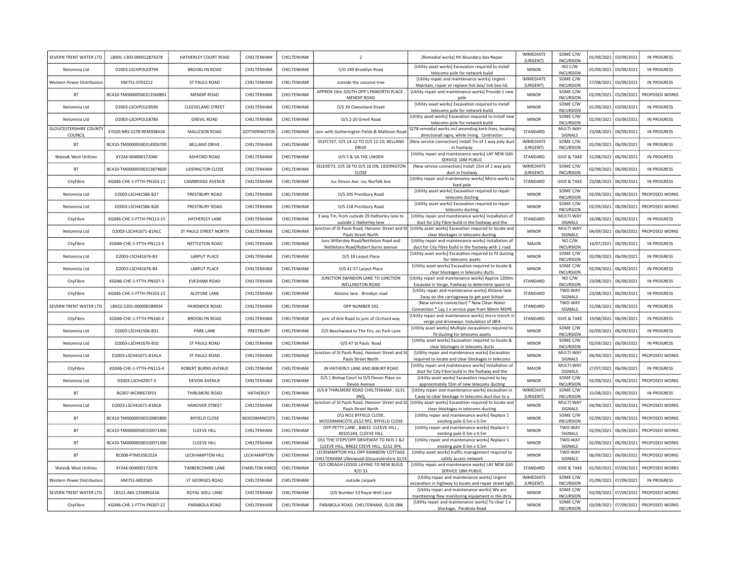| | | | | | | | | | | | |
|---|---|---|---|---|---|---|---|---|---|---|---|
| SEVERN TRENT WATER LTD. | LB901-1303-000012874378 | HATHERLEY COURT ROAD | CHELTENHAM | CHELTENHAM | 2 | [Remedial works] HV Boundary box Repair | IMMEDIATE (URGENT) | SOME C/W INCURSION | 01/09/2021 | 03/09/2021 | IN PROGRESS |
| Netomnia Ltd | D2003-LSCHPOLE9799 | BROOKLYN ROAD | CHELTENHAM | CHELTENHAM | S/O 249 Brooklyn Road | [Utility asset works] Excavation required to install telecoms pole for network build | MINOR | NO C/W INCURSION | 01/09/2021 | 03/09/2021 | IN PROGRESS |
| Western Power Distribution | HM751-0702212 | ST PAULS ROAD | CHELTENHAM | CHELTENHAM | outside the coconut tree | [Utility repair and maintenance works] Urgent - Maintain, repair or replace link box/ link box lid. | IMMEDIATE (URGENT) | SOME C/W INCURSION | 27/08/2021 | 03/09/2021 | IN PROGRESS |
| BT | BC410-TM00000500313560801 | MENDIP ROAD | CHELTENHAM | CHELTENHAM | APPROX 16m SOUTH OPP LYNWORTH PLACE , MENDIP ROAD | [Utility repair and maintenance works] Provide 1 new pole | MINOR | SOME C/W INCURSION | 02/09/2021 | 03/09/2021 | PROPOSED WORKS |
| Netomnia Ltd | D2003-LSCHPOLE8596 | CLEEVELAND STREET | CHELTENHAM | CHELTENHAM | O/S 39 Cleeveland Street | [Utility asset works] Excavation required to install telecoms pole for network build | MINOR | SOME C/W INCURSION | 01/09/2021 | 03/09/2021 | IN PROGRESS |
| Netomnia Ltd | D2003-LSCHPOLE8780 | GREVIL ROAD | CHELTENHAM | CHELTENHAM | O/S 2-20 Grevil Road | [Utility asset works] Excavation required to install new telecoms pole for network build | MINOR | SOME C/W INCURSION | 01/09/2021 | 03/09/2021 | IN PROGRESS |
| GLOUCESTERSHIRE COUNTY COUNCIL | EY020-NRS-S278-REM93841B | MALLESON ROAD | GOTHERINGTON | CHELTENHAM | Junc with Gotherington Fields & Malleson Road | S278 remedial works incl amending kerb lines, locating directionall signs, white lining. Contractor: | STANDARD | MULTI-WAY SIGNALS | 23/08/2021 | 04/09/2021 | IN PROGRESS |
| BT | BC410-TM00000500314926700 | BELLAND DRIVE | CHELTENHAM | CHELTENHAM | SS1FCY37, O/S 14-12 TO O/S 12-10, BELLAND DRIVE | [New service connection] Install 7m of 1 way poly duct in Footway | IMMEDIATE (URGENT) | SOME C/W INCURSION | 02/09/2021 | 06/09/2021 | IN PROGRESS |
| Wales& West Utilities | XY244-004000172040 | ASHFORD ROAD | CHELTENHAM | CHELTENHAM | O/S 5 & 5A THE LINDEN | [Utility repair and maintenance works] LAY NEW GAS SERVICE 10M PUBLIC | STANDARD | GIVE & TAKE | 31/08/2021 | 06/09/2021 | IN PROGRESS |
| BT | BC410-TM00000500313874600 | LIDDINGTON CLOSE | CHELTENHAM | CHELTENHAM | SS1EXD73, O/S 18 TO O/S 16 ON, LIDDINGTON CLOSE | [New service connection] Install 15m of 1 way poly duct in Footway | IMMEDIATE (URGENT) | SOME C/W INCURSION | 02/09/2021 | 06/09/2021 | IN PROGRESS |
| CityFibre | KG046-CHE-1-FTTH-PN163-11 | CAMBRIDGE AVENUE | CHELTENHAM | CHELTENHAM | Juc Devon Ave -Juc Norfolk Ave | [Utility repair and maintenance works] Micro works to feed pole | STANDARD | GIVE & TAKE | 23/08/2021 | 06/09/2021 | IN PROGRESS |
| Netomnia Ltd | D2003-LSCH41586-B27 | PRESTBURY ROAD | CHELTENHAM | CHELTENHAM | O/S 205 Prestbury Road | [Utility asset works] Excavation required to repair telecoms ducting | MINOR | SOME C/W INCURSION | 02/09/2021 | 06/09/2021 | PROPOSED WORKS |
| Netomnia Ltd | D2003-LSCH41586-B28 | PRESTBURY ROAD | CHELTENHAM | CHELTENHAM | O/S 218 Prestbury Road | [Utility asset works] Excavation required to repair telecoms ducting | MINOR | SOME C/W INCURSION | 02/09/2021 | 06/09/2021 | PROPOSED WORKS |
| CityFibre | KG046-CHE-1-FTTH-PN113-15 | HATHERLEY LANE | CHELTENHAM | CHELTENHAM | 3 way Tm, from outside 29 Hatherley lane to outside 1 Hatherley lane | [Utility repair and maintenance works] Installation of duct for City Fibre build in the footway and the | STANDARD | MULTI-WAY SIGNALS | 26/08/2021 | 06/09/2021 | IN PROGRESS |
| Netomnia Ltd | D2003-LSCH41671-B1NLC | ST PAULS STREET NORTH | CHELTENHAM | CHELTENHAM | Junction of St Pauls Road, Hanover Street and St Pauls Street North | [Utility asset works] Excavation required to locate and clear blockages in telecoms ducting | MINOR | MULTI-WAY SIGNALS | 04/09/2021 | 06/09/2021 | PROPOSED WORKS |
| CityFibre | KG046-CHE-1-FTTH-PN113-5 | NETTLETON ROAD | CHELTENHAM | CHELTENHAM | Junc Willersley Road/Nettleton Road and Nettletons Road/Robert burns avenue | [Utility repair and maintenance works] installation of duct for City Fibre build in the footway with 1 road | MAJOR | NO C/W INCURSION | 16/07/2021 | 06/09/2021 | IN PROGRESS |
| Netomnia Ltd | D2003-LSCH41676-B3 | LARPUT PLACE | CHELTENHAM | CHELTENHAM | O/S 18 Larput Place | [Utility asset works] Excavation required to fit ducting for telecoms assets | MINOR | SOME C/W INCURSION | 02/09/2021 | 06/09/2021 | IN PROGRESS |
| Netomnia Ltd | D2003-LSCH41676-B4 | LARPUT PLACE | CHELTENHAM | CHELTENHAM | O/S 41-57 Larput Place | [Utility asset works] Excavation required to locate & clear blockages in telecoms ducts | MINOR | SOME C/W INCURSION | 02/09/2021 | 06/09/2021 | IN PROGRESS |
| CityFibre | KG046-CHE-1-FTTH-PN507-3 | EVESHAM ROAD | CHELTENHAM | CHELTENHAM | JUNCTION SWINDON LANE TO JUNCTION WELLINGTON ROAD | [Utility repair and maintenance works] Approx 1200m. Excavate in Verge, Footway to determine space to | STANDARD | NO C/W INCURSION | 23/08/2021 | 06/09/2021 | IN PROGRESS |
| CityFibre | KG046-CHE-1-FTTH-PN163-13 | ALSTONE LANE | CHELTENHAM | CHELTENHAM | Alstone lane - Brookyn road | [Utility repair and maintenance works] Alstone lane 2way on the carriageway to get past School | STANDARD | TWO-WAY SIGNALS | 23/08/2021 | 06/09/2021 | IN PROGRESS |
| SEVERN TRENT WATER LTD. | LB922-5201-000006589934 | PAINSWICK ROAD | CHELTENHAM | CHELTENHAM | OPP NUMBER 102 | [New service connection] * New Clean Water Connection * Lay 1 x service pipe from 90mm MDPE | STANDARD | TWO-WAY SIGNALS | 31/08/2021 | 06/09/2021 | IN PROGRESS |
| CityFibre | KG046-CHE-1-FTTH-PN160-2 | BROOKLYN ROAD | CHELTENHAM | CHELTENHAM | junc of Arle Road to junc of Orchard way | [Utility repair and maintenance works] micro trench in verge and driveways. Instulation of JBF4 | STANDARD | GIVE & TAKE | 19/08/2021 | 06/09/2021 | IN PROGRESS |
| Netomnia Ltd | D2003-LSCH41506-B31 | PARK LANE | PRESTBURY | CHELTENHAM | O/S Beechwood to The Firs, on Park Lane | [Utility asset works] Multiple excavations required to fit ducting for telecoms assets | MINOR | SOME C/W INCURSION | 02/09/2021 | 06/09/2021 | IN PROGRESS |
| Netomnia Ltd | D2003-LSCH41676-B10 | ST PAULS ROAD | CHELTENHAM | CHELTENHAM | O/S 47 St Pauls Road | [Utility asset works] Excavation required to locate & clear blockages in telecoms ducts | MINOR | SOME C/W INCURSION | 02/09/2021 | 06/09/2021 | IN PROGRESS |
| Netomnia Ltd | D2003-LSCH41671-B1NLA | ST PAULS ROAD | CHELTENHAM | CHELTENHAM | Junction of St Pauls Road, Hanover Street and St Pauls Street North | [Utility repair and maintenance works] Excavation required to locate and clear blockages in telecoms | MINOR | MULTI-WAY SIGNALS | 04/09/2021 | 06/09/2021 | PROPOSED WORKS |
| CityFibre | KG046-CHE-1-FTTH-PN113-4 | ROBERT BURNS AVENUE | CHELTENHAM | CHELTENHAM | JN HATHERLY LANE AND BIBURY ROAD | [Utility repair and maintenance works] Installation of duct for City Fibre build in the footway and the | MAJOR | MULTI-WAY SIGNALS | 27/07/2021 | 06/09/2021 | IN PROGRESS |
| Netomnia Ltd | D2003-LSCH42957-3 | DEVON AVENUE | CHELTENHAM | CHELTENHAM | O/S 1 Bishop Court to O/S Devon Place on Devon Avenue | [Utility asset works] Excavation required to lay approximately 55m of new telecoms ducting | MINOR | SOME C/W INCURSION | 02/09/2021 | 06/09/2021 | PROPOSED WORKS |
| BT | BC007-WCNR673F01 | THIRLMERE ROAD | HATHERLEY | CHELTENHAM | O/S 8 THIRLMERE ROAD CHELTENHAM , GL51 3NQ, | [Utility repair and maintenance works] excavation in f,way to clear blockage in telecoms duct due to a | IMMEDIATE (URGENT) | SOME C/W INCURSION | 31/08/2021 | 06/09/2021 | IN PROGRESS |
| Netomnia Ltd | D2003-LSCH41671-B1NLB | HANOVER STREET | CHELTENHAM | CHELTENHAM | Junction of St Pauls Road, Hanover Street and St Pauls Street North | [Utility asset works] Excavation required to locate and clear blockages in telecoms ducting | MINOR | MULTI-WAY SIGNALS | 04/09/2021 | 06/09/2021 | PROPOSED WORKS |
| BT | BC410-TM00000500310065800 | BYFIELD CLOSE | WOODMANCOTE | CHELTENHAM | O\S NO2 BYFIELD CLOSE, WOODMANCOTE,GL52 9PZ, BYFIELD CLOSE | [Utility repair and maintenance works] Replace 1 existing pole 0.5m x 0.5m | MINOR | SOME C/W INCURSION | 02/09/2021 | 06/09/2021 | PROPOSED WORKS |
| BT | BC410-TM00000500310071400 | CLEEVE HILL | CHELTENHAM | CHELTENHAM | OPP PETTY LANE , B4632 CLEEVE HILL , 40101244, CLEEVE HILL | [Utility repair and maintenance works] Replace 1 existing pole 0.5m x 0.5m | MINOR | TWO-WAY SIGNALS | 02/09/2021 | 06/09/2021 | PROPOSED WORKS |
| BT | BC410-TM00000500310071300 | CLEEVE HILL | CHELTENHAM | CHELTENHAM | O\S 'THE STEPS'OPP DRIVEWAY TO NOS 1 &2 CLEEVE HILL, B4632 CEEVE HILL, GL52 3PX, | [Utility repair and maintenance works] Replace 1 existing pole 0.5m x 0.5m | MINOR | TWO-WAY SIGNALS | 02/09/2021 | 06/09/2021 | PROPOSED WORKS |
| BT | BC008-PTMS356252A | LECKHAMPTON HILL | LECKHAMPTON | CHELTENHAM | LECKHAMPTON HILL OPP RAINBOW COTTAGE CHELTENHAM Ullenwood Gloucestershire GL53 | [Utility asset works] traffic management required to safely access network | MINOR | TWO-WAY SIGNALS | 06/09/2021 | 06/09/2021 | PROPOSED WORKS |
| Wales& West Utilities | XY244-004000172078 | TIMBERCOMBE LANE | CHARLTON KINGS | CHELTENHAM | O/S CREAGH LODGE LAYING TO NEW BUILD R/O 33 | [Utility repair and maintenance works] LAY NEW GAS SERVICE 18M PUBLIC | STANDARD | GIVE & TAKE | 01/09/2021 | 07/09/2021 | PROPOSED WORKS |
| Western Power Distribution | HM751-6003565 | ST GEORGES ROAD | CHELTENHAM | CHELTENHAM | outside carpark | [Utility repair and maintenance works] Urgent excavation in highway to locate and repair street light | IMMEDIATE (URGENT) | SOME C/W INCURSION | 01/09/2021 | 07/09/2021 | IN PROGRESS |
| SEVERN TRENT WATER LTD. | LB521-A6S-125699243A | ROYAL WELL LANE | CHELTENHAM | CHELTENHAM | O/S Number 53 Royal Well Lane | [Utility repair and maintenance works] We are maintaining flow monitoring equipment in the dirty | MINOR | SOME C/W INCURSION | 03/09/2021 | 07/09/2021 | PROPOSED WORKS |
| CityFibre | KG046-CHE-1-FTTH-PN307-22 | PARABOLA ROAD | CHELTENHAM | CHELTENHAM | PARABOLA ROAD, CHELTENHAM, GL50 3BB | [Utility repair and maintenance works] To clear 1 x blockage, Parabola Road | MINOR | SOME C/W INCURSION | 03/09/2021 | 07/09/2021 | PROPOSED WORKS |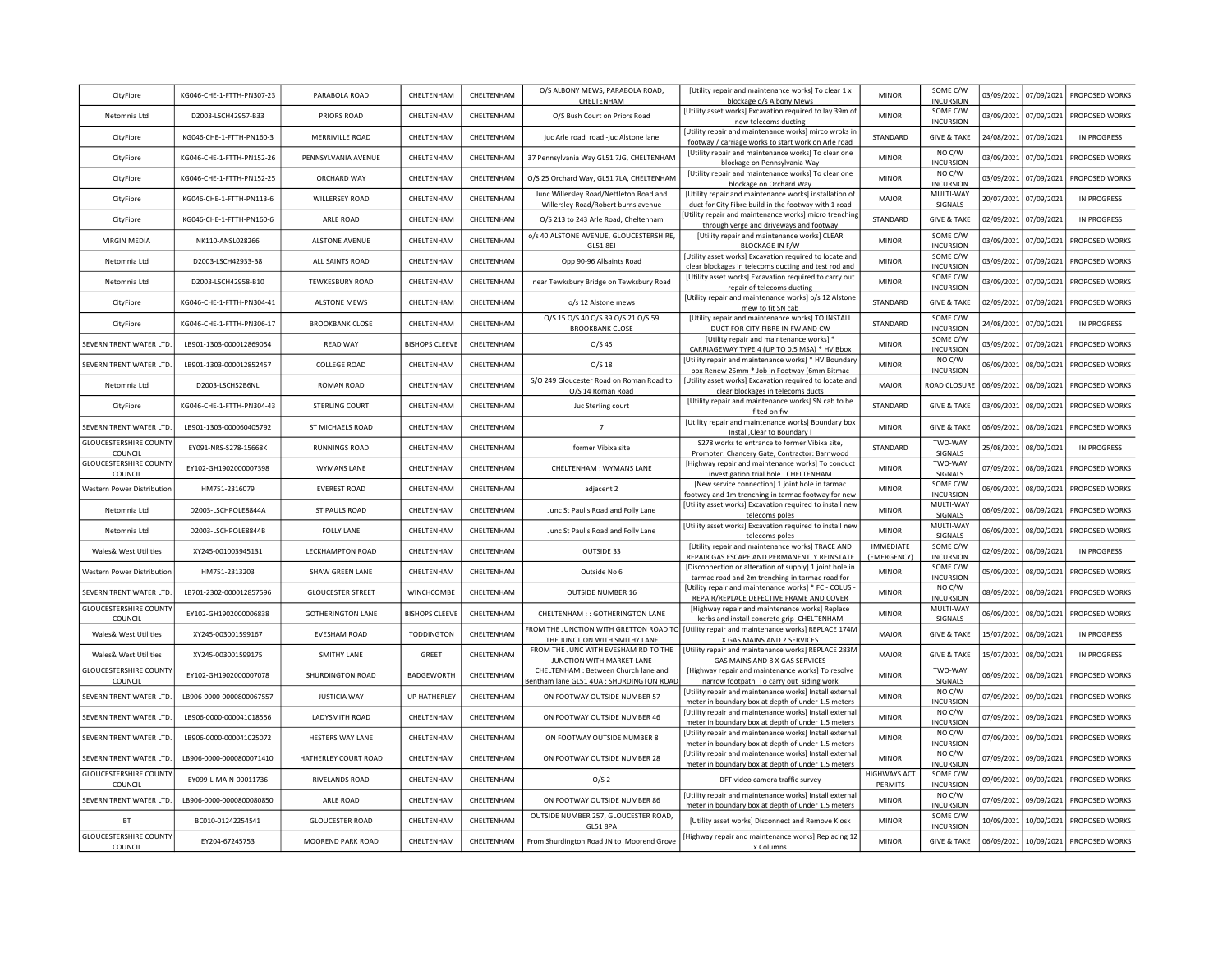| | | | | | | | | | | | |
|---|---|---|---|---|---|---|---|---|---|---|---|
| CityFibre | KG046-CHE-1-FTTH-PN307-23 | PARABOLA ROAD | CHELTENHAM | CHELTENHAM | O/S ALBONY MEWS, PARABOLA ROAD, CHELTENHAM | [Utility repair and maintenance works] To clear 1 x blockage o/s Albony Mews | MINOR | SOME C/W INCURSION | 03/09/2021 | 07/09/2021 | PROPOSED WORKS |
| Netomnia Ltd | D2003-LSCH42957-B33 | PRIORS ROAD | CHELTENHAM | CHELTENHAM | O/S Bush Court on Priors Road | [Utility asset works] Excavation required to lay 39m of new telecoms ducting | MINOR | SOME C/W INCURSION | 03/09/2021 | 07/09/2021 | PROPOSED WORKS |
| CityFibre | KG046-CHE-1-FTTH-PN160-3 | MERRIVILLE ROAD | CHELTENHAM | CHELTENHAM | juc Arle road road -juc Alstone lane | [Utility repair and maintenance works] mirco wroks in footway / carriage works to start work on Arle road | STANDARD | GIVE & TAKE | 24/08/2021 | 07/09/2021 | IN PROGRESS |
| CityFibre | KG046-CHE-1-FTTH-PN152-26 | PENNSYLVANIA AVENUE | CHELTENHAM | CHELTENHAM | 37 Pennsylvania Way GL51 7JG, CHELTENHAM | [Utility repair and maintenance works] To clear one blockage on Pennsylvania Way | MINOR | NO C/W INCURSION | 03/09/2021 | 07/09/2021 | PROPOSED WORKS |
| CityFibre | KG046-CHE-1-FTTH-PN152-25 | ORCHARD WAY | CHELTENHAM | CHELTENHAM | O/S 25 Orchard Way, GL51 7LA, CHELTENHAM | [Utility repair and maintenance works] To clear one blockage on Orchard Way | MINOR | NO C/W INCURSION | 03/09/2021 | 07/09/2021 | PROPOSED WORKS |
| CityFibre | KG046-CHE-1-FTTH-PN113-6 | WILLERSEY ROAD | CHELTENHAM | CHELTENHAM | Junc Willersley Road/Nettleton Road and Willersley Road/Robert burns avenue | [Utility repair and maintenance works] installation of duct for City Fibre build in the footway with 1 road | MAJOR | MULTI-WAY SIGNALS | 20/07/2021 | 07/09/2021 | IN PROGRESS |
| CityFibre | KG046-CHE-1-FTTH-PN160-6 | ARLE ROAD | CHELTENHAM | CHELTENHAM | O/S 213 to 243 Arle Road, Cheltenham | [Utility repair and maintenance works] micro trenching through verge and driveways and footway | STANDARD | GIVE & TAKE | 02/09/2021 | 07/09/2021 | IN PROGRESS |
| VIRGIN MEDIA | NK110-ANSL028266 | ALSTONE AVENUE | CHELTENHAM | CHELTENHAM | o/s 40 ALSTONE AVENUE, GLOUCESTERSHIRE, GL51 8EJ | [Utility repair and maintenance works] CLEAR BLOCKAGE IN F/W | MINOR | SOME C/W INCURSION | 03/09/2021 | 07/09/2021 | PROPOSED WORKS |
| Netomnia Ltd | D2003-LSCH42933-B8 | ALL SAINTS ROAD | CHELTENHAM | CHELTENHAM | Opp 90-96 Allsaints Road | [Utility asset works] Excavation required to locate and clear blockages in telecoms ducting and test rod and | MINOR | SOME C/W INCURSION | 03/09/2021 | 07/09/2021 | PROPOSED WORKS |
| Netomnia Ltd | D2003-LSCH42958-B10 | TEWKESBURY ROAD | CHELTENHAM | CHELTENHAM | near Tewksbury Bridge on Tewksbury Road | [Utility asset works] Excavation required to carry out repair of telecoms ducting | MINOR | SOME C/W INCURSION | 03/09/2021 | 07/09/2021 | PROPOSED WORKS |
| CityFibre | KG046-CHE-1-FTTH-PN304-41 | ALSTONE MEWS | CHELTENHAM | CHELTENHAM | o/s 12 Alstone mews | [Utility repair and maintenance works] o/s 12 Alstone mew to fit SN cab | STANDARD | GIVE & TAKE | 02/09/2021 | 07/09/2021 | PROPOSED WORKS |
| CityFibre | KG046-CHE-1-FTTH-PN306-17 | BROOKBANK CLOSE | CHELTENHAM | CHELTENHAM | O/S 15 O/S 40 O/S 39 O/S 21 O/S 59 BROOKBANK CLOSE | [Utility repair and maintenance works] TO INSTALL DUCT FOR CITY FIBRE IN FW AND CW | STANDARD | SOME C/W INCURSION | 24/08/2021 | 07/09/2021 | IN PROGRESS |
| SEVERN TRENT WATER LTD. | LB901-1303-000012869054 | READ WAY | BISHOPS CLEEVE | CHELTENHAM | O/S 45 | [Utility repair and maintenance works] * CARRIAGEWAY TYPE 4 (UP TO 0.5 MSA) * HV Bbox | MINOR | SOME C/W INCURSION | 03/09/2021 | 07/09/2021 | PROPOSED WORKS |
| SEVERN TRENT WATER LTD. | LB901-1303-000012852457 | COLLEGE ROAD | CHELTENHAM | CHELTENHAM | O/S 18 | [Utility repair and maintenance works] * HV Boundary box Renew 25mm * Job in Footway (6mm Bitmac | MINOR | NO C/W INCURSION | 06/09/2021 | 08/09/2021 | PROPOSED WORKS |
| Netomnia Ltd | D2003-LSCHS2B6NL | ROMAN ROAD | CHELTENHAM | CHELTENHAM | S/O 249 Gloucester Road on Roman Road to O/S 14 Roman Road | [Utility asset works] Excavation required to locate and clear blockages in telecoms ducts | MAJOR | ROAD CLOSURE | 06/09/2021 | 08/09/2021 | PROPOSED WORKS |
| CityFibre | KG046-CHE-1-FTTH-PN304-43 | STERLING COURT | CHELTENHAM | CHELTENHAM | Juc Sterling court | [Utility repair and maintenance works] SN cab to be fited on fw | STANDARD | GIVE & TAKE | 03/09/2021 | 08/09/2021 | PROPOSED WORKS |
| SEVERN TRENT WATER LTD. | LB901-1303-000060405792 | ST MICHAELS ROAD | CHELTENHAM | CHELTENHAM | 7 | [Utility repair and maintenance works] Boundary box Install,Clear to Boundary l | MINOR | GIVE & TAKE | 06/09/2021 | 08/09/2021 | PROPOSED WORKS |
| GLOUCESTERSHIRE COUNTY COUNCIL | EY091-NRS-S278-15668K | RUNNINGS ROAD | CHELTENHAM | CHELTENHAM | former Vibixa site | S278 works to entrance to former Vibixa site, Promoter: Chancery Gate, Contractor: Barnwood | STANDARD | TWO-WAY SIGNALS | 25/08/2021 | 08/09/2021 | IN PROGRESS |
| GLOUCESTERSHIRE COUNTY COUNCIL | EY102-GH1902000007398 | WYMANS LANE | CHELTENHAM | CHELTENHAM | CHELTENHAM : WYMANS LANE | [Highway repair and maintenance works] To conduct investigation trial hole. CHELTENHAM | MINOR | TWO-WAY SIGNALS | 07/09/2021 | 08/09/2021 | PROPOSED WORKS |
| Western Power Distribution | HM751-2316079 | EVEREST ROAD | CHELTENHAM | CHELTENHAM | adjacent 2 | [New service connection] 1 joint hole in tarmac footway and 1m trenching in tarmac footway for new | MINOR | SOME C/W INCURSION | 06/09/2021 | 08/09/2021 | PROPOSED WORKS |
| Netomnia Ltd | D2003-LSCHPOLE8844A | ST PAULS ROAD | CHELTENHAM | CHELTENHAM | Junc St Paul's Road and Folly Lane | [Utility asset works] Excavation required to install new telecoms poles | MINOR | MULTI-WAY SIGNALS | 06/09/2021 | 08/09/2021 | PROPOSED WORKS |
| Netomnia Ltd | D2003-LSCHPOLE8844B | FOLLY LANE | CHELTENHAM | CHELTENHAM | Junc St Paul's Road and Folly Lane | [Utility asset works] Excavation required to install new telecoms poles | MINOR | MULTI-WAY SIGNALS | 06/09/2021 | 08/09/2021 | PROPOSED WORKS |
| Wales& West Utilities | XY245-001003945131 | LECKHAMPTON ROAD | CHELTENHAM | CHELTENHAM | OUTSIDE 33 | [Utility repair and maintenance works] TRACE AND REPAIR GAS ESCAPE AND PERMANENTLY REINSTATE | IMMEDIATE (EMERGENCY) | SOME C/W INCURSION | 02/09/2021 | 08/09/2021 | IN PROGRESS |
| Western Power Distribution | HM751-2313203 | SHAW GREEN LANE | CHELTENHAM | CHELTENHAM | Outside No 6 | [Disconnection or alteration of supply] 1 joint hole in tarmac road and 2m trenching in tarmac road for | MINOR | SOME C/W INCURSION | 05/09/2021 | 08/09/2021 | PROPOSED WORKS |
| SEVERN TRENT WATER LTD. | LB701-2302-000012857596 | GLOUCESTER STREET | WINCHCOMBE | CHELTENHAM | OUTSIDE NUMBER 16 | [Utility repair and maintenance works] * FC - COLUS - REPAIR/REPLACE DEFECTIVE FRAME AND COVER | MINOR | NO C/W INCURSION | 08/09/2021 | 08/09/2021 | PROPOSED WORKS |
| GLOUCESTERSHIRE COUNTY COUNCIL | EY102-GH1902000006838 | GOTHERINGTON LANE | BISHOPS CLEEVE | CHELTENHAM | CHELTENHAM : : GOTHERINGTON LANE | [Highway repair and maintenance works] Replace kerbs and install concrete grip CHELTENHAM | MINOR | MULTI-WAY SIGNALS | 06/09/2021 | 08/09/2021 | PROPOSED WORKS |
| Wales& West Utilities | XY245-003001599167 | EVESHAM ROAD | TODDINGTON | CHELTENHAM | FROM THE JUNCTION WITH GRETTON ROAD TO THE JUNCTION WITH SMITHY LANE | [Utility repair and maintenance works] REPLACE 174M X GAS MAINS AND 2 SERVICES | MAJOR | GIVE & TAKE | 15/07/2021 | 08/09/2021 | IN PROGRESS |
| Wales& West Utilities | XY245-003001599175 | SMITHY LANE | GREET | CHELTENHAM | FROM THE JUNC WITH EVESHAM RD TO THE JUNCTION WITH MARKET LANE | [Utility repair and maintenance works] REPLACE 283M GAS MAINS AND 8 X GAS SERVICES | MAJOR | GIVE & TAKE | 15/07/2021 | 08/09/2021 | IN PROGRESS |
| GLOUCESTERSHIRE COUNTY COUNCIL | EY102-GH1902000007078 | SHURDINGTON ROAD | BADGEWORTH | CHELTENHAM | CHELTENHAM : Between Church lane and Bentham lane GL51 4UA : SHURDINGTON ROAD | [Highway repair and maintenance works] To resolve narrow footpath To carry out siding work | MINOR | TWO-WAY SIGNALS | 06/09/2021 | 08/09/2021 | PROPOSED WORKS |
| SEVERN TRENT WATER LTD. | LB906-0000-0000800067557 | JUSTICIA WAY | UP HATHERLEY | CHELTENHAM | ON FOOTWAY OUTSIDE NUMBER 57 | [Utility repair and maintenance works] Install external meter in boundary box at depth of under 1.5 meters | MINOR | NO C/W INCURSION | 07/09/2021 | 09/09/2021 | PROPOSED WORKS |
| SEVERN TRENT WATER LTD. | LB906-0000-000041018556 | LADYSMITH ROAD | CHELTENHAM | CHELTENHAM | ON FOOTWAY OUTSIDE NUMBER 46 | [Utility repair and maintenance works] Install external meter in boundary box at depth of under 1.5 meters | MINOR | NO C/W INCURSION | 07/09/2021 | 09/09/2021 | PROPOSED WORKS |
| SEVERN TRENT WATER LTD. | LB906-0000-000041025072 | HESTERS WAY LANE | CHELTENHAM | CHELTENHAM | ON FOOTWAY OUTSIDE NUMBER 8 | [Utility repair and maintenance works] Install external meter in boundary box at depth of under 1.5 meters | MINOR | NO C/W INCURSION | 07/09/2021 | 09/09/2021 | PROPOSED WORKS |
| SEVERN TRENT WATER LTD. | LB906-0000-0000800071410 | HATHERLEY COURT ROAD | CHELTENHAM | CHELTENHAM | ON FOOTWAY OUTSIDE NUMBER 28 | [Utility repair and maintenance works] Install external meter in boundary box at depth of under 1.5 meters | MINOR | NO C/W INCURSION | 07/09/2021 | 09/09/2021 | PROPOSED WORKS |
| GLOUCESTERSHIRE COUNTY COUNCIL | EY099-L-MAIN-00011736 | RIVELANDS ROAD | CHELTENHAM | CHELTENHAM | O/S 2 | DFT video camera traffic survey | HIGHWAYS ACT PERMITS | SOME C/W INCURSION | 09/09/2021 | 09/09/2021 | PROPOSED WORKS |
| SEVERN TRENT WATER LTD. | LB906-0000-0000800080850 | ARLE ROAD | CHELTENHAM | CHELTENHAM | ON FOOTWAY OUTSIDE NUMBER 86 | [Utility repair and maintenance works] Install external meter in boundary box at depth of under 1.5 meters | MINOR | NO C/W INCURSION | 07/09/2021 | 09/09/2021 | PROPOSED WORKS |
| BT | BC010-01242254541 | GLOUCESTER ROAD | CHELTENHAM | CHELTENHAM | OUTSIDE NUMBER 257, GLOUCESTER ROAD, GL51 8PA | [Utility asset works] Disconnect and Remove Kiosk | MINOR | SOME C/W INCURSION | 10/09/2021 | 10/09/2021 | PROPOSED WORKS |
| GLOUCESTERSHIRE COUNTY COUNCIL | EY204-67245753 | MOOREND PARK ROAD | CHELTENHAM | CHELTENHAM | From Shurdington Road JN to Moorend Grove | [Highway repair and maintenance works] Replacing 12 x Columns | MINOR | GIVE & TAKE | 06/09/2021 | 10/09/2021 | PROPOSED WORKS |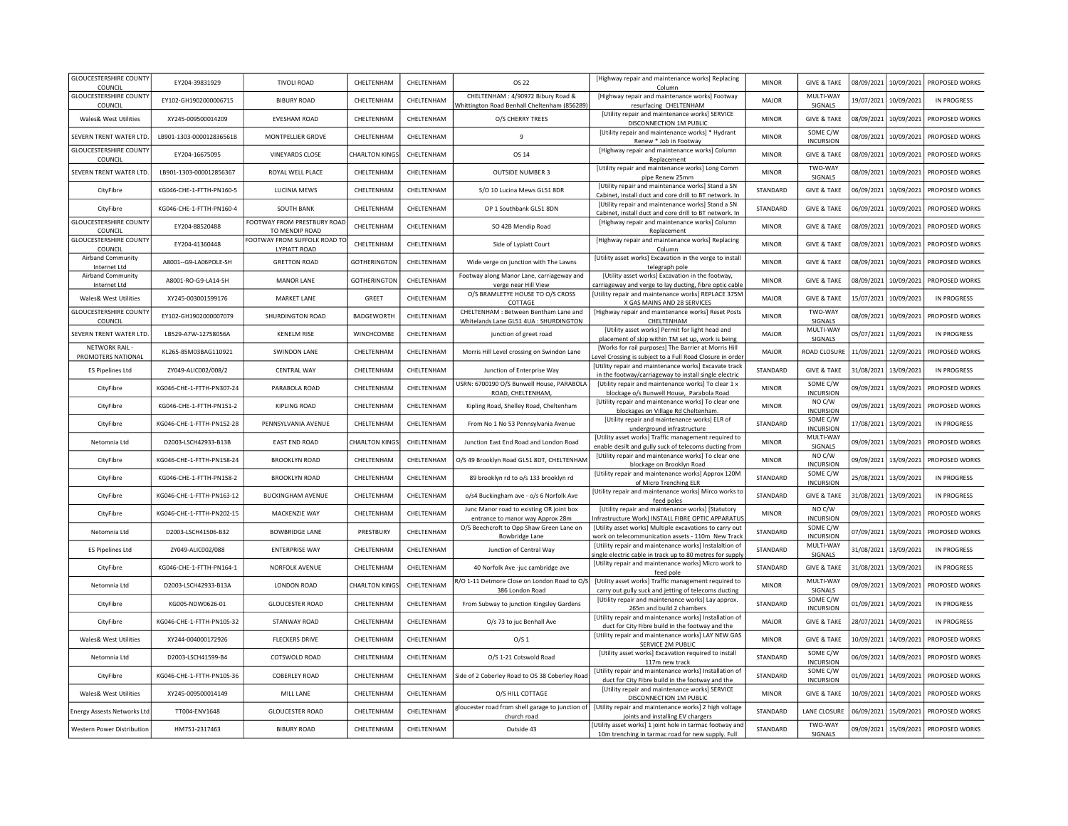| | | | | | | | | | | | |
|---|---|---|---|---|---|---|---|---|---|---|---|
| GLOUCESTERSHIRE COUNTY COUNCIL | EY204-39831929 | TIVOLI ROAD | CHELTENHAM | CHELTENHAM | OS 22 | [Highway repair and maintenance works] Replacing Column | MINOR | GIVE & TAKE | 08/09/2021 | 10/09/2021 | PROPOSED WORKS |
| GLOUCESTERSHIRE COUNTY COUNCIL | EY102-GH1902000006715 | BIBURY ROAD | CHELTENHAM | CHELTENHAM | CHELTENHAM : 4/90972 Bibury Road & Whittington Road Benhall Cheltenham (856289) | [Highway repair and maintenance works] Footway resurfacing CHELTENHAM | MAJOR | MULTI-WAY SIGNALS | 19/07/2021 | 10/09/2021 | IN PROGRESS |
| Wales& West Utilities | XY245-009500014209 | EVESHAM ROAD | CHELTENHAM | CHELTENHAM | O/S CHERRY TREES | [Utility repair and maintenance works] SERVICE DISCONNECTION 1M PUBLIC | MINOR | GIVE & TAKE | 08/09/2021 | 10/09/2021 | PROPOSED WORKS |
| SEVERN TRENT WATER LTD. | LB901-1303-000012836561B | MONTPELLIER GROVE | CHELTENHAM | CHELTENHAM | 9 | [Utility repair and maintenance works] * Hydrant Renew * Job in Footway | MINOR | SOME C/W INCURSION | 08/09/2021 | 10/09/2021 | PROPOSED WORKS |
| GLOUCESTERSHIRE COUNTY COUNCIL | EY204-16675095 | VINEYARDS CLOSE | CHARLTON KINGS | CHELTENHAM | OS 14 | [Highway repair and maintenance works] Column Replacement | MINOR | GIVE & TAKE | 08/09/2021 | 10/09/2021 | PROPOSED WORKS |
| SEVERN TRENT WATER LTD. | LB901-1303-000012856367 | ROYAL WELL PLACE | CHELTENHAM | CHELTENHAM | OUTSIDE NUMBER 3 | [Utility repair and maintenance works] Long Comm pipe Renew 25mm | MINOR | TWO-WAY SIGNALS | 08/09/2021 | 10/09/2021 | PROPOSED WORKS |
| CityFibre | KG046-CHE-1-FTTH-PN160-5 | LUCINIA MEWS | CHELTENHAM | CHELTENHAM | S/O 10 Lucina Mews GL51 8DR | [Utility repair and maintenance works] Stand a SN Cabinet, install duct and core drill to BT network. In | STANDARD | GIVE & TAKE | 06/09/2021 | 10/09/2021 | PROPOSED WORKS |
| CityFibre | KG046-CHE-1-FTTH-PN160-4 | SOUTH BANK | CHELTENHAM | CHELTENHAM | OP 1 Southbank GL51 8DN | [Utility repair and maintenance works] Stand a SN Cabinet, install duct and core drill to BT network. In | STANDARD | GIVE & TAKE | 06/09/2021 | 10/09/2021 | PROPOSED WORKS |
| GLOUCESTERSHIRE COUNTY COUNCIL | EY204-88520488 | FOOTWAY FROM PRESTBURY ROAD TO MENDIP ROAD | CHELTENHAM | CHELTENHAM | SO 42B Mendip Road | [Highway repair and maintenance works] Column Replacement | MINOR | GIVE & TAKE | 08/09/2021 | 10/09/2021 | PROPOSED WORKS |
| GLOUCESTERSHIRE COUNTY COUNCIL | EY204-41360448 | FOOTWAY FROM SUFFOLK ROAD TO LYPIATT ROAD | CHELTENHAM | CHELTENHAM | Side of Lypiatt Court | [Highway repair and maintenance works] Replacing Column | MINOR | GIVE & TAKE | 08/09/2021 | 10/09/2021 | PROPOSED WORKS |
| Airband Community Internet Ltd | A8001--G9-LA06POLE-SH | GRETTON ROAD | GOTHERINGTON | CHELTENHAM | Wide verge on junction with The Lawns | [Utility asset works] Excavation in the verge to install telegraph pole | MINOR | GIVE & TAKE | 08/09/2021 | 10/09/2021 | PROPOSED WORKS |
| Airband Community Internet Ltd | A8001-RO-G9-LA14-SH | MANOR LANE | GOTHERINGTON | CHELTENHAM | Footway along Manor Lane, carriageway and verge near Hill View | [Utility asset works] Excavation in the footway, carriageway and verge to lay ducting, fibre optic cable | MINOR | GIVE & TAKE | 08/09/2021 | 10/09/2021 | PROPOSED WORKS |
| Wales& West Utilities | XY245-003001599176 | MARKET LANE | GREET | CHELTENHAM | O/S BRAMLETYE HOUSE TO O/S CROSS COTTAGE | [Utility repair and maintenance works] REPLACE 375M X GAS MAINS AND 28 SERVICES | MAJOR | GIVE & TAKE | 15/07/2021 | 10/09/2021 | IN PROGRESS |
| GLOUCESTERSHIRE COUNTY COUNCIL | EY102-GH1902000007079 | SHURDINGTON ROAD | BADGEWORTH | CHELTENHAM | CHELTENHAM : Between Bentham Lane and Whitelands Lane GL51 4UA : SHURDINGTON | [Highway repair and maintenance works] Reset Posts CHELTENHAM | MINOR | TWO-WAY SIGNALS | 08/09/2021 | 10/09/2021 | PROPOSED WORKS |
| SEVERN TRENT WATER LTD. | LB529-A7W-12758056A | KENELM RISE | WINCHCOMBE | CHELTENHAM | junction of greet road | [Utility asset works] Permit for light head and placement of skip within TM set up, work is being | MAJOR | MULTI-WAY SIGNALS | 05/07/2021 | 11/09/2021 | IN PROGRESS |
| NETWORK RAIL - PROMOTERS NATIONAL | KL265-85M03BAG110921 | SWINDON LANE | CHELTENHAM | CHELTENHAM | Morris Hill Level crossing on Swindon Lane | [Works for rail purposes] The Barrier at Morris Hill Level Crossing is subject to a Full Road Closure in order | MAJOR | ROAD CLOSURE | 11/09/2021 | 12/09/2021 | PROPOSED WORKS |
| ES Pipelines Ltd | ZY049-ALIC002/008/2 | CENTRAL WAY | CHELTENHAM | CHELTENHAM | Junction of Enterprise Way | [Utility repair and maintenance works] Excavate track in the footway/carriageway to install single electric | STANDARD | GIVE & TAKE | 31/08/2021 | 13/09/2021 | IN PROGRESS |
| CityFibre | KG046-CHE-1-FTTH-PN307-24 | PARABOLA ROAD | CHELTENHAM | CHELTENHAM | USRN: 6700190 O/S Bunwell House, PARABOLA ROAD, CHELTENHAM, | [Utility repair and maintenance works] To clear 1 x blockage o/s Bunwell House, Parabola Road | MINOR | SOME C/W INCURSION | 09/09/2021 | 13/09/2021 | PROPOSED WORKS |
| CityFibre | KG046-CHE-1-FTTH-PN151-2 | KIPLING ROAD | CHELTENHAM | CHELTENHAM | Kipling Road, Shelley Road, Cheltenham | [Utility repair and maintenance works] To clear one blockages on Village Rd Cheltenham. | MINOR | NO C/W INCURSION | 09/09/2021 | 13/09/2021 | PROPOSED WORKS |
| CityFibre | KG046-CHE-1-FTTH-PN152-28 | PENNSYLVANIA AVENUE | CHELTENHAM | CHELTENHAM | From No 1 No 53 Pennsylvania Avenue | [Utility repair and maintenance works] ELR of underground infrastructure | STANDARD | SOME C/W INCURSION | 17/08/2021 | 13/09/2021 | IN PROGRESS |
| Netomnia Ltd | D2003-LSCH42933-B13B | EAST END ROAD | CHARLTON KINGS | CHELTENHAM | Junction East End Road and London Road | [Utility asset works] Traffic management required to enable desilt and gully suck of telecoms ducting from | MINOR | MULTI-WAY SIGNALS | 09/09/2021 | 13/09/2021 | PROPOSED WORKS |
| CityFibre | KG046-CHE-1-FTTH-PN158-24 | BROOKLYN ROAD | CHELTENHAM | CHELTENHAM | O/S 49 Brooklyn Road GL51 8DT, CHELTENHAM | [Utility repair and maintenance works] To clear one blockage on Brooklyn Road | MINOR | NO C/W INCURSION | 09/09/2021 | 13/09/2021 | PROPOSED WORKS |
| CityFibre | KG046-CHE-1-FTTH-PN158-2 | BROOKLYN ROAD | CHELTENHAM | CHELTENHAM | 89 brooklyn rd to o/s 133 brooklyn rd | [Utility repair and maintenance works] Approx 120M of Micro Trenching ELR | STANDARD | SOME C/W INCURSION | 25/08/2021 | 13/09/2021 | IN PROGRESS |
| CityFibre | KG046-CHE-1-FTTH-PN163-12 | BUCKINGHAM AVENUE | CHELTENHAM | CHELTENHAM | o/s4 Buckingham ave - o/s 6 Norfolk Ave | [Utility repair and maintenance works] Mirco works to feed poles | STANDARD | GIVE & TAKE | 31/08/2021 | 13/09/2021 | IN PROGRESS |
| CityFibre | KG046-CHE-1-FTTH-PN202-15 | MACKENZIE WAY | CHELTENHAM | CHELTENHAM | Junc Manor road to existing OR joint box entrance to manor way Approx 28m | [Utility repair and maintenance works] [Statutory Infrastructure Work] INSTALL FIBRE OPTIC APPARATUS | MINOR | NO C/W INCURSION | 09/09/2021 | 13/09/2021 | PROPOSED WORKS |
| Netomnia Ltd | D2003-LSCH41506-B32 | BOWBRIDGE LANE | PRESTBURY | CHELTENHAM | O/S Beechcroft to Opp Shaw Green Lane on Bowbridge Lane | [Utility asset works] Multiple excavations to carry out work on telecommunication assets - 110m New Track | STANDARD | SOME C/W INCURSION | 07/09/2021 | 13/09/2021 | PROPOSED WORKS |
| ES Pipelines Ltd | ZY049-ALIC002/088 | ENTERPRISE WAY | CHELTENHAM | CHELTENHAM | Junction of Central Way | [Utility repair and maintenance works] Instalaltion of single electric cable in track up to 80 metres for supply | STANDARD | MULTI-WAY SIGNALS | 31/08/2021 | 13/09/2021 | IN PROGRESS |
| CityFibre | KG046-CHE-1-FTTH-PN164-1 | NORFOLK AVENUE | CHELTENHAM | CHELTENHAM | 40 Norfolk Ave -juc cambridge ave | [Utility repair and maintenance works] Micro work to feed pole | STANDARD | GIVE & TAKE | 31/08/2021 | 13/09/2021 | IN PROGRESS |
| Netomnia Ltd | D2003-LSCH42933-B13A | LONDON ROAD | CHARLTON KINGS | CHELTENHAM | R/O 1-11 Detmore Close on London Road to O/S 386 London Road | [Utility asset works] Traffic management required to carry out gully suck and jetting of telecoms ducting | MINOR | MULTI-WAY SIGNALS | 09/09/2021 | 13/09/2021 | PROPOSED WORKS |
| CityFibre | KG005-NDW0626-01 | GLOUCESTER ROAD | CHELTENHAM | CHELTENHAM | From Subway to junction Kingsley Gardens | [Utility repair and maintenance works] Lay approx. 265m and build 2 chambers | STANDARD | SOME C/W INCURSION | 01/09/2021 | 14/09/2021 | IN PROGRESS |
| CityFibre | KG046-CHE-1-FTTH-PN105-32 | STANWAY ROAD | CHELTENHAM | CHELTENHAM | O/s 73 to juc Benhall Ave | [Utility repair and maintenance works] Installation of duct for City Fibre build in the footway and the | MAJOR | GIVE & TAKE | 28/07/2021 | 14/09/2021 | IN PROGRESS |
| Wales& West Utilities | XY244-004000172926 | FLECKERS DRIVE | CHELTENHAM | CHELTENHAM | O/S 1 | [Utility repair and maintenance works] LAY NEW GAS SERVICE 2M PUBLIC | MINOR | GIVE & TAKE | 10/09/2021 | 14/09/2021 | PROPOSED WORKS |
| Netomnia Ltd | D2003-LSCH41599-B4 | COTSWOLD ROAD | CHELTENHAM | CHELTENHAM | O/S 1-21 Cotswold Road | [Utility asset works] Excavation required to install 117m new track | STANDARD | SOME C/W INCURSION | 06/09/2021 | 14/09/2021 | PROPOSED WORKS |
| CityFibre | KG046-CHE-1-FTTH-PN105-36 | COBERLEY ROAD | CHELTENHAM | CHELTENHAM | Side of 2 Coberley Road to OS 38 Coberley Road | [Utility repair and maintenance works] Installation of duct for City Fibre build in the footway and the | STANDARD | SOME C/W INCURSION | 01/09/2021 | 14/09/2021 | PROPOSED WORKS |
| Wales& West Utilities | XY245-009500014149 | MILL LANE | CHELTENHAM | CHELTENHAM | O/S HILL COTTAGE | [Utility repair and maintenance works] SERVICE DISCONNECTION 1M PUBLIC | MINOR | GIVE & TAKE | 10/09/2021 | 14/09/2021 | PROPOSED WORKS |
| Energy Assests Networks Ltd | TT004-ENV1648 | GLOUCESTER ROAD | CHELTENHAM | CHELTENHAM | gloucester road from shell garage to junction of church road | [Utility repair and maintenance works] 2 high voltage joints and installing EV chargers | STANDARD | LANE CLOSURE | 06/09/2021 | 15/09/2021 | PROPOSED WORKS |
| Western Power Distribution | HM751-2317463 | BIBURY ROAD | CHELTENHAM | CHELTENHAM | Outside 43 | [Utility asset works] 1 joint hole in tarmac footway and 10m trenching in tarmac road for new supply. Full | STANDARD | TWO-WAY SIGNALS | 09/09/2021 | 15/09/2021 | PROPOSED WORKS |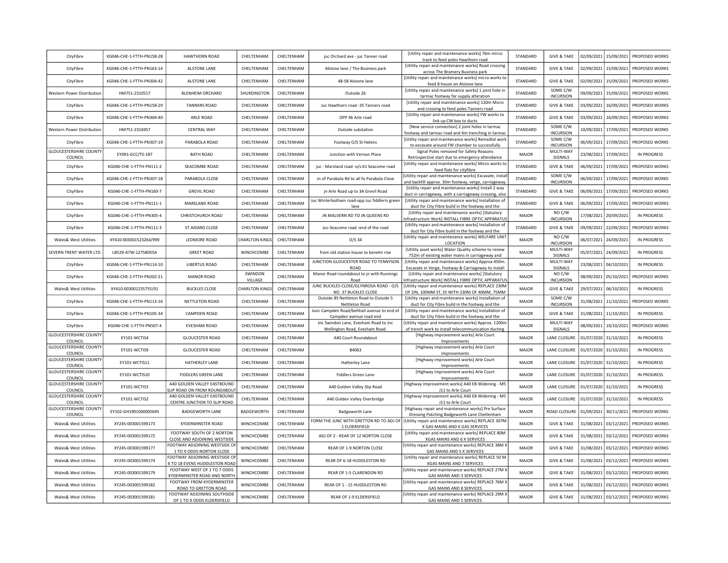| | | | | | | | | | | |
|---|---|---|---|---|---|---|---|---|---|---|
| CityFibre | KG046-CHE-1-FTTH-PN158-28 | HAWTHORN ROAD | CHELTENHAM | CHELTENHAM | juc Orchard ave - juc Tanner road | [Utility repair and maintenance works] 76m mirco track to feed poles Hawthorn road | STANDARD | GIVE & TAKE | 02/09/2021 | 15/09/2021 | PROPOSED WORKS |
| CityFibre | KG046-CHE-1-FTTH-PN163-14 | ALSTONE LANE | CHELTENHAM | CHELTENHAM | Alstone lane / The Business park | [Utility repair and maintenance works] Road crossing across The Bramery Business park | STANDARD | GIVE & TAKE | 02/09/2021 | 15/09/2021 | PROPOSED WORKS |
| CityFibre | KG046-CHE-1-FTTH-PN304-42 | ALSTONE LANE | CHELTENHAM | CHELTENHAM | 48-58 Alstone lane | [Utility repair and maintenance works] micro works to feed 8 house on Alstone lane | STANDARD | GIVE & TAKE | 02/09/2021 | 15/09/2021 | PROPOSED WORKS |
| Western Power Distribution | HM751-2310517 | BLENHEIM ORCHARD | SHURDINGTON | CHELTENHAM | Outside 26 | [Utility repair and maintenance works] 1 joint hole in tarmac footway for supply alteration | STANDARD | SOME C/W INCURSION | 09/09/2021 | 15/09/2021 | PROPOSED WORKS |
| CityFibre | KG046-CHE-1-FTTH-PN158-29 | TANNERS ROAD | CHELTENHAM | CHELTENHAM | Juc Hawthorn road -35 Tanners road | [Utility repair and maintenance works] 120m Micro and crossing to feed poles Tanners road | STANDARD | GIVE & TAKE | 03/09/2021 | 16/09/2021 | PROPOSED WORKS |
| CityFibre | KG046-CHE-1-FTTH-PN304-40 | ARLE ROAD | CHELTENHAM | CHELTENHAM | OPP 46 Arle road | [Utility repair and maintenance works] FW works to link up CW box to ducts | STANDARD | GIVE & TAKE | 03/09/2021 | 16/09/2021 | PROPOSED WORKS |
| Western Power Distribution | HM751-2316957 | CENTRAL WAY | CHELTENHAM | CHELTENHAM | Outside substation | [New service connection] 2 joint holes in tarmac footway and tarmac road and 4m trenching in tarmac | STANDARD | SOME C/W INCURSION | 10/09/2021 | 17/09/2021 | PROPOSED WORKS |
| CityFibre | KG046-CHE-1-FTTH-PN307-19 | PARABOLA ROAD | CHELTENHAM | CHELTENHAM | Footway O/S St Helens | [Utility repair and maintenance works] Remedial work to excavate around FW chamber to successfully | STANDARD | SOME C/W INCURSION | 06/09/2021 | 17/09/2021 | PROPOSED WORKS |
| GLOUCESTERSHIRE COUNTY COUNCIL | EY091-GCC/TS-187 | BATH ROAD | CHELTENHAM | CHELTENHAM | Junction with Vernon Place | Signal Poles removed for Safety Reasons Retrospective start due to emergency attendance | MAJOR | MULTI-WAY SIGNALS | 23/08/2021 | 17/09/2021 | IN PROGRESS |
| CityFibre | KG046-CHE-1-FTTH-PN111-2 | SEACOMBE ROAD | CHELTENHAM | CHELTENHAM | juc - Marsland road -o/s 61 Seacome road | [Utility repair and maintenance works] Micro works to feed flats for cityfibre | STANDARD | GIVE & TAKE | 06/09/2021 | 17/09/2021 | PROPOSED WORKS |
| CityFibre | KG046-CHE-1-FTTH-PN307-18 | PARABOLA CLOSE | CHELTENHAM | CHELTENHAM | Jn of Parabola Rd to all fo Parabola Close | [Utility repair and maintenance works] Excavate, install and backfill approx. 30m footway, verge, carriageway. | STANDARD | SOME C/W INCURSION | 06/09/2021 | 17/09/2021 | PROPOSED WORKS |
| CityFibre | KG046-CHE-1-FTTH-PN160-7 | GREVIL ROAD | CHELTENHAM | CHELTENHAM | jn Arle Road up to 3A Grevil Road | [Utility repair and maintenance works] Install 2 way duct in carriageway, with a carriageway crossing, also | STANDARD | GIVE & TAKE | 06/09/2021 | 17/09/2021 | PROPOSED WORKS |
| CityFibre | KG046-CHE-1-FTTH-PN111-1 | MARSLAND ROAD | CHELTENHAM | CHELTENHAM | Juc Winterbotham road-opp Juc fiddleris green lane | [Utility repair and maintenance works] Installation of duct for City Fibre build in the footway and the | STANDARD | GIVE & TAKE | 06/09/2021 | 17/09/2021 | PROPOSED WORKS |
| CityFibre | KG046-CHE-1-FTTH-PN305-4 | CHRISTCHURCH ROAD | CHELTENHAM | CHELTENHAM | JN MALVERN RD TO JN QUEENS RD | [Utility repair and maintenance works] [Statutory Infrastructure Work] INSTALL FIBRE OPTIC APPARATUS | MAJOR | NO C/W INCURSION | 17/08/2021 | 20/09/2021 | IN PROGRESS |
| CityFibre | KG046-CHE-1-FTTH-PN111-3 | ST AIDANS CLOSE | CHELTENHAM | CHELTENHAM | Juc-Seacome road -end of the road | [Utility repair and maintenance works] Installation of duct for City Fibre build in the footway and the | STANDARD | GIVE & TAKE | 09/09/2021 | 22/09/2021 | PROPOSED WORKS |
| Wales& West Utilities | XY410-003001523264/999 | LEDMORE ROAD | CHARLTON KINGS | CHELTENHAM | O/S 34 | [Utility repair and maintenance works] WELFARE UNIT LOCATION | MAJOR | NO C/W INCURSION | 06/07/2021 | 24/09/2021 | IN PROGRESS |
| SEVERN TRENT WATER LTD. | LB529-A7W-12758055A | GREET ROAD | WINCHCOMBE | CHELTENHAM | from old station house to kenelm rise | [Utility asset works] Water Quality scheme to renew 752m of existing water mains in carriageway and | MAJOR | MULTI-WAY SIGNALS | 05/07/2021 | 24/09/2021 | IN PROGRESS |
| CityFibre | KG046-CHE-1-FTTH-PN114-10 | LIBERTUS ROAD | CHELTENHAM | CHELTENHAM | JUNCTION GLOUCESTER ROAD TO TENNYSON ROAD | [Utility repair and maintenance works] Approx 450m. Excavate in Verge, Footway & Carriageway to install | MAJOR | MULTI-WAY SIGNALS | 23/08/2021 | 04/10/2021 | IN PROGRESS |
| CityFibre | KG046-CHE-1-FTTH-PN202-21 | MANOR ROAD | SWINDON VILLAGE | CHELTENHAM | Manor Road roundabout to jn with Runnings Road | [Utility repair and maintenance works] [Statutory Infrastructure Work] INSTALL FIBRE OPTIC APPARATUS | MAJOR | NO C/W INCURSION | 08/09/2021 | 05/10/2021 | PROPOSED WORKS |
| Wales& West Utilities | XY410-003001235755/01 | BUCKLES CLOSE | CHARLTON KINGS | CHELTENHAM | JUNC BUCKLES CLOSE/GLYNROSA ROAD - O/S NO. 37 BUCKLES CLOSE | [Utility repair and maintenance works] REPLACE 230M OF 2IN, 100MM ST, DI WITH 230M OF 40MM, 75MM | MAJOR | GIVE & TAKE | 29/07/2021 | 06/10/2021 | IN PROGRESS |
| CityFibre | KG046-CHE-1-FTTH-PN113-16 | NETTLETON ROAD | CHELTENHAM | CHELTENHAM | Outside 85 Nettleton Road to Outside 5 Nettleton Road | [Utility repair and maintenance works] Installation of duct for City Fibre build in the footway and the | MAJOR | SOME C/W INCURSION | 31/08/2021 | 11/10/2021 | PROPOSED WORKS |
| CityFibre | KG046-CHE-1-FTTH-PN105-34 | CAMPDEN ROAD | CHELTENHAM | CHELTENHAM | Junc Campden Road/behhall avenue to end of Campden avenue road end | [Utility repair and maintenance works] Installation of duct for City Fibre build in the footway and the | MAJOR | GIVE & TAKE | 31/08/2021 | 11/10/2021 | IN PROGRESS |
| CityFibre | KG046-CHE-1-FTTH-PN507-4 | EVESHAM ROAD | CHELTENHAM | CHELTENHAM | Jnc Swindon Lane, Evesham Road to Jnc Wellington Road, Evesham Road. | [Utility repair and maintenance works] Approx. 1200m of trench work to install telecommunication ducting | MAJOR | MULTI-WAY SIGNALS | 08/09/2021 | 19/10/2021 | PROPOSED WORKS |
| GLOUCESTERSHIRE COUNTY COUNCIL | EY101-WCTIS4 | GLOUCESTER ROAD | CHELTENHAM | CHELTENHAM | A40 Court Roundabout | [Highway improvement works] Arle Court Improvements | MAJOR | LANE CLOSURE | 01/07/2020 | 31/10/2021 | IN PROGRESS |
| GLOUCESTERSHIRE COUNTY COUNCIL | EY101-WCTIS9 | GLOUCESTER ROAD | CHELTENHAM | CHELTENHAM | B4063 | [Highway improvement works] Arle Court Improvements | MAJOR | LANE CLOSURE | 01/07/2020 | 31/10/2021 | IN PROGRESS |
| GLOUCESTERSHIRE COUNTY COUNCIL | EY101-WCTIS11 | HATHERLEY LANE | CHELTENHAM | CHELTENHAM | Hatherley Lane | [Highway improvement works] Arle Court Improvements | MAJOR | LANE CLOSURE | 01/07/2020 | 31/10/2021 | IN PROGRESS |
| GLOUCESTERSHIRE COUNTY COUNCIL | EY101-WCTIS10 | FIDDLERS GREEN LANE | CHELTENHAM | CHELTENHAM | Fiddlers Green Lane | [Highway improvement works] Arle Court Improvements | MAJOR | LANE CLOSURE | 01/07/2020 | 31/10/2021 | IN PROGRESS |
| GLOUCESTERSHIRE COUNTY COUNCIL | EY101-WCTIS3 | A40 GOLDEN VALLEY EASTBOUND SLIP ROAD ON FROM ROUNDABOUT | CHELTENHAM | CHELTENHAM | A40 Golden Valley Slip Road | [Highway improvement works] A40 EB Widening - M5 J11 to Arle Court | MAJOR | LANE CLOSURE | 01/07/2020 | 31/10/2021 | IN PROGRESS |
| GLOUCESTERSHIRE COUNTY COUNCIL | EY101-WCTIS2 | A40 GOLDEN VALLEY EASTBOUND CENTRE JUNCTION TO SLIP ROAD | CHELTENHAM | CHELTENHAM | A40 Golden Valley Overbridge | [Highway improvement works] A40 EB Widening - M5 J11 to Arle Court | MAJOR | LANE CLOSURE | 01/07/2020 | 31/10/2021 | IN PROGRESS |
| GLOUCESTERSHIRE COUNTY COUNCIL | EY102-GH1901000005695 | BADGEWORTH LANE | BADGEWORTH | CHELTENHAM | Badgeworth Lane | [Highway repair and maintenance works] Pre Surface Dressing Patching Badgeworth Lane Cheltenham | MAJOR | ROAD CLOSURE | 01/09/2021 | 30/11/2021 | PROPOSED WORKS |
| Wales& West Utilities | XY245-003001599173 | KYDERMINSTER ROAD | WINCHCOMBE | CHELTENHAM | FORM THE JUNC WITH GRETTON RD TO ADJ OF 1 ELDERSFIELD | [Utility repair and maintenance works] REPLACE 307M X GAS MAINS AND 6 GAS SERVICES | MAJOR | GIVE & TAKE | 31/08/2021 | 03/12/2021 | PROPOSED WORKS |
| Wales& West Utilities | XY245-003001599172 | FOOTWAY SOUTH OF 2 NORTON CLOSE AND ADJOINING WESTSIDE | WINCHCOMBE | CHELTENHAM | ADJ OF 2 - REAR OF 12 NORTON CLOSE | [Utility repair and maintenance works] REPLACE 80M XGAS MAINS AND 6 X SERVICES | MAJOR | GIVE & TAKE | 31/08/2021 | 03/12/2021 | PROPOSED WORKS |
| Wales& West Utilities | XY245-003001599177 | FOOTWAY ADJOINING WESTSIDE OF 1 TO 9 ODDS NORTON CLOSE | WINCHCOMBE | CHELTENHAM | REAR OF 1-9 NORTON CLOSE | [Utility repair and maintenance works] REPLACE 38M X GAS MAINS AND 5 X SERVICES | MAJOR | GIVE & TAKE | 31/08/2021 | 03/12/2021 | PROPOSED WORKS |
| Wales& West Utilities | XY245-003001599174 | FOOTWAY ADJOINING WESTSIDE OF 6 TO 18 EVENS HUDDLESTON ROAD | WINCHCOMBE | CHELTENHAM | REAR OF 6-18 HUDDLESTON RD | [Utility repair and maintenance works] REPLACE 50 M XGAS MAINS AND 7 SERVICES | MAJOR | GIVE & TAKE | 31/08/2021 | 03/12/2021 | PROPOSED WORKS |
| Wales& West Utilities | XY245-003001599179 | FOOTWAY WEST OF 1 TO 7 ODDS KYDERMINSTER ROAD AND NORTH | WINCHCOMBE | CHELTENHAM | REAR OF 1-5 CLARENDON RD | [Utility repair and maintenance works] REPLACE 27M X GAS MAINS AND 3 SERVICES | MAJOR | GIVE & TAKE | 31/08/2021 | 03/12/2021 | PROPOSED WORKS |
| Wales& West Utilities | XY245-003001599182 | FOOTWAY FROM KYDERMINSTER ROAD TO GRETTON ROAD | WINCHCOMBE | CHELTENHAM | REAR OF 1 - 15 HUDDLESTON RD | [Utility repair and maintenance works] REPLACE 76M X GAS MAINS AND 8 SERVICES | MAJOR | GIVE & TAKE | 31/08/2021 | 03/12/2021 | PROPOSED WORKS |
| Wales& West Utilities | XY245-003001599181 | FOOTWAY ADJOINING SOUTHSIDE OF 1 TO 9 ODDS ELDERSFIELD | WINCHCOMBE | CHELTENHAM | REAR OF 1-9 ELDERSFIELD | [Utility repair and maintenance works] REPLACE 29M X GAS MAINS AND 5 SERVICES | MAJOR | GIVE & TAKE | 31/08/2021 | 03/12/2021 | PROPOSED WORKS |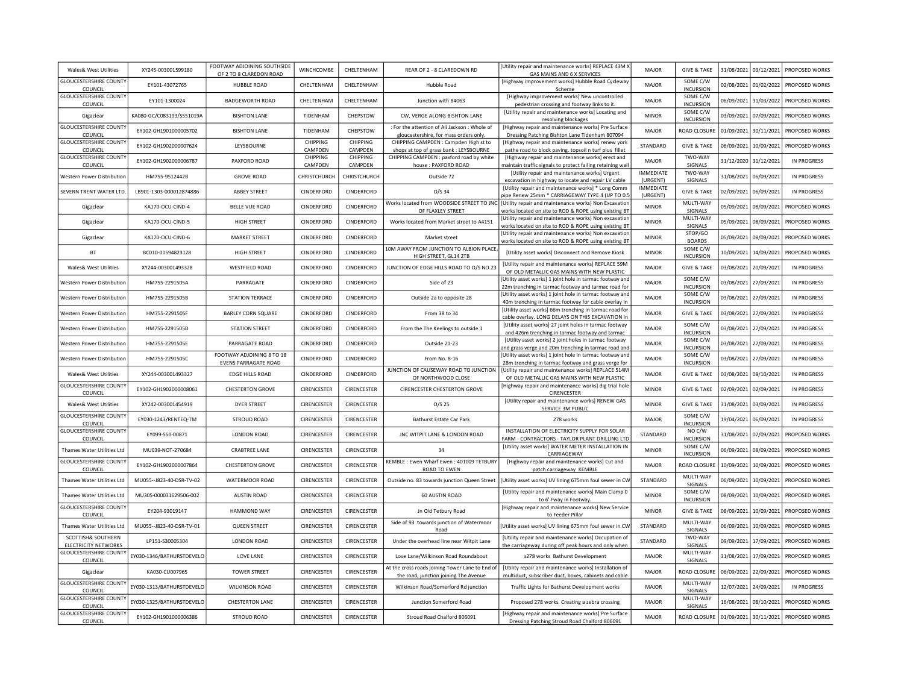| | | | | | | | | | | | |
|---|---|---|---|---|---|---|---|---|---|---|---|
| Wales& West Utilities | XY245-003001599180 | FOOTWAY ADJOINING SOUTHSIDE OF 2 TO 8 CLAREDON ROAD | WINCHCOMBE | CHELTENHAM | REAR OF 2 - 8 CLAREDOWN RD | [Utility repair and maintenance works] REPLACE 43M X GAS MAINS AND 6 X SERVICES | MAJOR | GIVE & TAKE | 31/08/2021 | 03/12/2021 | PROPOSED WORKS |
| GLOUCESTERSHIRE COUNTY COUNCIL | EY101-43072765 | HUBBLE ROAD | CHELTENHAM | CHELTENHAM | Hubble Road | [Highway improvement works] Hubble Road Cycleway Scheme | MAJOR | SOME C/W INCURSION | 02/08/2021 | 01/02/2022 | PROPOSED WORKS |
| GLOUCESTERSHIRE COUNTY COUNCIL | EY101-1300024 | BADGEWORTH ROAD | CHELTENHAM | CHELTENHAM | Junction with B4063 | [Highway improvement works] New uncontrolled pedestrian crossing and footway links to it. | MAJOR | SOME C/W INCURSION | 06/09/2021 | 31/03/2022 | PROPOSED WORKS |
| Gigaclear | KA080-GC/C083193/S551019A | BISHTON LANE | TIDENHAM | CHEPSTOW | CW, VERGE ALONG BISHTON LANE | [Utility repair and maintenance works] Locating and resolving blockages | MINOR | SOME C/W INCURSION | 03/09/2021 | 07/09/2021 | PROPOSED WORKS |
| GLOUCESTERSHIRE COUNTY COUNCIL | EY102-GH1901000005702 | BISHTON LANE | TIDENHAM | CHEPSTOW | : For the attention of Ali Jackson : Whole of gloucestershire, for mass orders only. | [Highway repair and maintenance works] Pre Surface Dressing Patching Bishton Lane Tidenham 807094 | MAJOR | ROAD CLOSURE | 01/09/2021 | 30/11/2021 | PROPOSED WORKS |
| GLOUCESTERSHIRE COUNTY COUNCIL | EY102-GH1902000007624 | LEYSBOURNE | CHIPPING CAMPDEN | CHIPPING CAMPDEN | CHIPPING CAMPDEN : Campden High st to shops at top of grass bank : LEYSBOURNE | [Highway repair and maintenance works] renew york pathe road to block paving. topsoil n turf plus fillet | STANDARD | GIVE & TAKE | 06/09/2021 | 10/09/2021 | PROPOSED WORKS |
| GLOUCESTERSHIRE COUNTY COUNCIL | EY102-GH1902000006787 | PAXFORD ROAD | CHIPPING CAMPDEN | CHIPPING CAMPDEN | CHIPPING CAMPDEN : paxford road by white house : PAXFORD ROAD | [Highway repair and maintenance works] erect and maintain traffic signals to protect failing retaining wall | MAJOR | TWO-WAY SIGNALS | 31/12/2020 | 31/12/2021 | IN PROGRESS |
| Western Power Distribution | HM755-9512442B | GROVE ROAD | CHRISTCHURCH | CHRISTCHURCH | Outside 72 | [Utility repair and maintenance works] Urgent excavation in highway to locate and repair LV cable | IMMEDIATE (URGENT) | TWO-WAY SIGNALS | 31/08/2021 | 06/09/2021 | IN PROGRESS |
| SEVERN TRENT WATER LTD. | LB901-1303-000012874886 | ABBEY STREET | CINDERFORD | CINDERFORD | O/S 34 | [Utility repair and maintenance works] * Long Comm pipe Renew 25mm * CARRIAGEWAY TYPE 4 (UP TO 0.5 | IMMEDIATE (URGENT) | GIVE & TAKE | 02/09/2021 | 06/09/2021 | IN PROGRESS |
| Gigaclear | KA170-OCU-CIND-4 | BELLE VUE ROAD | CINDERFORD | CINDERFORD | Works located from WOODSIDE STREET TO JNC OF FLAXLEY STREET | [Utility repair and maintenance works] Non Excavation works located on site to ROD & ROPE using existing BT | MINOR | MULTI-WAY SIGNALS | 05/09/2021 | 08/09/2021 | PROPOSED WORKS |
| Gigaclear | KA170-OCU-CIND-5 | HIGH STREET | CINDERFORD | CINDERFORD | Works located from Market street to A4151 | [Utility repair and maintenance works] Non excavation works located on site to ROD & ROPE using existing BT | MINOR | MULTI-WAY SIGNALS | 05/09/2021 | 08/09/2021 | PROPOSED WORKS |
| Gigaclear | KA170-OCU-CIND-6 | MARKET STREET | CINDERFORD | CINDERFORD | Market street | [Utility repair and maintenance works] Non excavation works located on site to ROD & ROPE using existing BT | MINOR | STOP/GO BOARDS | 05/09/2021 | 08/09/2021 | PROPOSED WORKS |
| BT | BC010-01594823128 | HIGH STREET | CINDERFORD | CINDERFORD | 10M AWAY FROM JUNCTION TO ALBION PLACE, HIGH STREET, GL14 2TB | [Utility asset works] Disconnect and Remove Kiosk | MINOR | SOME C/W INCURSION | 10/09/2021 | 14/09/2021 | PROPOSED WORKS |
| Wales& West Utilities | XY244-003001493328 | WESTFIELD ROAD | CINDERFORD | CINDERFORD | JUNCTION OF EDGE HILLS ROAD TO O/S NO.23 | [Utility repair and maintenance works] REPLACE 59M OF OLD METALLIC GAS MAINS WITH NEW PLASTIC | MAJOR | GIVE & TAKE | 03/08/2021 | 20/09/2021 | IN PROGRESS |
| Western Power Distribution | HM755-2291505A | PARRAGATE | CINDERFORD | CINDERFORD | Side of 23 | [Utility asset works] 1 joint hole in tarmac footway and 22m trenching in tarmac footway and tarmac road for | MAJOR | SOME C/W INCURSION | 03/08/2021 | 27/09/2021 | IN PROGRESS |
| Western Power Distribution | HM755-2291505B | STATION TERRACE | CINDERFORD | CINDERFORD | Outside 2a to opposite 28 | [Utility asset works] 1 joint hole in tarmac footway and 40m trenching in tarmac footway for cable overlay In | MAJOR | SOME C/W INCURSION | 03/08/2021 | 27/09/2021 | IN PROGRESS |
| Western Power Distribution | HM755-2291505F | BARLEY CORN SQUARE | CINDERFORD | CINDERFORD | From 38 to 34 | [Utility asset works] 66m trenching in tarmac road for cable overlay. LONG DELAYS ON THIS EXCAVATION In | MAJOR | GIVE & TAKE | 03/08/2021 | 27/09/2021 | IN PROGRESS |
| Western Power Distribution | HM755-2291505D | STATION STREET | CINDERFORD | CINDERFORD | From the The Keelings to outside 1 | [Utility asset works] 27 joint holes in tarmac footway and 426m trenching in tarmac footway and tarmac | MAJOR | SOME C/W INCURSION | 03/08/2021 | 27/09/2021 | IN PROGRESS |
| Western Power Distribution | HM755-2291505E | PARRAGATE ROAD | CINDERFORD | CINDERFORD | Outside 21-23 | [Utility asset works] 2 joint holes in tarmac footway and grass verge and 20m trenching in tarmac road and | MAJOR | SOME C/W INCURSION | 03/08/2021 | 27/09/2021 | IN PROGRESS |
| Western Power Distribution | HM755-2291505C | FOOTWAY ADJOINING 8 TO 18 EVENS PARRAGATE ROAD | CINDERFORD | CINDERFORD | From No. 8-16 | [Utility asset works] 1 joint hole in tarmac footway and 28m trenching in tarmac footway and grass verge for | MAJOR | SOME C/W INCURSION | 03/08/2021 | 27/09/2021 | IN PROGRESS |
| Wales& West Utilities | XY244-003001493327 | EDGE HILLS ROAD | CINDERFORD | CINDERFORD | JUNCTION OF CAUSEWAY ROAD TO JUNCTION OF NORTHWOOD CLOSE | [Utility repair and maintenance works] REPLACE 514M OF OLD METALLIC GAS MAINS WITH NEW PLASTIC | MAJOR | GIVE & TAKE | 03/08/2021 | 08/10/2021 | IN PROGRESS |
| GLOUCESTERSHIRE COUNTY COUNCIL | EY102-GH1902000008061 | CHESTERTON GROVE | CIRENCESTER | CIRENCESTER | CIRENCESTER CHESTERTON GROVE | [Highway repair and maintenance works] dig trial hole CIRENCESTER | MINOR | GIVE & TAKE | 02/09/2021 | 02/09/2021 | IN PROGRESS |
| Wales& West Utilities | XY242-003001454919 | DYER STREET | CIRENCESTER | CIRENCESTER | O/S 25 | [Utility repair and maintenance works] RENEW GAS SERVICE 3M PUBLIC | MINOR | GIVE & TAKE | 31/08/2021 | 03/09/2021 | IN PROGRESS |
| GLOUCESTERSHIRE COUNTY COUNCIL | EY030-1243/RENTEQ-TM | STROUD ROAD | CIRENCESTER | CIRENCESTER | Bathurst Estate Car Park | 278 works | MAJOR | SOME C/W INCURSION | 19/04/2021 | 06/09/2021 | IN PROGRESS |
| GLOUCESTERSHIRE COUNTY COUNCIL | EY099-S50-00871 | LONDON ROAD | CIRENCESTER | CIRENCESTER | JNC WITPIT LANE & LONDON ROAD | INSTALLATION OF ELECTRICITY SUPPLY FOR SOLAR FARM - CONTRACTORS - TAYLOR PLANT DRILLING LTD | STANDARD | NO C/W INCURSION | 31/08/2021 | 07/09/2021 | PROPOSED WORKS |
| Thames Water Utilities Ltd | MU039-NOT-270684 | CRABTREE LANE | CIRENCESTER | CIRENCESTER | 34 | [Utility asset works] WATER METER INSTALLATION IN CARRIAGEWAY | MINOR | SOME C/W INCURSION | 06/09/2021 | 08/09/2021 | PROPOSED WORKS |
| GLOUCESTERSHIRE COUNTY COUNCIL | EY102-GH1902000007864 | CHESTERTON GROVE | CIRENCESTER | CIRENCESTER | KEMBLE : Ewen Wharf Ewen : 401009 TETBURY ROAD TO EWEN | [Highway repair and maintenance works] Cut and patch carriageway KEMBLE | MAJOR | ROAD CLOSURE | 10/09/2021 | 10/09/2021 | PROPOSED WORKS |
| Thames Water Utilities Ltd | MU055--J823-40-DSR-TV-02 | WATERMOOR ROAD | CIRENCESTER | CIRENCESTER | Outside no. 83 towards junction Queen Street | [Utility asset works] UV lining 675mm foul sewer in CW | STANDARD | MULTI-WAY SIGNALS | 06/09/2021 | 10/09/2021 | PROPOSED WORKS |
| Thames Water Utilities Ltd | MU305-000031629506-002 | AUSTIN ROAD | CIRENCESTER | CIRENCESTER | 60 AUSTIN ROAD | [Utility repair and maintenance works] Main Clamp 0 to 6' Fway in Footway. | MINOR | SOME C/W INCURSION | 08/09/2021 | 10/09/2021 | PROPOSED WORKS |
| GLOUCESTERSHIRE COUNTY COUNCIL | EY204-93019147 | HAMMOND WAY | CIRENCESTER | CIRENCESTER | Jn Old Tetbury Road | [Highway repair and maintenance works] New Service to Feeder Pillar | MINOR | GIVE & TAKE | 08/09/2021 | 10/09/2021 | PROPOSED WORKS |
| Thames Water Utilities Ltd | MU055--J823-40-DSR-TV-01 | QUEEN STREET | CIRENCESTER | CIRENCESTER | Side of 93 towards junction of Watermoor Road | [Utility asset works] UV lining 675mm foul sewer in CW | STANDARD | MULTI-WAY SIGNALS | 06/09/2021 | 10/09/2021 | PROPOSED WORKS |
| SCOTTISH& SOUTHERN ELECTRICITY NETWORKS | LP151-S30005304 | LONDON ROAD | CIRENCESTER | CIRENCESTER | Under the overhead line near Witpit Lane | [Utility repair and maintenance works] Occupation of the carriageway during off peak hours and only when | STANDARD | TWO-WAY SIGNALS | 09/09/2021 | 17/09/2021 | PROPOSED WORKS |
| GLOUCESTERSHIRE COUNTY COUNCIL | EY030-1346/BATHURSTDEVELO | LOVE LANE | CIRENCESTER | CIRENCESTER | Love Lane/Wilkinson Road Roundabout | s278 works Bathurst Development | MAJOR | MULTI-WAY SIGNALS | 31/08/2021 | 17/09/2021 | PROPOSED WORKS |
| Gigaclear | KA030-CU007965 | TOWER STREET | CIRENCESTER | CIRENCESTER | At the cross roads joining Tower Lane to End of the road, junction joining The Avenue | [Utility repair and maintenance works] Installation of multiduct, subscriber duct, boxes, cabinets and cable | MAJOR | ROAD CLOSURE | 06/09/2021 | 22/09/2021 | PROPOSED WORKS |
| GLOUCESTERSHIRE COUNTY COUNCIL | EY030-1313/BATHURSTDEVELO | WILKINSON ROAD | CIRENCESTER | CIRENCESTER | Wilkinson Road/Somerford Rd junction | Traffic Lights for Bathurst Development works | MAJOR | MULTI-WAY SIGNALS | 12/07/2021 | 24/09/2021 | IN PROGRESS |
| GLOUCESTERSHIRE COUNTY COUNCIL | EY030-1325/BATHURSTDEVELO | CHESTERTON LANE | CIRENCESTER | CIRENCESTER | Junction Somerford Road | Proposed 278 works. Creating a zebra crossing | MAJOR | MULTI-WAY SIGNALS | 16/08/2021 | 08/10/2021 | PROPOSED WORKS |
| GLOUCESTERSHIRE COUNTY COUNCIL | EY102-GH1901000006386 | STROUD ROAD | CIRENCESTER | CIRENCESTER | Stroud Road Chalford 806091 | [Highway repair and maintenance works] Pre Surface Dressing Patching Stroud Road Chalford 806091 | MAJOR | ROAD CLOSURE | 01/09/2021 | 30/11/2021 | PROPOSED WORKS |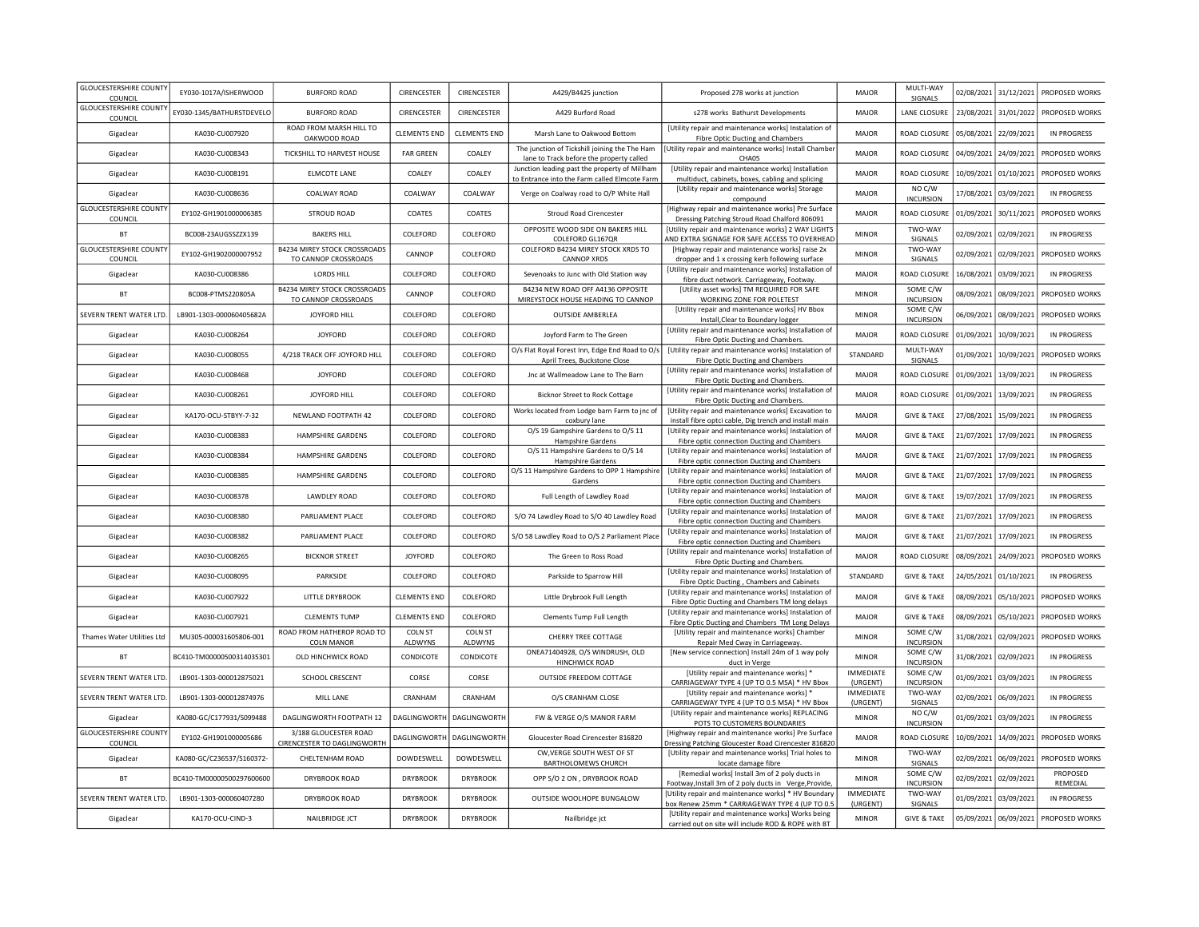| | | | | | | | | | | | |
|---|---|---|---|---|---|---|---|---|---|---|---|
| GLOUCESTERSHIRE COUNTY COUNCIL | EY030-1017A/ISHERWOOD | BURFORD ROAD | CIRENCESTER | CIRENCESTER | A429/B4425 junction | Proposed 278 works at junction | MAJOR | MULTI-WAY SIGNALS | 02/08/2021 | 31/12/2021 | PROPOSED WORKS |
| GLOUCESTERSHIRE COUNTY COUNCIL | EY030-1345/BATHURSTDEVELO | BURFORD ROAD | CIRENCESTER | CIRENCESTER | A429 Burford Road | s278 works Bathurst Developments | MAJOR | LANE CLOSURE | 23/08/2021 | 31/01/2022 | PROPOSED WORKS |
| Gigaclear | KA030-CU007920 | ROAD FROM MARSH HILL TO OAKWOOD ROAD | CLEMENTS END | CLEMENTS END | Marsh Lane to Oakwood Bottom | [Utility repair and maintenance works] Instalation of Fibre Optic Ducting and Chambers | MAJOR | ROAD CLOSURE | 05/08/2021 | 22/09/2021 | IN PROGRESS |
| Gigaclear | KA030-CU008343 | TICKSHILL TO HARVEST HOUSE | FAR GREEN | COALEY | The junction of Tickshill joining the The Ham lane to Track before the property called | [Utility repair and maintenance works] Install Chamber CHA05 | MAJOR | ROAD CLOSURE | 04/09/2021 | 24/09/2021 | PROPOSED WORKS |
| Gigaclear | KA030-CU008191 | ELMCOTE LANE | COALEY | COALEY | Junction leading past the property of Millham to Entrance into the Farm called Elmcote Farm | [Utility repair and maintenance works] Installation multiduct, cabinets, boxes, cabling and splicing | MAJOR | ROAD CLOSURE | 10/09/2021 | 01/10/2021 | PROPOSED WORKS |
| Gigaclear | KA030-CU008636 | COALWAY ROAD | COALWAY | COALWAY | Verge on Coalway road to O/P White Hall | [Utility repair and maintenance works] Storage compound | MAJOR | NO C/W INCURSION | 17/08/2021 | 03/09/2021 | IN PROGRESS |
| GLOUCESTERSHIRE COUNTY COUNCIL | EY102-GH1901000006385 | STROUD ROAD | COATES | COATES | Stroud Road Cirencester | [Highway repair and maintenance works] Pre Surface Dressing Patching Stroud Road Chalford 806091 | MAJOR | ROAD CLOSURE | 01/09/2021 | 30/11/2021 | PROPOSED WORKS |
| BT | BC008-23AUGSSZZX139 | BAKERS HILL | COLEFORD | COLEFORD | OPPOSITE WOOD SIDE ON BAKERS HILL COLEFORD GL167QR | [Utility repair and maintenance works] 2 WAY LIGHTS AND EXTRA SIGNAGE FOR SAFE ACCESS TO OVERHEAD | MINOR | TWO-WAY SIGNALS | 02/09/2021 | 02/09/2021 | IN PROGRESS |
| GLOUCESTERSHIRE COUNTY COUNCIL | EY102-GH1902000007952 | B4234 MIREY STOCK CROSSROADS TO CANNOP CROSSROADS | CANNOP | COLEFORD | COLEFORD B4234 MIREY STOCK XRDS TO CANNOP XRDS | [Highway repair and maintenance works] raise 2x dropper and 1 x crossing kerb following surface | MINOR | TWO-WAY SIGNALS | 02/09/2021 | 02/09/2021 | PROPOSED WORKS |
| Gigaclear | KA030-CU008386 | LORDS HILL | COLEFORD | COLEFORD | Sevenoaks to Junc with Old Station way | [Utility repair and maintenance works] Installation of fibre duct network. Carriageway, Footway. | MAJOR | ROAD CLOSURE | 16/08/2021 | 03/09/2021 | IN PROGRESS |
| BT | BC008-PTMS220805A | B4234 MIREY STOCK CROSSROADS TO CANNOP CROSSROADS | CANNOP | COLEFORD | B4234 NEW ROAD OFF A4136 OPPOSITE MIREYSTOCK HOUSE HEADING TO CANNOP | [Utility asset works] TM REQUIRED FOR SAFE WORKING ZONE FOR POLETEST | MINOR | SOME C/W INCURSION | 08/09/2021 | 08/09/2021 | PROPOSED WORKS |
| SEVERN TRENT WATER LTD. | LB901-1303-000060405682A | JOYFORD HILL | COLEFORD | COLEFORD | OUTSIDE AMBERLEA | [Utility repair and maintenance works] HV Bbox Install,Clear to Boundary logger | MINOR | SOME C/W INCURSION | 06/09/2021 | 08/09/2021 | PROPOSED WORKS |
| Gigaclear | KA030-CU008264 | JOYFORD | COLEFORD | COLEFORD | Joyford Farm to The Green | [Utility repair and maintenance works] Installation of Fibre Optic Ducting and Chambers. | MAJOR | ROAD CLOSURE | 01/09/2021 | 10/09/2021 | IN PROGRESS |
| Gigaclear | KA030-CU008055 | 4/218 TRACK OFF JOYFORD HILL | COLEFORD | COLEFORD | O/s Flat Royal Forest Inn, Edge End Road to O/s April Trees, Buckstone Close | [Utility repair and maintenance works] Instalation of Fibre Optic Ducting and Chambers | STANDARD | MULTI-WAY SIGNALS | 01/09/2021 | 10/09/2021 | PROPOSED WORKS |
| Gigaclear | KA030-CU008468 | JOYFORD | COLEFORD | COLEFORD | Jnc at Wallmeadow Lane to The Barn | [Utility repair and maintenance works] Installation of Fibre Optic Ducting and Chambers. | MAJOR | ROAD CLOSURE | 01/09/2021 | 13/09/2021 | IN PROGRESS |
| Gigaclear | KA030-CU008261 | JOYFORD HILL | COLEFORD | COLEFORD | Bicknor Street to Rock Cottage | [Utility repair and maintenance works] Installation of Fibre Optic Ducting and Chambers. | MAJOR | ROAD CLOSURE | 01/09/2021 | 13/09/2021 | IN PROGRESS |
| Gigaclear | KA170-OCU-STBYY-7-32 | NEWLAND FOOTPATH 42 | COLEFORD | COLEFORD | Works located from Lodge barn Farm to jnc of coxbury lane | [Utility repair and maintenance works] Excavation to install fibre optci cable, Dig trench and install main | MAJOR | GIVE & TAKE | 27/08/2021 | 15/09/2021 | IN PROGRESS |
| Gigaclear | KA030-CU008383 | HAMPSHIRE GARDENS | COLEFORD | COLEFORD | O/S 19 Gampshire Gardens to O/S 11 Hampshire Gardens | [Utility repair and maintenance works] Instalation of Fibre optic connection Ducting and Chambers | MAJOR | GIVE & TAKE | 21/07/2021 | 17/09/2021 | IN PROGRESS |
| Gigaclear | KA030-CU008384 | HAMPSHIRE GARDENS | COLEFORD | COLEFORD | O/S 11 Hampshire Gardens to O/S 14 Hampshire Gardens | [Utility repair and maintenance works] Instalation of Fibre optic connection Ducting and Chambers | MAJOR | GIVE & TAKE | 21/07/2021 | 17/09/2021 | IN PROGRESS |
| Gigaclear | KA030-CU008385 | HAMPSHIRE GARDENS | COLEFORD | COLEFORD | O/S 11 Hampshire Gardens to OPP 1 Hampshire Gardens | [Utility repair and maintenance works] Instalation of Fibre optic connection Ducting and Chambers | MAJOR | GIVE & TAKE | 21/07/2021 | 17/09/2021 | IN PROGRESS |
| Gigaclear | KA030-CU008378 | LAWDLEY ROAD | COLEFORD | COLEFORD | Full Length of Lawdley Road | [Utility repair and maintenance works] Instalation of Fibre optic connection Ducting and Chambers | MAJOR | GIVE & TAKE | 19/07/2021 | 17/09/2021 | IN PROGRESS |
| Gigaclear | KA030-CU008380 | PARLIAMENT PLACE | COLEFORD | COLEFORD | S/O 74 Lawdley Road to S/O 40 Lawdley Road | [Utility repair and maintenance works] Instalation of Fibre optic connection Ducting and Chambers | MAJOR | GIVE & TAKE | 21/07/2021 | 17/09/2021 | IN PROGRESS |
| Gigaclear | KA030-CU008382 | PARLIAMENT PLACE | COLEFORD | COLEFORD | S/O 58 Lawdley Road to O/S 2 Parliament Place | [Utility repair and maintenance works] Instalation of Fibre optic connection Ducting and Chambers | MAJOR | GIVE & TAKE | 21/07/2021 | 17/09/2021 | IN PROGRESS |
| Gigaclear | KA030-CU008265 | BICKNOR STREET | JOYFORD | COLEFORD | The Green to Ross Road | [Utility repair and maintenance works] Installation of Fibre Optic Ducting and Chambers. | MAJOR | ROAD CLOSURE | 08/09/2021 | 24/09/2021 | PROPOSED WORKS |
| Gigaclear | KA030-CU008095 | PARKSIDE | COLEFORD | COLEFORD | Parkside to Sparrow Hill | [Utility repair and maintenance works] Instalation of Fibre Optic Ducting , Chambers and Cabinets | STANDARD | GIVE & TAKE | 24/05/2021 | 01/10/2021 | IN PROGRESS |
| Gigaclear | KA030-CU007922 | LITTLE DRYBROOK | CLEMENTS END | COLEFORD | Little Drybrook Full Length | [Utility repair and maintenance works] Instalation of Fibre Optic Ducting and Chambers TM long delays | MAJOR | GIVE & TAKE | 08/09/2021 | 05/10/2021 | PROPOSED WORKS |
| Gigaclear | KA030-CU007921 | CLEMENTS TUMP | CLEMENTS END | COLEFORD | Clements Tump Full Length | [Utility repair and maintenance works] Instalation of Fibre Optic Ducting and Chambers TM Long Delays | MAJOR | GIVE & TAKE | 08/09/2021 | 05/10/2021 | PROPOSED WORKS |
| Thames Water Utilities Ltd | MU305-000031605806-001 | ROAD FROM HATHEROP ROAD TO COLN MANOR | COLN ST ALDWYNS | COLN ST ALDWYNS | CHERRY TREE COTTAGE | [Utility repair and maintenance works] Chamber Repair Med Cway in Carriageway. | MINOR | SOME C/W INCURSION | 31/08/2021 | 02/09/2021 | PROPOSED WORKS |
| BT | BC410-TM00000500314035301 | OLD HINCHWICK ROAD | CONDICOTE | CONDICOTE | ONEA71404928, O/S WINDRUSH, OLD HINCHWICK ROAD | [New service connection] Install 24m of 1 way poly duct in Verge | MINOR | SOME C/W INCURSION | 31/08/2021 | 02/09/2021 | IN PROGRESS |
| SEVERN TRENT WATER LTD. | LB901-1303-000012875021 | SCHOOL CRESCENT | CORSE | CORSE | OUTSIDE FREEDOM COTTAGE | [Utility repair and maintenance works] * CARRIAGEWAY TYPE 4 (UP TO 0.5 MSA) * HV Bbox | IMMEDIATE (URGENT) | SOME C/W INCURSION | 01/09/2021 | 03/09/2021 | IN PROGRESS |
| SEVERN TRENT WATER LTD. | LB901-1303-000012874976 | MILL LANE | CRANHAM | CRANHAM | O/S CRANHAM CLOSE | [Utility repair and maintenance works] * CARRIAGEWAY TYPE 4 (UP TO 0.5 MSA) * HV Bbox | IMMEDIATE (URGENT) | TWO-WAY SIGNALS | 02/09/2021 | 06/09/2021 | IN PROGRESS |
| Gigaclear | KA080-GC/C177931/S099488 | DAGLINGWORTH FOOTPATH 12 | DAGLINGWORTH | DAGLINGWORTH | FW & VERGE O/S MANOR FARM | [Utility repair and maintenance works] REPLACING POTS TO CUSTOMERS BOUNDARIES | MINOR | NO C/W INCURSION | 01/09/2021 | 03/09/2021 | IN PROGRESS |
| GLOUCESTERSHIRE COUNTY COUNCIL | EY102-GH1901000005686 | 3/188 GLOUCESTER ROAD CIRENCESTER TO DAGLINGWORTH | DAGLINGWORTH | DAGLINGWORTH | Gloucester Road Cirencester 816820 | [Highway repair and maintenance works] Pre Surface Dressing Patching Gloucester Road Cirencester 816820 | MAJOR | ROAD CLOSURE | 10/09/2021 | 14/09/2021 | PROPOSED WORKS |
| Gigaclear | KA080-GC/C236537/S160372- | CHELTENHAM ROAD | DOWDESWELL | DOWDESWELL | CW,VERGE SOUTH WEST OF ST BARTHOLOMEWS CHURCH | [Utility repair and maintenance works] Trial holes to locate damage fibre | MINOR | TWO-WAY SIGNALS | 02/09/2021 | 06/09/2021 | PROPOSED WORKS |
| BT | BC410-TM00000500297600600 | DRYBROOK ROAD | DRYBROOK | DRYBROOK | OPP S/O 2 ON , DRYBROOK ROAD | [Remedial works] Install 3m of 2 poly ducts in Footway,Install 3m of 2 poly ducts in Verge,Provide, | MINOR | SOME C/W INCURSION | 02/09/2021 | 02/09/2021 | PROPOSED REMEDIAL |
| SEVERN TRENT WATER LTD. | LB901-1303-000060407280 | DRYBROOK ROAD | DRYBROOK | DRYBROOK | OUTSIDE WOOLHOPE BUNGALOW | [Utility repair and maintenance works] * HV Boundary box Renew 25mm * CARRIAGEWAY TYPE 4 (UP TO 0.5 | IMMEDIATE (URGENT) | TWO-WAY SIGNALS | 01/09/2021 | 03/09/2021 | IN PROGRESS |
| Gigaclear | KA170-OCU-CIND-3 | NAILBRIDGE JCT | DRYBROOK | DRYBROOK | Nailbridge jct | [Utility repair and maintenance works] Works being carried out on site will include ROD & ROPE with BT | MINOR | GIVE & TAKE | 05/09/2021 | 06/09/2021 | PROPOSED WORKS |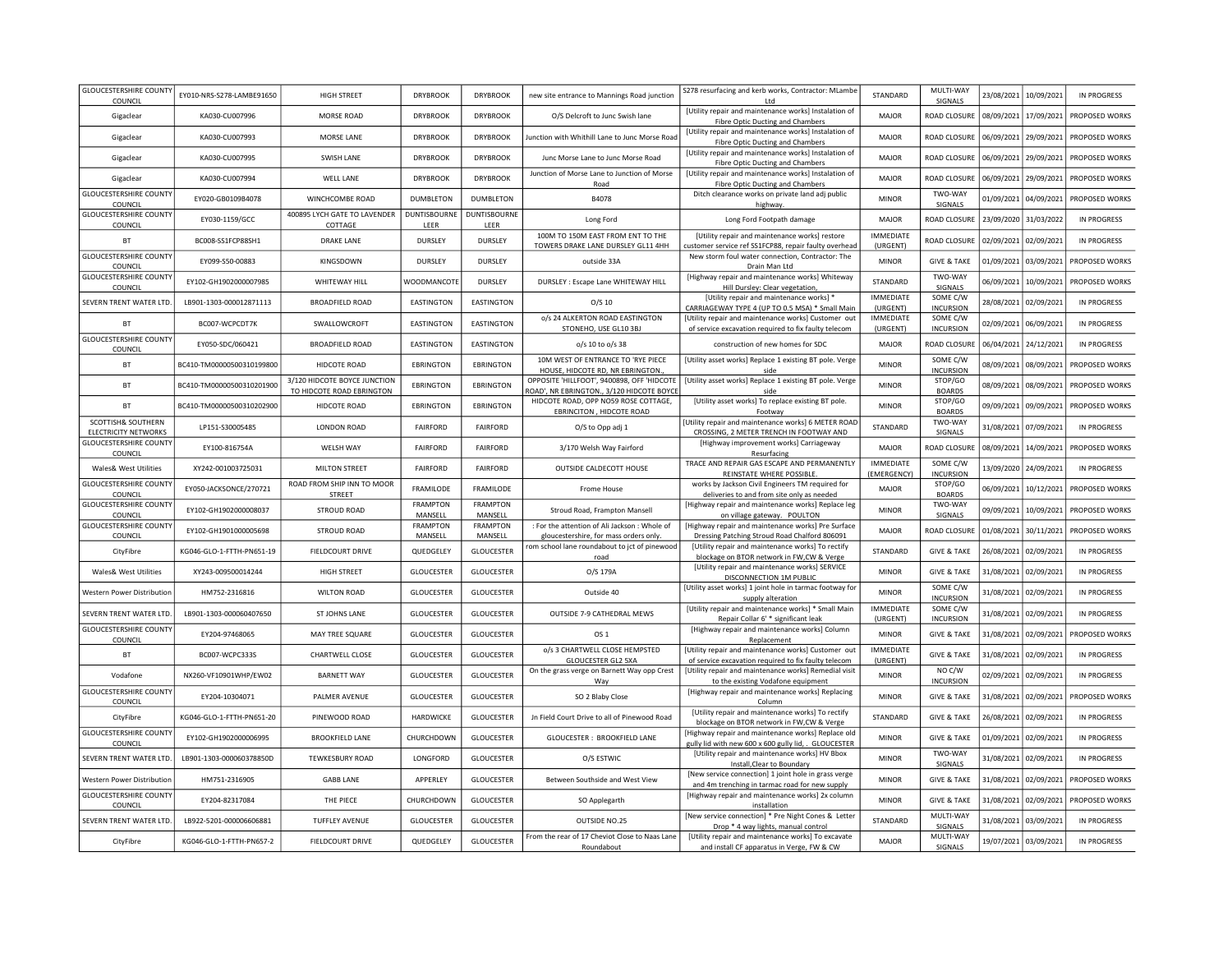| | | | | | | | | | | | |
|---|---|---|---|---|---|---|---|---|---|---|---|
| GLOUCESTERSHIRE COUNTY COUNCIL | EY010-NRS-S278-LAMBE91650 | HIGH STREET | DRYBROOK | DRYBROOK | new site entrance to Mannings Road junction | S278 resurfacing and kerb works, Contractor: MLambe Ltd | STANDARD | MULTI-WAY SIGNALS | 23/08/2021 | 10/09/2021 | IN PROGRESS |
| Gigaclear | KA030-CU007996 | MORSE ROAD | DRYBROOK | DRYBROOK | O/S Delcroft to Junc Swish lane | [Utility repair and maintenance works] Instalation of Fibre Optic Ducting and Chambers | MAJOR | ROAD CLOSURE | 08/09/2021 | 17/09/2021 | PROPOSED WORKS |
| Gigaclear | KA030-CU007993 | MORSE LANE | DRYBROOK | DRYBROOK | Junction with Whithill Lane to Junc Morse Road | [Utility repair and maintenance works] Instalation of Fibre Optic Ducting and Chambers | MAJOR | ROAD CLOSURE | 06/09/2021 | 29/09/2021 | PROPOSED WORKS |
| Gigaclear | KA030-CU007995 | SWISH LANE | DRYBROOK | DRYBROOK | Junc Morse Lane to Junc Morse Road | [Utility repair and maintenance works] Instalation of Fibre Optic Ducting and Chambers | MAJOR | ROAD CLOSURE | 06/09/2021 | 29/09/2021 | PROPOSED WORKS |
| Gigaclear | KA030-CU007994 | WELL LANE | DRYBROOK | DRYBROOK | Junction of Morse Lane to Junction of Morse Road | [Utility repair and maintenance works] Instalation of Fibre Optic Ducting and Chambers | MAJOR | ROAD CLOSURE | 06/09/2021 | 29/09/2021 | PROPOSED WORKS |
| GLOUCESTERSHIRE COUNTY COUNCIL | EY020-GB0109B4078 | WINCHCOMBE ROAD | DUMBLETON | DUMBLETON | B4078 | Ditch clearance works on private land adj public highway. | MINOR | TWO-WAY SIGNALS | 01/09/2021 | 04/09/2021 | PROPOSED WORKS |
| GLOUCESTERSHIRE COUNTY COUNCIL | EY030-1159/GCC | 400895 LYCH GATE TO LAVENDER COTTAGE | DUNTISBOURNE LEER | DUNTISBOURNE LEER | Long Ford | Long Ford Footpath damage | MAJOR | ROAD CLOSURE | 23/09/2020 | 31/03/2022 | IN PROGRESS |
| BT | BC008-SS1FCP88SH1 | DRAKE LANE | DURSLEY | DURSLEY | 100M TO 150M EAST FROM ENT TO THE TOWERS DRAKE LANE DURSLEY GL11 4HH | [Utility repair and maintenance works] restore customer service ref SS1FCP88, repair faulty overhead | IMMEDIATE (URGENT) | ROAD CLOSURE | 02/09/2021 | 02/09/2021 | IN PROGRESS |
| GLOUCESTERSHIRE COUNTY COUNCIL | EY099-S50-00883 | KINGSDOWN | DURSLEY | DURSLEY | outside 33A | New storm foul water connection, Contractor: The Drain Man Ltd | MINOR | GIVE & TAKE | 01/09/2021 | 03/09/2021 | PROPOSED WORKS |
| GLOUCESTERSHIRE COUNTY COUNCIL | EY102-GH1902000007985 | WHITEWAY HILL | WOODMANCOTE | DURSLEY | DURSLEY : Escape Lane WHITEWAY HILL | [Highway repair and maintenance works] Whiteway Hill Dursley: Clear vegetation, | STANDARD | TWO-WAY SIGNALS | 06/09/2021 | 10/09/2021 | PROPOSED WORKS |
| SEVERN TRENT WATER LTD. | LB901-1303-000012871113 | BROADFIELD ROAD | EASTINGTON | EASTINGTON | O/S 10 | [Utility repair and maintenance works] * CARRIAGEWAY TYPE 4 (UP TO 0.5 MSA) * Small Main | IMMEDIATE (URGENT) | SOME C/W INCURSION | 28/08/2021 | 02/09/2021 | IN PROGRESS |
| BT | BC007-WCPCDT7K | SWALLOWCROFT | EASTINGTON | EASTINGTON | o/s 24 ALKERTON ROAD EASTINGTON STONEHO, USE GL10 3BJ | [Utility repair and maintenance works] Customer out of service excavation required to fix faulty telecom | IMMEDIATE (URGENT) | SOME C/W INCURSION | 02/09/2021 | 06/09/2021 | IN PROGRESS |
| GLOUCESTERSHIRE COUNTY COUNCIL | EY050-SDC/060421 | BROADFIELD ROAD | EASTINGTON | EASTINGTON | o/s 10 to o/s 38 | construction of new homes for SDC | MAJOR | ROAD CLOSURE | 06/04/2021 | 24/12/2021 | IN PROGRESS |
| BT | BC410-TM00000500310199800 | HIDCOTE ROAD | EBRINGTON | EBRINGTON | 10M WEST OF ENTRANCE TO 'RYE PIECE HOUSE, HIDCOTE RD, NR EBRINGTON., | [Utility asset works] Replace 1 existing BT pole. Verge side | MINOR | SOME C/W INCURSION | 08/09/2021 | 08/09/2021 | PROPOSED WORKS |
| BT | BC410-TM00000500310201900 | 3/120 HIDCOTE BOYCE JUNCTION TO HIDCOTE ROAD EBRINGTON | EBRINGTON | EBRINGTON | OPPOSITE 'HILLFOOT', 9400898, OFF 'HIDCOTE ROAD', NR EBRINGTON., 3/120 HIDCOTE BOYCE | [Utility asset works] Replace 1 existing BT pole. Verge side | MINOR | STOP/GO BOARDS | 08/09/2021 | 08/09/2021 | PROPOSED WORKS |
| BT | BC410-TM00000500310202900 | HIDCOTE ROAD | EBRINGTON | EBRINGTON | HIDCOTE ROAD, OPP NO59 ROSE COTTAGE, EBRINCITON , HIDCOTE ROAD | [Utility asset works] To replace existing BT pole. Footway | MINOR | STOP/GO BOARDS | 09/09/2021 | 09/09/2021 | PROPOSED WORKS |
| SCOTTISH& SOUTHERN ELECTRICITY NETWORKS | LP151-S30005485 | LONDON ROAD | FAIRFORD | FAIRFORD | O/S to Opp adj 1 | [Utility repair and maintenance works] 6 METER ROAD CROSSING, 2 METER TRENCH IN FOOTWAY AND | STANDARD | TWO-WAY SIGNALS | 31/08/2021 | 07/09/2021 | IN PROGRESS |
| GLOUCESTERSHIRE COUNTY COUNCIL | EY100-816754A | WELSH WAY | FAIRFORD | FAIRFORD | 3/170 Welsh Way Fairford | [Highway improvement works] Carriageway Resurfacing | MAJOR | ROAD CLOSURE | 08/09/2021 | 14/09/2021 | PROPOSED WORKS |
| Wales& West Utilities | XY242-001003725031 | MILTON STREET | FAIRFORD | FAIRFORD | OUTSIDE CALDECOTT HOUSE | TRACE AND REPAIR GAS ESCAPE AND PERMANENTLY REINSTATE WHERE POSSIBLE. | IMMEDIATE (EMERGENCY) | SOME C/W INCURSION | 13/09/2020 | 24/09/2021 | IN PROGRESS |
| GLOUCESTERSHIRE COUNTY COUNCIL | EY050-JACKSONCE/270721 | ROAD FROM SHIP INN TO MOOR STREET | FRAMILODE | FRAMILODE | Frome House | works by Jackson Civil Engineers TM required for deliveries to and from site only as needed | MAJOR | STOP/GO BOARDS | 06/09/2021 | 10/12/2021 | PROPOSED WORKS |
| GLOUCESTERSHIRE COUNTY COUNCIL | EY102-GH1902000008037 | STROUD ROAD | FRAMPTON MANSELL | FRAMPTON MANSELL | Stroud Road, Frampton Mansell | [Highway repair and maintenance works] Replace leg on village gateway. POULTON | MINOR | TWO-WAY SIGNALS | 09/09/2021 | 10/09/2021 | PROPOSED WORKS |
| GLOUCESTERSHIRE COUNTY COUNCIL | EY102-GH1901000005698 | STROUD ROAD | FRAMPTON MANSELL | FRAMPTON MANSELL | : For the attention of Ali Jackson : Whole of gloucestershire, for mass orders only. | [Highway repair and maintenance works] Pre Surface Dressing Patching Stroud Road Chalford 806091 | MAJOR | ROAD CLOSURE | 01/08/2021 | 30/11/2021 | PROPOSED WORKS |
| CityFibre | KG046-GLO-1-FTTH-PN651-19 | FIELDCOURT DRIVE | QUEDGELEY | GLOUCESTER | rom school lane roundabout to jct of pinewood road | [Utility repair and maintenance works] To rectify blockage on BTOR network in FW,CW & Verge | STANDARD | GIVE & TAKE | 26/08/2021 | 02/09/2021 | IN PROGRESS |
| Wales& West Utilities | XY243-009500014244 | HIGH STREET | GLOUCESTER | GLOUCESTER | O/S 179A | [Utility repair and maintenance works] SERVICE DISCONNECTION 1M PUBLIC | MINOR | GIVE & TAKE | 31/08/2021 | 02/09/2021 | IN PROGRESS |
| Western Power Distribution | HM752-2316816 | WILTON ROAD | GLOUCESTER | GLOUCESTER | Outside 40 | [Utility asset works] 1 joint hole in tarmac footway for supply alteration | MINOR | SOME C/W INCURSION | 31/08/2021 | 02/09/2021 | IN PROGRESS |
| SEVERN TRENT WATER LTD. | LB901-1303-000060407650 | ST JOHNS LANE | GLOUCESTER | GLOUCESTER | OUTSIDE 7-9 CATHEDRAL MEWS | [Utility repair and maintenance works] * Small Main Repair Collar 6' * significant leak | IMMEDIATE (URGENT) | SOME C/W INCURSION | 31/08/2021 | 02/09/2021 | IN PROGRESS |
| GLOUCESTERSHIRE COUNTY COUNCIL | EY204-97468065 | MAY TREE SQUARE | GLOUCESTER | GLOUCESTER | OS 1 | [Highway repair and maintenance works] Column Replacement | MINOR | GIVE & TAKE | 31/08/2021 | 02/09/2021 | PROPOSED WORKS |
| BT | BC007-WCPC333S | CHARTWELL CLOSE | GLOUCESTER | GLOUCESTER | o/s 3 CHARTWELL CLOSE HEMPSTED GLOUCESTER GL2 5XA | [Utility repair and maintenance works] Customer out of service excavation required to fix faulty telecom | IMMEDIATE (URGENT) | GIVE & TAKE | 31/08/2021 | 02/09/2021 | IN PROGRESS |
| Vodafone | NX260-VF10901WHP/EW02 | BARNETT WAY | GLOUCESTER | GLOUCESTER | On the grass verge on Barnett Way opp Crest Way | [Utility repair and maintenance works] Remedial visit to the existing Vodafone equipment | MINOR | NO C/W INCURSION | 02/09/2021 | 02/09/2021 | IN PROGRESS |
| GLOUCESTERSHIRE COUNTY COUNCIL | EY204-10304071 | PALMER AVENUE | GLOUCESTER | GLOUCESTER | SO 2 Blaby Close | [Highway repair and maintenance works] Replacing Column | MINOR | GIVE & TAKE | 31/08/2021 | 02/09/2021 | PROPOSED WORKS |
| CityFibre | KG046-GLO-1-FTTH-PN651-20 | PINEWOOD ROAD | HARDWICKE | GLOUCESTER | Jn Field Court Drive to all of Pinewood Road | [Utility repair and maintenance works] To rectify blockage on BTOR network in FW,CW & Verge | STANDARD | GIVE & TAKE | 26/08/2021 | 02/09/2021 | IN PROGRESS |
| GLOUCESTERSHIRE COUNTY COUNCIL | EY102-GH1902000006995 | BROOKFIELD LANE | CHURCHDOWN | GLOUCESTER | GLOUCESTER : BROOKFIELD LANE | [Highway repair and maintenance works] Replace old gully lid with new 600 x 600 gully lid, . GLOUCESTER | MINOR | GIVE & TAKE | 01/09/2021 | 02/09/2021 | IN PROGRESS |
| SEVERN TRENT WATER LTD. | LB901-1303-000060378850D | TEWKESBURY ROAD | LONGFORD | GLOUCESTER | O/S ESTWIC | [Utility repair and maintenance works] HV Bbox Install,Clear to Boundary | MINOR | TWO-WAY SIGNALS | 31/08/2021 | 02/09/2021 | IN PROGRESS |
| Western Power Distribution | HM751-2316905 | GABB LANE | APPERLEY | GLOUCESTER | Between Southside and West View | [New service connection] 1 joint hole in grass verge and 4m trenching in tarmac road for new supply | MINOR | GIVE & TAKE | 31/08/2021 | 02/09/2021 | PROPOSED WORKS |
| GLOUCESTERSHIRE COUNTY COUNCIL | EY204-82317084 | THE PIECE | CHURCHDOWN | GLOUCESTER | SO Applegarth | [Highway repair and maintenance works] 2x column installation | MINOR | GIVE & TAKE | 31/08/2021 | 02/09/2021 | PROPOSED WORKS |
| SEVERN TRENT WATER LTD. | LB922-5201-000006606881 | TUFFLEY AVENUE | GLOUCESTER | GLOUCESTER | OUTSIDE NO.25 | [New service connection] * Pre Night Cones & Letter Drop * 4 way lights, manual control | STANDARD | MULTI-WAY SIGNALS | 31/08/2021 | 03/09/2021 | IN PROGRESS |
| CityFibre | KG046-GLO-1-FTTH-PN657-2 | FIELDCOURT DRIVE | QUEDGELEY | GLOUCESTER | From the rear of 17 Cheviot Close to Naas Lane Roundabout | [Utility repair and maintenance works] To excavate and install CF apparatus in Verge, FW & CW | MAJOR | MULTI-WAY SIGNALS | 19/07/2021 | 03/09/2021 | IN PROGRESS |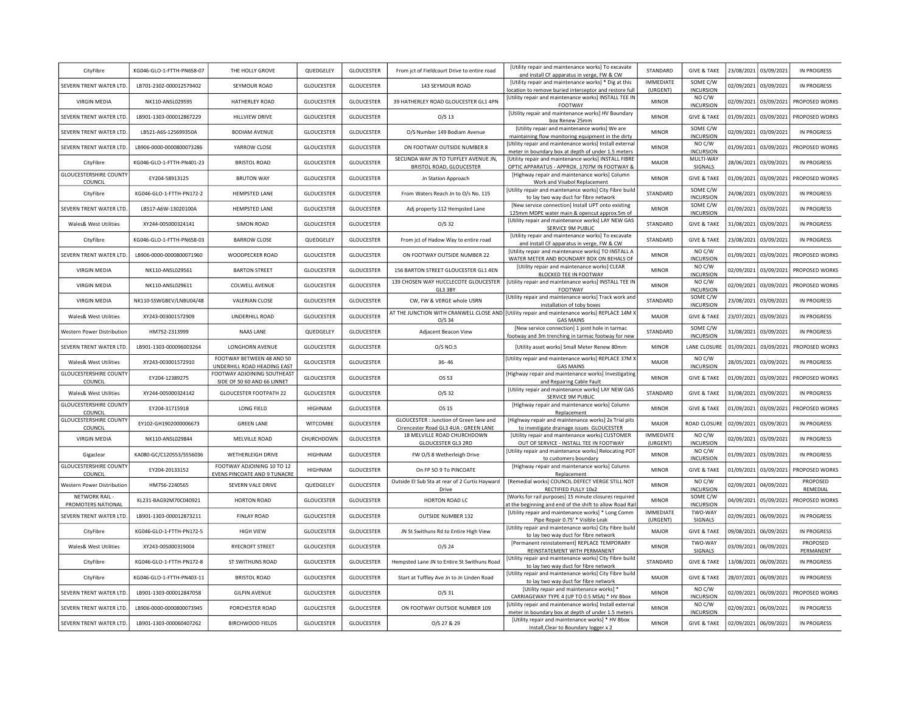| | | | | | | | | | | | |
|---|---|---|---|---|---|---|---|---|---|---|---|
| CityFibre | KG046-GLO-1-FTTH-PN658-07 | THE HOLLY GROVE | QUEDGELEY | GLOUCESTER | From jct of Fieldcourt Drive to entire road | [Utility repair and maintenance works] To excavate and install CF apparatus in verge, FW & CW | STANDARD | GIVE & TAKE | 23/08/2021 | 03/09/2021 | IN PROGRESS |
| SEVERN TRENT WATER LTD. | LB701-2302-000012579402 | SEYMOUR ROAD | GLOUCESTER | GLOUCESTER | 143 SEYMOUR ROAD | [Utility repair and maintenance works] * Dig at this location to remove buried interceptor and restore full | IMMEDIATE (URGENT) | SOME C/W INCURSION | 02/09/2021 | 03/09/2021 | IN PROGRESS |
| VIRGIN MEDIA | NK110-ANSL029595 | HATHERLEY ROAD | GLOUCESTER | GLOUCESTER | 39 HATHERLEY ROAD GLOUCESTER GL1 4PN | [Utility repair and maintenance works] INSTALL TEE IN FOOTWAY | MINOR | NO C/W INCURSION | 02/09/2021 | 03/09/2021 | PROPOSED WORKS |
| SEVERN TRENT WATER LTD. | LB901-1303-000012867229 | HILLVIEW DRIVE | GLOUCESTER | GLOUCESTER | O/S 13 | [Utility repair and maintenance works] HV Boundary box Renew 25mm | MINOR | GIVE & TAKE | 01/09/2021 | 03/09/2021 | PROPOSED WORKS |
| SEVERN TRENT WATER LTD. | LB521-A6S-125699350A | BODIAM AVENUE | GLOUCESTER | GLOUCESTER | O/S Number 149 Bodiam Avenue | [Utility repair and maintenance works] We are maintaining flow monitoring equipment in the dirty | MINOR | SOME C/W INCURSION | 02/09/2021 | 03/09/2021 | IN PROGRESS |
| SEVERN TRENT WATER LTD. | LB906-0000-0000800073286 | YARROW CLOSE | GLOUCESTER | GLOUCESTER | ON FOOTWAY OUTSIDE NUMBER 8 | [Utility repair and maintenance works] Install external meter in boundary box at depth of under 1.5 meters | MINOR | NO C/W INCURSION | 01/09/2021 | 03/09/2021 | PROPOSED WORKS |
| CityFibre | KG046-GLO-1-FTTH-PN401-23 | BRISTOL ROAD | GLOUCESTER | GLOUCESTER | SECUNDA WAY JN TO TUFFLEY AVENUE JN, BRISTOL ROAD, GLOUCESTER | [Utility repair and maintenance works] INSTALL FIBRE OPTIC APPARATUS - APPROX. 1707M IN FOOTWAY & | MAJOR | MULTI-WAY SIGNALS | 28/06/2021 | 03/09/2021 | IN PROGRESS |
| GLOUCESTERSHIRE COUNTY COUNCIL | EY204-58913125 | BRUTON WAY | GLOUCESTER | GLOUCESTER | Jn Station Approach | [Highway repair and maintenance works] Column Work and Visabol Replacement | MINOR | GIVE & TAKE | 01/09/2021 | 03/09/2021 | PROPOSED WORKS |
| CityFibre | KG046-GLO-1-FTTH-PN172-2 | HEMPSTED LANE | GLOUCESTER | GLOUCESTER | From Waters Reach Jn to O/s No. 115 | [Utility repair and maintenance works] City Fibre build to lay two way duct for fibre network | STANDARD | SOME C/W INCURSION | 24/08/2021 | 03/09/2021 | IN PROGRESS |
| SEVERN TRENT WATER LTD. | LB517-A6W-13020100A | HEMPSTED LANE | GLOUCESTER | GLOUCESTER | Adj property 112 Hempsted Lane | [New service connection] Install UPT onto existing 125mm MDPE water main & opencut approx.5m of | MINOR | SOME C/W INCURSION | 01/09/2021 | 03/09/2021 | IN PROGRESS |
| Wales& West Utilities | XY244-005000324141 | SIMON ROAD | GLOUCESTER | GLOUCESTER | O/S 32 | [Utility repair and maintenance works] LAY NEW GAS SERVICE 9M PUBLIC | STANDARD | GIVE & TAKE | 31/08/2021 | 03/09/2021 | IN PROGRESS |
| CityFibre | KG046-GLO-1-FTTH-PN658-03 | BARROW CLOSE | QUEDGELEY | GLOUCESTER | From jct of Hadow Way to entire road | [Utility repair and maintenance works] To excavate and install CF apparatus in verge, FW & CW | STANDARD | GIVE & TAKE | 23/08/2021 | 03/09/2021 | IN PROGRESS |
| SEVERN TRENT WATER LTD. | LB906-0000-0000800071960 | WOODPECKER ROAD | GLOUCESTER | GLOUCESTER | ON FOOTWAY OUTSIDE NUMBER 22 | [Utility repair and maintenance works] TO INSTALL A WATER METER AND BOUNDARY BOX ON BEHALS OF | MINOR | NO C/W INCURSION | 01/09/2021 | 03/09/2021 | PROPOSED WORKS |
| VIRGIN MEDIA | NK110-ANSL029561 | BARTON STREET | GLOUCESTER | GLOUCESTER | 156 BARTON STREET GLOUCESTER GL1 4EN | [Utility repair and maintenance works] CLEAR BLOCKED TEE IN FOOTWAY | MINOR | NO C/W INCURSION | 02/09/2021 | 03/09/2021 | PROPOSED WORKS |
| VIRGIN MEDIA | NK110-ANSL029611 | COLWELL AVENUE | GLOUCESTER | GLOUCESTER | 139 CHOSEN WAY HUCCLECOTE GLOUCESTER GL3 3BY | [Utility repair and maintenance works] INSTALL TEE IN FOOTWAY | MINOR | NO C/W INCURSION | 02/09/2021 | 03/09/2021 | PROPOSED WORKS |
| VIRGIN MEDIA | NK110-SSWGBEV/LNBU04/48 | VALERIAN CLOSE | GLOUCESTER | GLOUCESTER | CW, FW & VERGE whole USRN | [Utility repair and maintenance works] Track work and installation of toby boxes | STANDARD | SOME C/W INCURSION | 23/08/2021 | 03/09/2021 | IN PROGRESS |
| Wales& West Utilities | XY243-003001572909 | UNDERHILL ROAD | GLOUCESTER | GLOUCESTER | AT THE JUNCTION WITH CRANWELL CLOSE AND O/S 34 | [Utility repair and maintenance works] REPLACE 14M X GAS MAINS | MAJOR | GIVE & TAKE | 23/07/2021 | 03/09/2021 | IN PROGRESS |
| Western Power Distribution | HM752-2313999 | NAAS LANE | QUEDGELEY | GLOUCESTER | Adjacent Beacon View | [New service connection] 1 joint hole in tarmac footway and 3m trenching in tarmac footway for new | STANDARD | SOME C/W INCURSION | 31/08/2021 | 03/09/2021 | IN PROGRESS |
| SEVERN TRENT WATER LTD. | LB901-1303-000096003264 | LONGHORN AVENUE | GLOUCESTER | GLOUCESTER | O/S NO.5 | [Utility asset works] Small Meter Renew 80mm | MINOR | LANE CLOSURE | 01/09/2021 | 03/09/2021 | PROPOSED WORKS |
| Wales& West Utilities | XY243-003001572910 | FOOTWAY BETWEEN 48 AND 50 UNDERHILL ROAD HEADING EAST | GLOUCESTER | GLOUCESTER | 36- 46 | [Utility repair and maintenance works] REPLACE 37M X GAS MAINS | MAJOR | NO C/W INCURSION | 28/05/2021 | 03/09/2021 | IN PROGRESS |
| GLOUCESTERSHIRE COUNTY COUNCIL | EY204-12389275 | FOOTWAY ADJOINING SOUTHEAST SIDE OF 50 60 AND 66 LINNET | GLOUCESTER | GLOUCESTER | OS 53 | [Highway repair and maintenance works] Investigating and Repairing Cable Fault | MINOR | GIVE & TAKE | 01/09/2021 | 03/09/2021 | PROPOSED WORKS |
| Wales& West Utilities | XY244-005000324142 | GLOUCESTER FOOTPATH 22 | GLOUCESTER | GLOUCESTER | O/S 32 | [Utility repair and maintenance works] LAY NEW GAS SERVICE 9M PUBLIC | STANDARD | GIVE & TAKE | 31/08/2021 | 03/09/2021 | IN PROGRESS |
| GLOUCESTERSHIRE COUNTY COUNCIL | EY204-31715918 | LONG FIELD | HIGHNAM | GLOUCESTER | OS 15 | [Highway repair and maintenance works] Column Replacement | MINOR | GIVE & TAKE | 01/09/2021 | 03/09/2021 | PROPOSED WORKS |
| GLOUCESTERSHIRE COUNTY COUNCIL | EY102-GH1902000006673 | GREEN LANE | WITCOMBE | GLOUCESTER | GLOUCESTER : Junction of Green lane and Cirencester Road GL3 4UA : GREEN LANE | [Highway repair and maintenance works] 2x Trial pits to investigate drainage issues GLOUCESTER | MAJOR | ROAD CLOSURE | 02/09/2021 | 03/09/2021 | IN PROGRESS |
| VIRGIN MEDIA | NK110-ANSL029844 | MELVILLE ROAD | CHURCHDOWN | GLOUCESTER | 18 MELVILLE ROAD CHURCHDOWN GLOUCESTER GL3 2RD | [Utility repair and maintenance works] CUSTOMER OUT OF SERVICE - INSTALL TEE IN FOOTWAY | IMMEDIATE (URGENT) | NO C/W INCURSION | 02/09/2021 | 03/09/2021 | IN PROGRESS |
| Gigaclear | KA080-GC/C120553/S556036 | WETHERLEIGH DRIVE | HIGHNAM | GLOUCESTER | FW O/S 8 Wetherleigh Drive | [Utility repair and maintenance works] Relocating POT to customers boundary | MINOR | NO C/W INCURSION | 01/09/2021 | 03/09/2021 | IN PROGRESS |
| GLOUCESTERSHIRE COUNTY COUNCIL | EY204-20133152 | FOOTWAY ADJOINING 10 TO 12 EVENS PINCOATE AND 9 TUNACRE | HIGHNAM | GLOUCESTER | On FP SO 9 To PINCOATE | [Highway repair and maintenance works] Column Replacement | MINOR | GIVE & TAKE | 01/09/2021 | 03/09/2021 | PROPOSED WORKS |
| Western Power Distribution | HM756-2240565 | SEVERN VALE DRIVE | QUEDGELEY | GLOUCESTER | Outside El Sub Sta at rear of 2 Curtis Hayward Drive | [Remedial works] COUNCIL DEFECT VERGE STILL NOT RECTIFIED FULLY 10x2 | MINOR | NO C/W INCURSION | 02/09/2021 | 04/09/2021 | PROPOSED REMEDIAL |
| NETWORK RAIL - PROMOTERS NATIONAL | KL231-BAG92M70C040921 | HORTON ROAD | GLOUCESTER | GLOUCESTER | HORTON ROAD LC | [Works for rail purposes] 15 minute closures required at the beginning and end of the shift to allow Road Rail | MINOR | SOME C/W INCURSION | 04/09/2021 | 05/09/2021 | PROPOSED WORKS |
| SEVERN TRENT WATER LTD. | LB901-1303-000012873211 | FINLAY ROAD | GLOUCESTER | GLOUCESTER | OUTSIDE NUMBER 132 | [Utility repair and maintenance works] * Long Comm Pipe Repair 0.75' * Visible Leak | IMMEDIATE (URGENT) | TWO-WAY SIGNALS | 02/09/2021 | 06/09/2021 | IN PROGRESS |
| CityFibre | KG046-GLO-1-FTTH-PN172-5 | HIGH VIEW | GLOUCESTER | GLOUCESTER | JN St Swithuns Rd to Entire High View | [Utility repair and maintenance works] City Fibre build to lay two way duct for fibre network | MAJOR | GIVE & TAKE | 09/08/2021 | 06/09/2021 | IN PROGRESS |
| Wales& West Utilities | XY243-005000319004 | RYECROFT STREET | GLOUCESTER | GLOUCESTER | O/S 24 | [Permanent reinstatement] REPLACE TEMPORARY REINSTATEMENT WITH PERMANENT | MINOR | TWO-WAY SIGNALS | 03/09/2021 | 06/09/2021 | PROPOSED PERMANENT |
| CityFibre | KG046-GLO-1-FTTH-PN172-8 | ST SWITHUNS ROAD | GLOUCESTER | GLOUCESTER | Hempsted Lane JN to Entire St Swithuns Road | [Utility repair and maintenance works] City Fibre build to lay two way duct for fibre network | STANDARD | GIVE & TAKE | 13/08/2021 | 06/09/2021 | IN PROGRESS |
| CityFibre | KG046-GLO-1-FTTH-PN403-11 | BRISTOL ROAD | GLOUCESTER | GLOUCESTER | Start at Tuffley Ave Jn to Jn Linden Road | [Utility repair and maintenance works] City Fibre build to lay two way duct for fibre network | MAJOR | GIVE & TAKE | 28/07/2021 | 06/09/2021 | IN PROGRESS |
| SEVERN TRENT WATER LTD. | LB901-1303-000012847058 | GILPIN AVENUE | GLOUCESTER | GLOUCESTER | O/S 31 | [Utility repair and maintenance works] * CARRIAGEWAY TYPE 4 (UP TO 0.5 MSA) * HV Bbox | MINOR | NO C/W INCURSION | 02/09/2021 | 06/09/2021 | PROPOSED WORKS |
| SEVERN TRENT WATER LTD. | LB906-0000-0000800073945 | PORCHESTER ROAD | GLOUCESTER | GLOUCESTER | ON FOOTWAY OUTSIDE NUMBER 109 | [Utility repair and maintenance works] Install external meter in boundary box at depth of under 1.5 meters | MINOR | NO C/W INCURSION | 02/09/2021 | 06/09/2021 | IN PROGRESS |
| SEVERN TRENT WATER LTD. | LB901-1303-000060407262 | BIRCHWOOD FIELDS | GLOUCESTER | GLOUCESTER | O/S 27 & 29 | [Utility repair and maintenance works] * HV Bbox Install,Clear to Boundary logger x 2 | MINOR | GIVE & TAKE | 02/09/2021 | 06/09/2021 | IN PROGRESS |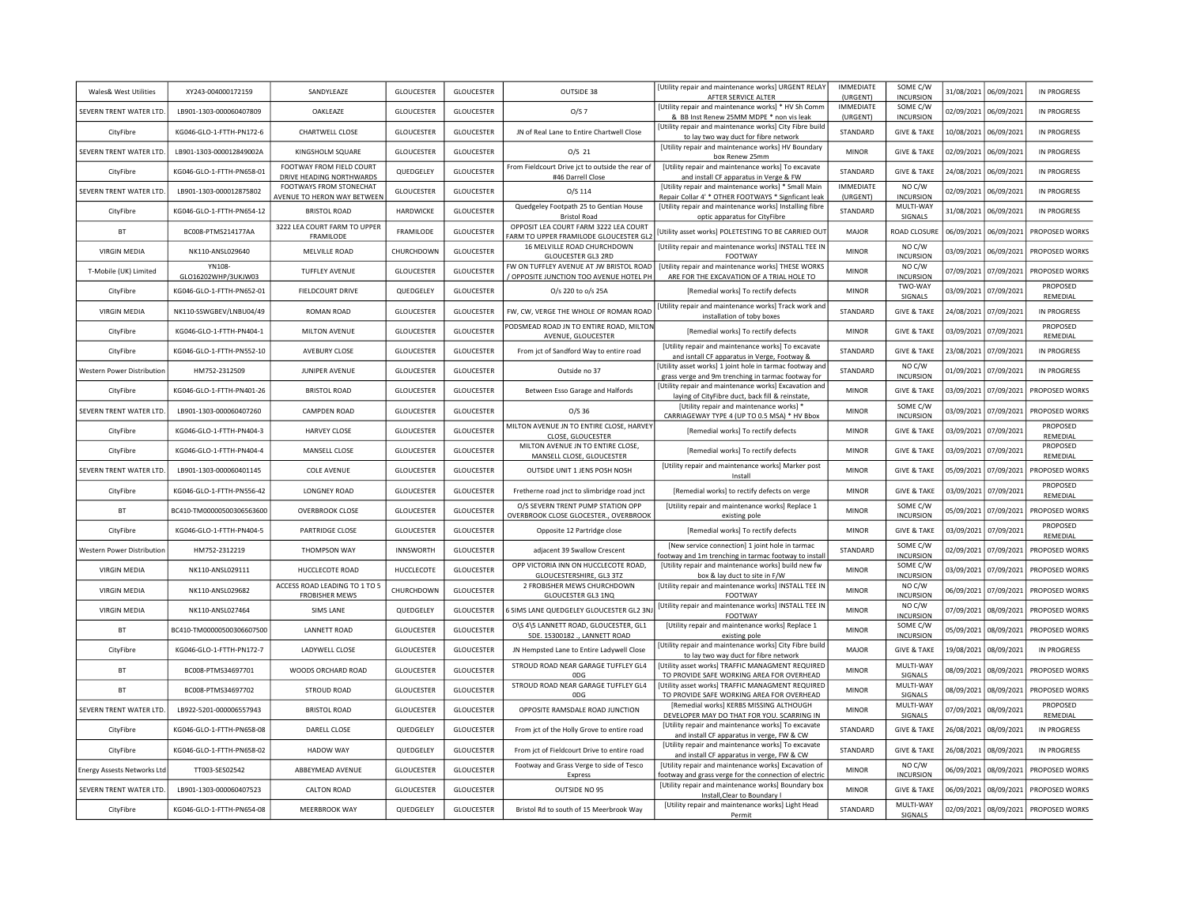| | | | | | | | | | | | |
|---|---|---|---|---|---|---|---|---|---|---|---|
| Wales& West Utilities | XY243-004000172159 | SANDYLEAZE | GLOUCESTER | GLOUCESTER | OUTSIDE 38 | [Utility repair and maintenance works] URGENT RELAY AFTER SERVICE ALTER | IMMEDIATE (URGENT) | SOME C/W INCURSION | 31/08/2021 | 06/09/2021 | IN PROGRESS |
| SEVERN TRENT WATER LTD. | LB901-1303-000060407809 | OAKLEAZE | GLOUCESTER | GLOUCESTER | O/S 7 | [Utility repair and maintenance works] * HV Sh Comm & BB Inst Renew 25MM MDPE * non vis leak | IMMEDIATE (URGENT) | SOME C/W INCURSION | 02/09/2021 | 06/09/2021 | IN PROGRESS |
| CityFibre | KG046-GLO-1-FTTH-PN172-6 | CHARTWELL CLOSE | GLOUCESTER | GLOUCESTER | JN of Real Lane to Entire Chartwell Close | [Utility repair and maintenance works] City Fibre build to lay two way duct for fibre network | STANDARD | GIVE & TAKE | 10/08/2021 | 06/09/2021 | IN PROGRESS |
| SEVERN TRENT WATER LTD. | LB901-1303-000012849002A | KINGSHOLM SQUARE | GLOUCESTER | GLOUCESTER | O/S 21 | [Utility repair and maintenance works] HV Boundary box Renew 25mm | MINOR | GIVE & TAKE | 02/09/2021 | 06/09/2021 | IN PROGRESS |
| CityFibre | KG046-GLO-1-FTTH-PN658-01 | FOOTWAY FROM FIELD COURT DRIVE HEADING NORTHWARDS | QUEDGELEY | GLOUCESTER | From Fieldcourt Drive jct to outside the rear of #46 Darrell Close | [Utility repair and maintenance works] To excavate and install CF apparatus in Verge & FW | STANDARD | GIVE & TAKE | 24/08/2021 | 06/09/2021 | IN PROGRESS |
| SEVERN TRENT WATER LTD. | LB901-1303-000012875802 | FOOTWAYS FROM STONECHAT AVENUE TO HERON WAY BETWEEN | GLOUCESTER | GLOUCESTER | O/S 114 | [Utility repair and maintenance works] * Small Main Repair Collar 4' * OTHER FOOTWAYS * Signficant leak | IMMEDIATE (URGENT) | NO C/W INCURSION | 02/09/2021 | 06/09/2021 | IN PROGRESS |
| CityFibre | KG046-GLO-1-FTTH-PN654-12 | BRISTOL ROAD | HARDWICKE | GLOUCESTER | Quedgeley Footpath 25 to Gentian House Bristol Road | [Utility repair and maintenance works] Installing fibre optic apparatus for CityFibre | STANDARD | MULTI-WAY SIGNALS | 31/08/2021 | 06/09/2021 | IN PROGRESS |
| BT | BC008-PTMS214177AA | 3222 LEA COURT FARM TO UPPER FRAMILODE | FRAMILODE | GLOUCESTER | OPPOSIT LEA COURT FARM 3222 LEA COURT FARM TO UPPER FRAMILODE GLOUCESTER GL2 | [Utility asset works] POLETESTING TO BE CARRIED OUT | MAJOR | ROAD CLOSURE | 06/09/2021 | 06/09/2021 | PROPOSED WORKS |
| VIRGIN MEDIA | NK110-ANSL029640 | MELVILLE ROAD | CHURCHDOWN | GLOUCESTER | 16 MELVILLE ROAD CHURCHDOWN GLOUCESTER GL3 2RD | [Utility repair and maintenance works] INSTALL TEE IN FOOTWAY | MINOR | NO C/W INCURSION | 03/09/2021 | 06/09/2021 | PROPOSED WORKS |
| T-Mobile (UK) Limited | YN108-GLO16202WHP/3UKJW03 | TUFFLEY AVENUE | GLOUCESTER | GLOUCESTER | FW ON TUFFLEY AVENUE AT JW BRISTOL ROAD / OPPOSITE JUNCTION TOO AVENUE HOTEL PH | [Utility repair and maintenance works] THESE WORKS ARE FOR THE EXCAVATION OF A TRIAL HOLE TO | MINOR | NO C/W INCURSION | 07/09/2021 | 07/09/2021 | PROPOSED WORKS |
| CityFibre | KG046-GLO-1-FTTH-PN652-01 | FIELDCOURT DRIVE | QUEDGELEY | GLOUCESTER | O/s 220 to o/s 25A | [Remedial works] To rectify defects | MINOR | TWO-WAY SIGNALS | 03/09/2021 | 07/09/2021 | PROPOSED REMEDIAL |
| VIRGIN MEDIA | NK110-SSWGBEV/LNBU04/49 | ROMAN ROAD | GLOUCESTER | GLOUCESTER | FW, CW, VERGE THE WHOLE OF ROMAN ROAD | [Utility repair and maintenance works] Track work and installation of toby boxes | STANDARD | GIVE & TAKE | 24/08/2021 | 07/09/2021 | IN PROGRESS |
| CityFibre | KG046-GLO-1-FTTH-PN404-1 | MILTON AVENUE | GLOUCESTER | GLOUCESTER | PODSMEAD ROAD JN TO ENTIRE ROAD, MILTON AVENUE, GLOUCESTER | [Remedial works] To rectify defects | MINOR | GIVE & TAKE | 03/09/2021 | 07/09/2021 | PROPOSED REMEDIAL |
| CityFibre | KG046-GLO-1-FTTH-PN552-10 | AVEBURY CLOSE | GLOUCESTER | GLOUCESTER | From jct of Sandford Way to entire road | [Utility repair and maintenance works] To excavate and isntall CF apparatus in Verge, Footway & | STANDARD | GIVE & TAKE | 23/08/2021 | 07/09/2021 | IN PROGRESS |
| Western Power Distribution | HM752-2312509 | JUNIPER AVENUE | GLOUCESTER | GLOUCESTER | Outside no 37 | [Utility asset works] 1 joint hole in tarmac footway and grass verge and 9m trenching in tarmac footway for | STANDARD | NO C/W INCURSION | 01/09/2021 | 07/09/2021 | IN PROGRESS |
| CityFibre | KG046-GLO-1-FTTH-PN401-26 | BRISTOL ROAD | GLOUCESTER | GLOUCESTER | Between Esso Garage and Halfords | [Utility repair and maintenance works] Excavation and laying of CityFibre duct, back fill & reinstate, | MINOR | GIVE & TAKE | 03/09/2021 | 07/09/2021 | PROPOSED WORKS |
| SEVERN TRENT WATER LTD. | LB901-1303-000060407260 | CAMPDEN ROAD | GLOUCESTER | GLOUCESTER | O/S 36 | [Utility repair and maintenance works] * CARRIAGEWAY TYPE 4 (UP TO 0.5 MSA) * HV Bbox | MINOR | SOME C/W INCURSION | 03/09/2021 | 07/09/2021 | PROPOSED WORKS |
| CityFibre | KG046-GLO-1-FTTH-PN404-3 | HARVEY CLOSE | GLOUCESTER | GLOUCESTER | MILTON AVENUE JN TO ENTIRE CLOSE, HARVEY CLOSE, GLOUCESTER | [Remedial works] To rectify defects | MINOR | GIVE & TAKE | 03/09/2021 | 07/09/2021 | PROPOSED REMEDIAL |
| CityFibre | KG046-GLO-1-FTTH-PN404-4 | MANSELL CLOSE | GLOUCESTER | GLOUCESTER | MILTON AVENUE JN TO ENTIRE CLOSE, MANSELL CLOSE, GLOUCESTER | [Remedial works] To rectify defects | MINOR | GIVE & TAKE | 03/09/2021 | 07/09/2021 | PROPOSED REMEDIAL |
| SEVERN TRENT WATER LTD. | LB901-1303-000060401145 | COLE AVENUE | GLOUCESTER | GLOUCESTER | OUTSIDE UNIT 1 JENS POSH NOSH | [Utility repair and maintenance works] Marker post Install | MINOR | GIVE & TAKE | 05/09/2021 | 07/09/2021 | PROPOSED WORKS |
| CityFibre | KG046-GLO-1-FTTH-PN556-42 | LONGNEY ROAD | GLOUCESTER | GLOUCESTER | Fretherne road jnct to slimbridge road jnct | [Remedial works] to rectify defects on verge | MINOR | GIVE & TAKE | 03/09/2021 | 07/09/2021 | PROPOSED REMEDIAL |
| BT | BC410-TM00000500306563600 | OVERBROOK CLOSE | GLOUCESTER | GLOUCESTER | O/S SEVERN TRENT PUMP STATION OPP OVERBROOK CLOSE GLOCESTER., OVERBROOK | [Utility repair and maintenance works] Replace 1 existing pole | MINOR | SOME C/W INCURSION | 05/09/2021 | 07/09/2021 | PROPOSED WORKS |
| CityFibre | KG046-GLO-1-FTTH-PN404-5 | PARTRIDGE CLOSE | GLOUCESTER | GLOUCESTER | Opposite 12 Partridge close | [Remedial works] To rectify defects | MINOR | GIVE & TAKE | 03/09/2021 | 07/09/2021 | PROPOSED REMEDIAL |
| Western Power Distribution | HM752-2312219 | THOMPSON WAY | INNSWORTH | GLOUCESTER | adjacent 39 Swallow Crescent | [New service connection] 1 joint hole in tarmac footway and 1m trenching in tarmac footway to install | STANDARD | SOME C/W INCURSION | 02/09/2021 | 07/09/2021 | PROPOSED WORKS |
| VIRGIN MEDIA | NK110-ANSL029111 | HUCCLECOTE ROAD | HUCCLECOTE | GLOUCESTER | OPP VICTORIA INN ON HUCCLECOTE ROAD, GLOUCESTERSHIRE, GL3 3TZ | [Utility repair and maintenance works] build new fw box & lay duct to site in F/W | MINOR | SOME C/W INCURSION | 03/09/2021 | 07/09/2021 | PROPOSED WORKS |
| VIRGIN MEDIA | NK110-ANSL029682 | ACCESS ROAD LEADING TO 1 TO 5 FROBISHER MEWS | CHURCHDOWN | GLOUCESTER | 2 FROBISHER MEWS CHURCHDOWN GLOUCESTER GL3 1NQ | [Utility repair and maintenance works] INSTALL TEE IN FOOTWAY | MINOR | NO C/W INCURSION | 06/09/2021 | 07/09/2021 | PROPOSED WORKS |
| VIRGIN MEDIA | NK110-ANSL027464 | SIMS LANE | QUEDGELEY | GLOUCESTER | 6 SIMS LANE QUEDGELEY GLOUCESTER GL2 3NJ | [Utility repair and maintenance works] INSTALL TEE IN FOOTWAY | MINOR | NO C/W INCURSION | 07/09/2021 | 08/09/2021 | PROPOSED WORKS |
| BT | BC410-TM00000500306607500 | LANNETT ROAD | GLOUCESTER | GLOUCESTER | O\S 4\5 LANNETT ROAD, GLOUCESTER, GL1 5DE. 15300182 ., LANNETT ROAD | [Utility repair and maintenance works] Replace 1 existing pole | MINOR | SOME C/W INCURSION | 05/09/2021 | 08/09/2021 | PROPOSED WORKS |
| CityFibre | KG046-GLO-1-FTTH-PN172-7 | LADYWELL CLOSE | GLOUCESTER | GLOUCESTER | JN Hempsted Lane to Entire Ladywell Close | [Utility repair and maintenance works] City Fibre build to lay two way duct for fibre network | MAJOR | GIVE & TAKE | 19/08/2021 | 08/09/2021 | IN PROGRESS |
| BT | BC008-PTMS34697701 | WOODS ORCHARD ROAD | GLOUCESTER | GLOUCESTER | STROUD ROAD NEAR GARAGE TUFFLEY GL4 0DG | [Utility asset works] TRAFFIC MANAGMENT REQUIRED TO PROVIDE SAFE WORKING AREA FOR OVERHEAD | MINOR | MULTI-WAY SIGNALS | 08/09/2021 | 08/09/2021 | PROPOSED WORKS |
| BT | BC008-PTMS34697702 | STROUD ROAD | GLOUCESTER | GLOUCESTER | STROUD ROAD NEAR GARAGE TUFFLEY GL4 0DG | [Utility asset works] TRAFFIC MANAGMENT REQUIRED TO PROVIDE SAFE WORKING AREA FOR OVERHEAD | MINOR | MULTI-WAY SIGNALS | 08/09/2021 | 08/09/2021 | PROPOSED WORKS |
| SEVERN TRENT WATER LTD. | LB922-5201-000006557943 | BRISTOL ROAD | GLOUCESTER | GLOUCESTER | OPPOSITE RAMSDALE ROAD JUNCTION | [Remedial works] KERBS MISSING ALTHOUGH DEVELOPER MAY DO THAT FOR YOU. SCARRING IN | MINOR | MULTI-WAY SIGNALS | 07/09/2021 | 08/09/2021 | PROPOSED REMEDIAL |
| CityFibre | KG046-GLO-1-FTTH-PN658-08 | DARELL CLOSE | QUEDGELEY | GLOUCESTER | From jct of the Holly Grove to entire road | [Utility repair and maintenance works] To excavate and install CF apparatus in verge, FW & CW | STANDARD | GIVE & TAKE | 26/08/2021 | 08/09/2021 | IN PROGRESS |
| CityFibre | KG046-GLO-1-FTTH-PN658-02 | HADOW WAY | QUEDGELEY | GLOUCESTER | From jct of Fieldcourt Drive to entire road | [Utility repair and maintenance works] To excavate and install CF apparatus in verge, FW & CW | STANDARD | GIVE & TAKE | 26/08/2021 | 08/09/2021 | IN PROGRESS |
| Energy Assests Networks Ltd | TT003-SES02542 | ABBEYMEAD AVENUE | GLOUCESTER | GLOUCESTER | Footway and Grass Verge to side of Tesco Express | [Utility repair and maintenance works] Excavation of footway and grass verge for the connection of electric | MINOR | NO C/W INCURSION | 06/09/2021 | 08/09/2021 | PROPOSED WORKS |
| SEVERN TRENT WATER LTD. | LB901-1303-000060407523 | CALTON ROAD | GLOUCESTER | GLOUCESTER | OUTSIDE NO 95 | [Utility repair and maintenance works] Boundary box Install,Clear to Boundary I | MINOR | GIVE & TAKE | 06/09/2021 | 08/09/2021 | PROPOSED WORKS |
| CityFibre | KG046-GLO-1-FTTH-PN654-08 | MEERBROOK WAY | QUEDGELEY | GLOUCESTER | Bristol Rd to south of 15 Meerbrook Way | [Utility repair and maintenance works] Light Head Permit | STANDARD | MULTI-WAY SIGNALS | 02/09/2021 | 08/09/2021 | PROPOSED WORKS |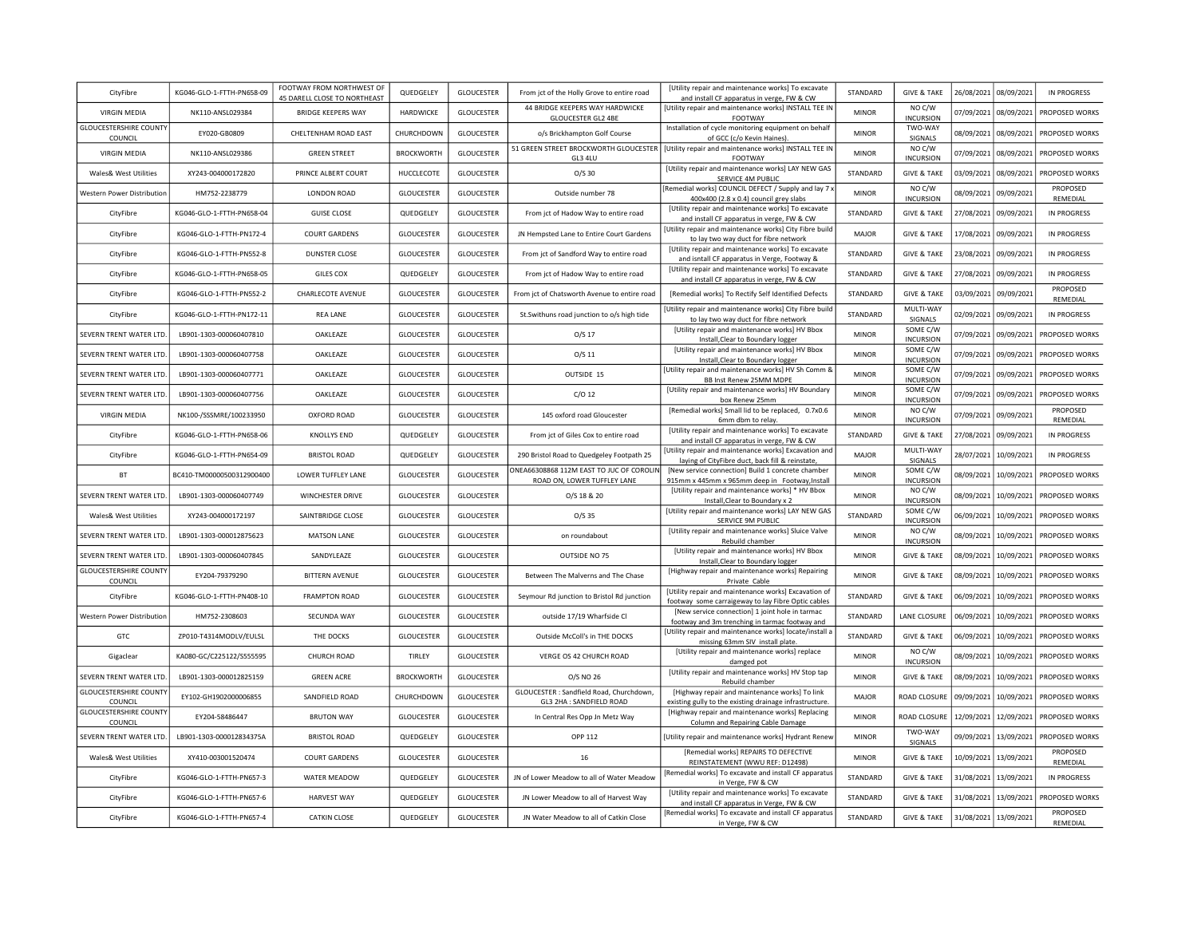| | | | | | | | | | | | |
|---|---|---|---|---|---|---|---|---|---|---|---|
| CityFibre | KG046-GLO-1-FTTH-PN658-09 | FOOTWAY FROM NORTHWEST OF 45 DARELL CLOSE TO NORTHEAST | QUEDGELEY | GLOUCESTER | From jct of the Holly Grove to entire road | [Utility repair and maintenance works] To excavate and install CF apparatus in verge, FW & CW | STANDARD | GIVE & TAKE | 26/08/2021 | 08/09/2021 | IN PROGRESS |
| VIRGIN MEDIA | NK110-ANSL029384 | BRIDGE KEEPERS WAY | HARDWICKE | GLOUCESTER | 44 BRIDGE KEEPERS WAY HARDWICKE GLOUCESTER GL2 4BE | [Utility repair and maintenance works] INSTALL TEE IN FOOTWAY | MINOR | NO C/W INCURSION | 07/09/2021 | 08/09/2021 | PROPOSED WORKS |
| GLOUCESTERSHIRE COUNTY COUNCIL | EY020-GB0809 | CHELTENHAM ROAD EAST | CHURCHDOWN | GLOUCESTER | o/s Brickhampton Golf Course | Installation of cycle monitoring equipment on behalf of GCC (c/o Kevin Haines). | MINOR | TWO-WAY SIGNALS | 08/09/2021 | 08/09/2021 | PROPOSED WORKS |
| VIRGIN MEDIA | NK110-ANSL029386 | GREEN STREET | BROCKWORTH | GLOUCESTER | 51 GREEN STREET BROCKWORTH GLOUCESTER GL3 4LU | [Utility repair and maintenance works] INSTALL TEE IN FOOTWAY | MINOR | NO C/W INCURSION | 07/09/2021 | 08/09/2021 | PROPOSED WORKS |
| Wales& West Utilities | XY243-004000172820 | PRINCE ALBERT COURT | HUCCLECOTE | GLOUCESTER | O/S 30 | [Utility repair and maintenance works] LAY NEW GAS SERVICE 4M PUBLIC | STANDARD | GIVE & TAKE | 03/09/2021 | 08/09/2021 | PROPOSED WORKS |
| Western Power Distribution | HM752-2238779 | LONDON ROAD | GLOUCESTER | GLOUCESTER | Outside number 78 | [Remedial works] COUNCIL DEFECT / Supply and lay 7 x 400x400 (2.8 x 0.4) council grey slabs | MINOR | NO C/W INCURSION | 08/09/2021 | 09/09/2021 | PROPOSED REMEDIAL |
| CityFibre | KG046-GLO-1-FTTH-PN658-04 | GUISE CLOSE | QUEDGELEY | GLOUCESTER | From jct of Hadow Way to entire road | [Utility repair and maintenance works] To excavate and install CF apparatus in verge, FW & CW | STANDARD | GIVE & TAKE | 27/08/2021 | 09/09/2021 | IN PROGRESS |
| CityFibre | KG046-GLO-1-FTTH-PN172-4 | COURT GARDENS | GLOUCESTER | GLOUCESTER | JN Hempsted Lane to Entire Court Gardens | [Utility repair and maintenance works] City Fibre build to lay two way duct for fibre network | MAJOR | GIVE & TAKE | 17/08/2021 | 09/09/2021 | IN PROGRESS |
| CityFibre | KG046-GLO-1-FTTH-PN552-8 | DUNSTER CLOSE | GLOUCESTER | GLOUCESTER | From jct of Sandford Way to entire road | [Utility repair and maintenance works] To excavate and isntall CF apparatus in Verge, Footway & | STANDARD | GIVE & TAKE | 23/08/2021 | 09/09/2021 | IN PROGRESS |
| CityFibre | KG046-GLO-1-FTTH-PN658-05 | GILES COX | QUEDGELEY | GLOUCESTER | From jct of Hadow Way to entire road | [Utility repair and maintenance works] To excavate and install CF apparatus in verge, FW & CW | STANDARD | GIVE & TAKE | 27/08/2021 | 09/09/2021 | IN PROGRESS |
| CityFibre | KG046-GLO-1-FTTH-PN552-2 | CHARLECOTE AVENUE | GLOUCESTER | GLOUCESTER | From jct of Chatsworth Avenue to entire road | [Remedial works] To Rectify Self Identified Defects | STANDARD | GIVE & TAKE | 03/09/2021 | 09/09/2021 | PROPOSED REMEDIAL |
| CityFibre | KG046-GLO-1-FTTH-PN172-11 | REA LANE | GLOUCESTER | GLOUCESTER | St.Swithuns road junction to o/s high tide | [Utility repair and maintenance works] City Fibre build to lay two way duct for fibre network | STANDARD | MULTI-WAY SIGNALS | 02/09/2021 | 09/09/2021 | IN PROGRESS |
| SEVERN TRENT WATER LTD. | LB901-1303-000060407810 | OAKLEAZE | GLOUCESTER | GLOUCESTER | O/S 17 | [Utility repair and maintenance works] HV Bbox Install,Clear to Boundary logger | MINOR | SOME C/W INCURSION | 07/09/2021 | 09/09/2021 | PROPOSED WORKS |
| SEVERN TRENT WATER LTD. | LB901-1303-000060407758 | OAKLEAZE | GLOUCESTER | GLOUCESTER | O/S 11 | [Utility repair and maintenance works] HV Bbox Install,Clear to Boundary logger | MINOR | SOME C/W INCURSION | 07/09/2021 | 09/09/2021 | PROPOSED WORKS |
| SEVERN TRENT WATER LTD. | LB901-1303-000060407771 | OAKLEAZE | GLOUCESTER | GLOUCESTER | OUTSIDE 15 | [Utility repair and maintenance works] HV Sh Comm & BB Inst Renew 25MM MDPE | MINOR | SOME C/W INCURSION | 07/09/2021 | 09/09/2021 | PROPOSED WORKS |
| SEVERN TRENT WATER LTD. | LB901-1303-000060407756 | OAKLEAZE | GLOUCESTER | GLOUCESTER | C/O 12 | [Utility repair and maintenance works] HV Boundary box Renew 25mm | MINOR | SOME C/W INCURSION | 07/09/2021 | 09/09/2021 | PROPOSED WORKS |
| VIRGIN MEDIA | NK100-/SSSMRE/100233950 | OXFORD ROAD | GLOUCESTER | GLOUCESTER | 145 oxford road Gloucester | [Remedial works] Small lid to be replaced, 0.7x0.6 6mm dbm to relay. | MINOR | NO C/W INCURSION | 07/09/2021 | 09/09/2021 | PROPOSED REMEDIAL |
| CityFibre | KG046-GLO-1-FTTH-PN658-06 | KNOLLYS END | QUEDGELEY | GLOUCESTER | From jct of Giles Cox to entire road | [Utility repair and maintenance works] To excavate and install CF apparatus in verge, FW & CW | STANDARD | GIVE & TAKE | 27/08/2021 | 09/09/2021 | IN PROGRESS |
| CityFibre | KG046-GLO-1-FTTH-PN654-09 | BRISTOL ROAD | QUEDGELEY | GLOUCESTER | 290 Bristol Road to Quedgeley Footpath 25 | [Utility repair and maintenance works] Excavation and laying of CityFibre duct, back fill & reinstate, | MAJOR | MULTI-WAY SIGNALS | 28/07/2021 | 10/09/2021 | IN PROGRESS |
| BT | BC410-TM00000500312900400 | LOWER TUFFLEY LANE | GLOUCESTER | GLOUCESTER | ONEA66308868 112M EAST TO JUC OF COROLIN ROAD ON, LOWER TUFFLEY LANE | [New service connection] Build 1 concrete chamber 915mm x 445mm x 965mm deep in Footway,Install | MINOR | SOME C/W INCURSION | 08/09/2021 | 10/09/2021 | PROPOSED WORKS |
| SEVERN TRENT WATER LTD. | LB901-1303-000060407749 | WINCHESTER DRIVE | GLOUCESTER | GLOUCESTER | O/S 18 & 20 | [Utility repair and maintenance works] * HV Bbox Install,Clear to Boundary x 2 | MINOR | NO C/W INCURSION | 08/09/2021 | 10/09/2021 | PROPOSED WORKS |
| Wales& West Utilities | XY243-004000172197 | SAINTBRIDGE CLOSE | GLOUCESTER | GLOUCESTER | O/S 35 | [Utility repair and maintenance works] LAY NEW GAS SERVICE 9M PUBLIC | STANDARD | SOME C/W INCURSION | 06/09/2021 | 10/09/2021 | PROPOSED WORKS |
| SEVERN TRENT WATER LTD. | LB901-1303-000012875623 | MATSON LANE | GLOUCESTER | GLOUCESTER | on roundabout | [Utility repair and maintenance works] Sluice Valve Rebuild chamber | MINOR | NO C/W INCURSION | 08/09/2021 | 10/09/2021 | PROPOSED WORKS |
| SEVERN TRENT WATER LTD. | LB901-1303-000060407845 | SANDYLEAZE | GLOUCESTER | GLOUCESTER | OUTSIDE NO 75 | [Utility repair and maintenance works] HV Bbox Install,Clear to Boundary logger | MINOR | GIVE & TAKE | 08/09/2021 | 10/09/2021 | PROPOSED WORKS |
| GLOUCESTERSHIRE COUNTY COUNCIL | EY204-79379290 | BITTERN AVENUE | GLOUCESTER | GLOUCESTER | Between The Malverns and The Chase | [Highway repair and maintenance works] Repairing Private Cable | MINOR | GIVE & TAKE | 08/09/2021 | 10/09/2021 | PROPOSED WORKS |
| CityFibre | KG046-GLO-1-FTTH-PN408-10 | FRAMPTON ROAD | GLOUCESTER | GLOUCESTER | Seymour Rd junction to Bristol Rd junction | [Utility repair and maintenance works] Excavation of footway some carraigeway to lay Fibre Optic cables | STANDARD | GIVE & TAKE | 06/09/2021 | 10/09/2021 | PROPOSED WORKS |
| Western Power Distribution | HM752-2308603 | SECUNDA WAY | GLOUCESTER | GLOUCESTER | outside 17/19 Wharfside Cl | [New service connection] 1 joint hole in tarmac footway and 3m trenching in tarmac footway and | STANDARD | LANE CLOSURE | 06/09/2021 | 10/09/2021 | PROPOSED WORKS |
| GTC | ZP010-T4314MODLV/EULSL | THE DOCKS | GLOUCESTER | GLOUCESTER | Outside McColl's in THE DOCKS | [Utility repair and maintenance works] locate/install a missing 63mm SIV install plate. | STANDARD | GIVE & TAKE | 06/09/2021 | 10/09/2021 | PROPOSED WORKS |
| Gigaclear | KA080-GC/C225122/S555595 | CHURCH ROAD | TIRLEY | GLOUCESTER | VERGE OS 42 CHURCH ROAD | [Utility repair and maintenance works] replace damged pot | MINOR | NO C/W INCURSION | 08/09/2021 | 10/09/2021 | PROPOSED WORKS |
| SEVERN TRENT WATER LTD. | LB901-1303-000012825159 | GREEN ACRE | BROCKWORTH | GLOUCESTER | O/S NO 26 | [Utility repair and maintenance works] HV Stop tap Rebuild chamber | MINOR | GIVE & TAKE | 08/09/2021 | 10/09/2021 | PROPOSED WORKS |
| GLOUCESTERSHIRE COUNTY COUNCIL | EY102-GH1902000006855 | SANDFIELD ROAD | CHURCHDOWN | GLOUCESTER | GLOUCESTER : Sandfield Road, Churchdown, GL3 2HA : SANDFIELD ROAD | [Highway repair and maintenance works] To link existing gully to the existing drainage infrastructure. | MAJOR | ROAD CLOSURE | 09/09/2021 | 10/09/2021 | PROPOSED WORKS |
| GLOUCESTERSHIRE COUNTY COUNCIL | EY204-58486447 | BRUTON WAY | GLOUCESTER | GLOUCESTER | In Central Res Opp Jn Metz Way | [Highway repair and maintenance works] Replacing Column and Repairing Cable Damage | MINOR | ROAD CLOSURE | 12/09/2021 | 12/09/2021 | PROPOSED WORKS |
| SEVERN TRENT WATER LTD. | LB901-1303-000012834375A | BRISTOL ROAD | QUEDGELEY | GLOUCESTER | OPP 112 | [Utility repair and maintenance works] Hydrant Renew | MINOR | TWO-WAY SIGNALS | 09/09/2021 | 13/09/2021 | PROPOSED WORKS |
| Wales& West Utilities | XY410-003001520474 | COURT GARDENS | GLOUCESTER | GLOUCESTER | 16 | [Remedial works] REPAIRS TO DEFECTIVE REINSTATEMENT (WWU REF: D12498) | MINOR | GIVE & TAKE | 10/09/2021 | 13/09/2021 | PROPOSED REMEDIAL |
| CityFibre | KG046-GLO-1-FTTH-PN657-3 | WATER MEADOW | QUEDGELEY | GLOUCESTER | JN of Lower Meadow to all of Water Meadow | [Remedial works] To excavate and install CF apparatus in Verge, FW & CW | STANDARD | GIVE & TAKE | 31/08/2021 | 13/09/2021 | IN PROGRESS |
| CityFibre | KG046-GLO-1-FTTH-PN657-6 | HARVEST WAY | QUEDGELEY | GLOUCESTER | JN Lower Meadow to all of Harvest Way | [Utility repair and maintenance works] To excavate and install CF apparatus in Verge, FW & CW | STANDARD | GIVE & TAKE | 31/08/2021 | 13/09/2021 | PROPOSED WORKS |
| CityFibre | KG046-GLO-1-FTTH-PN657-4 | CATKIN CLOSE | QUEDGELEY | GLOUCESTER | JN Water Meadow to all of Catkin Close | [Remedial works] To excavate and install CF apparatus in Verge, FW & CW | STANDARD | GIVE & TAKE | 31/08/2021 | 13/09/2021 | PROPOSED REMEDIAL |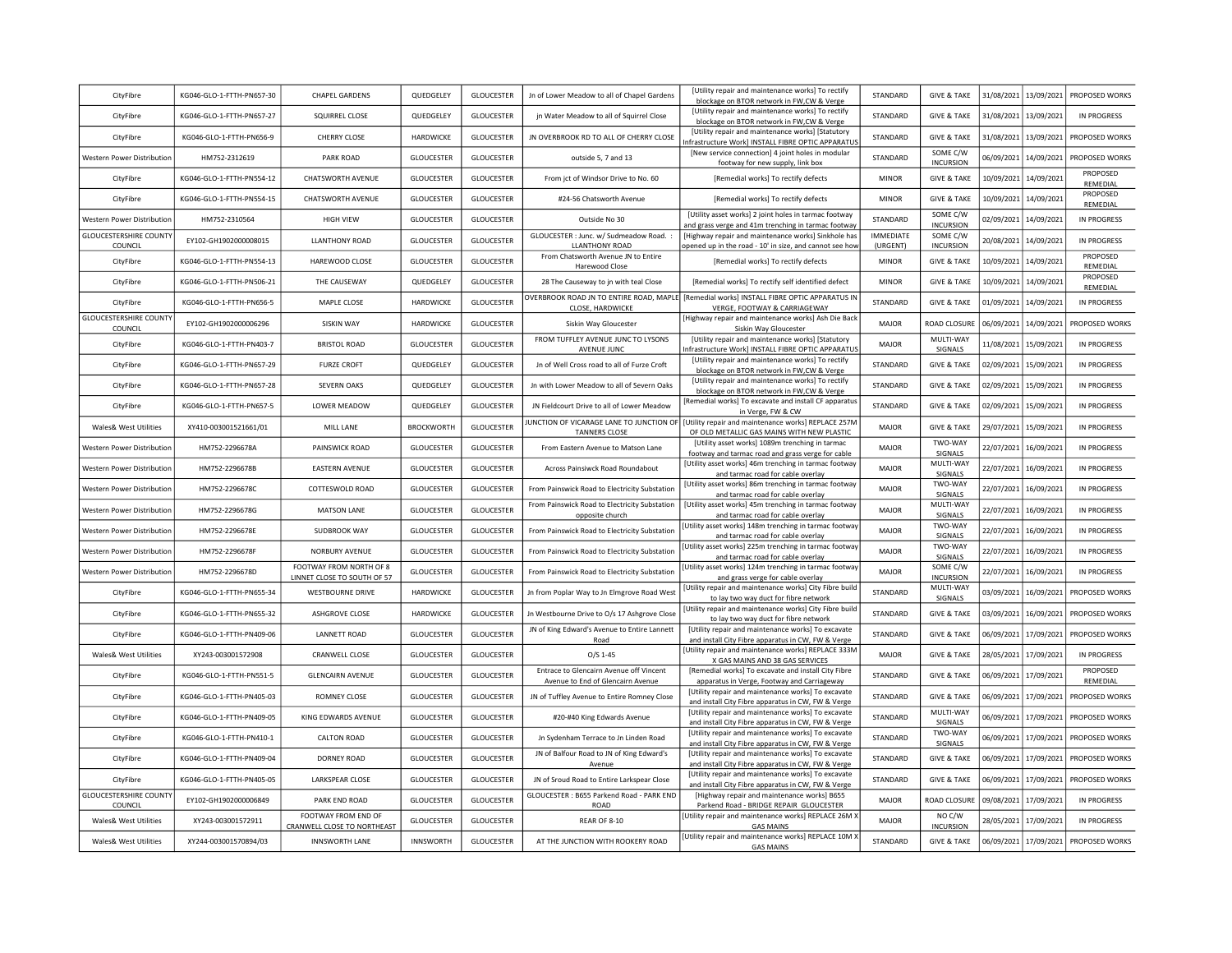| | | | | | | | | | | | |
|---|---|---|---|---|---|---|---|---|---|---|---|
| CityFibre | KG046-GLO-1-FTTH-PN657-30 | CHAPEL GARDENS | QUEDGELEY | GLOUCESTER | Jn of Lower Meadow to all of Chapel Gardens | [Utility repair and maintenance works] To rectify blockage on BTOR network in FW,CW & Verge | STANDARD | GIVE & TAKE | 31/08/2021 | 13/09/2021 | PROPOSED WORKS |
| CityFibre | KG046-GLO-1-FTTH-PN657-27 | SQUIRREL CLOSE | QUEDGELEY | GLOUCESTER | jn Water Meadow to all of Squirrel Close | [Utility repair and maintenance works] To rectify blockage on BTOR network in FW,CW & Verge | STANDARD | GIVE & TAKE | 31/08/2021 | 13/09/2021 | IN PROGRESS |
| CityFibre | KG046-GLO-1-FTTH-PN656-9 | CHERRY CLOSE | HARDWICKE | GLOUCESTER | JN OVERBROOK RD TO ALL OF CHERRY CLOSE | [Utility repair and maintenance works] [Statutory Infrastructure Work] INSTALL FIBRE OPTIC APPARATUS | STANDARD | GIVE & TAKE | 31/08/2021 | 13/09/2021 | PROPOSED WORKS |
| Western Power Distribution | HM752-2312619 | PARK ROAD | GLOUCESTER | GLOUCESTER | outside 5, 7 and 13 | [New service connection] 4 joint holes in modular footway for new supply, link box | STANDARD | SOME C/W INCURSION | 06/09/2021 | 14/09/2021 | PROPOSED WORKS |
| CityFibre | KG046-GLO-1-FTTH-PN554-12 | CHATSWORTH AVENUE | GLOUCESTER | GLOUCESTER | From jct of Windsor Drive to No. 60 | [Remedial works] To rectify defects | MINOR | GIVE & TAKE | 10/09/2021 | 14/09/2021 | PROPOSED REMEDIAL |
| CityFibre | KG046-GLO-1-FTTH-PN554-15 | CHATSWORTH AVENUE | GLOUCESTER | GLOUCESTER | #24-56 Chatsworth Avenue | [Remedial works] To rectify defects | MINOR | GIVE & TAKE | 10/09/2021 | 14/09/2021 | PROPOSED REMEDIAL |
| Western Power Distribution | HM752-2310564 | HIGH VIEW | GLOUCESTER | GLOUCESTER | Outside No 30 | [Utility asset works] 2 joint holes in tarmac footway and grass verge and 41m trenching in tarmac footway | STANDARD | SOME C/W INCURSION | 02/09/2021 | 14/09/2021 | IN PROGRESS |
| GLOUCESTERSHIRE COUNTY COUNCIL | EY102-GH1902000008015 | LLANTHONY ROAD | GLOUCESTER | GLOUCESTER | GLOUCESTER : Junc. w/ Sudmeadow Road. : LLANTHONY ROAD | [Highway repair and maintenance works] Sinkhole has opened up in the road - 10' in size, and cannot see how | IMMEDIATE (URGENT) | SOME C/W INCURSION | 20/08/2021 | 14/09/2021 | IN PROGRESS |
| CityFibre | KG046-GLO-1-FTTH-PN554-13 | HAREWOOD CLOSE | GLOUCESTER | GLOUCESTER | From Chatsworth Avenue JN to Entire Harewood Close | [Remedial works] To rectify defects | MINOR | GIVE & TAKE | 10/09/2021 | 14/09/2021 | PROPOSED REMEDIAL |
| CityFibre | KG046-GLO-1-FTTH-PN506-21 | THE CAUSEWAY | QUEDGELEY | GLOUCESTER | 28 The Causeway to jn with teal Close | [Remedial works] To rectify self identified defect | MINOR | GIVE & TAKE | 10/09/2021 | 14/09/2021 | PROPOSED REMEDIAL |
| CityFibre | KG046-GLO-1-FTTH-PN656-5 | MAPLE CLOSE | HARDWICKE | GLOUCESTER | OVERBROOK ROAD JN TO ENTIRE ROAD, MAPLE CLOSE, HARDWICKE | [Remedial works] INSTALL FIBRE OPTIC APPARATUS IN VERGE, FOOTWAY & CARRIAGEWAY | STANDARD | GIVE & TAKE | 01/09/2021 | 14/09/2021 | IN PROGRESS |
| GLOUCESTERSHIRE COUNTY COUNCIL | EY102-GH1902000006296 | SISKIN WAY | HARDWICKE | GLOUCESTER | Siskin Way Gloucester | [Highway repair and maintenance works] Ash Die Back Siskin Way Gloucester | MAJOR | ROAD CLOSURE | 06/09/2021 | 14/09/2021 | PROPOSED WORKS |
| CityFibre | KG046-GLO-1-FTTH-PN403-7 | BRISTOL ROAD | GLOUCESTER | GLOUCESTER | FROM TUFFLEY AVENUE JUNC TO LYSONS AVENUE JUNC | [Utility repair and maintenance works] [Statutory Infrastructure Work] INSTALL FIBRE OPTIC APPARATUS | MAJOR | MULTI-WAY SIGNALS | 11/08/2021 | 15/09/2021 | IN PROGRESS |
| CityFibre | KG046-GLO-1-FTTH-PN657-29 | FURZE CROFT | QUEDGELEY | GLOUCESTER | Jn of Well Cross road to all of Furze Croft | [Utility repair and maintenance works] To rectify blockage on BTOR network in FW,CW & Verge | STANDARD | GIVE & TAKE | 02/09/2021 | 15/09/2021 | IN PROGRESS |
| CityFibre | KG046-GLO-1-FTTH-PN657-28 | SEVERN OAKS | QUEDGELEY | GLOUCESTER | Jn with Lower Meadow to all of Severn Oaks | [Utility repair and maintenance works] To rectify blockage on BTOR network in FW,CW & Verge | STANDARD | GIVE & TAKE | 02/09/2021 | 15/09/2021 | IN PROGRESS |
| CityFibre | KG046-GLO-1-FTTH-PN657-5 | LOWER MEADOW | QUEDGELEY | GLOUCESTER | JN Fieldcourt Drive to all of Lower Meadow | [Remedial works] To excavate and install CF apparatus in Verge, FW & CW | STANDARD | GIVE & TAKE | 02/09/2021 | 15/09/2021 | IN PROGRESS |
| Wales& West Utilities | XY410-003001521661/01 | MILL LANE | BROCKWORTH | GLOUCESTER | JUNCTION OF VICARAGE LANE TO JUNCTION OF TANNERS CLOSE | [Utility repair and maintenance works] REPLACE 257M OF OLD METALLIC GAS MAINS WITH NEW PLASTIC | MAJOR | GIVE & TAKE | 29/07/2021 | 15/09/2021 | IN PROGRESS |
| Western Power Distribution | HM752-2296678A | PAINSWICK ROAD | GLOUCESTER | GLOUCESTER | From Eastern Avenue to Matson Lane | [Utility asset works] 1089m trenching in tarmac footway and tarmac road and grass verge for cable | MAJOR | TWO-WAY SIGNALS | 22/07/2021 | 16/09/2021 | IN PROGRESS |
| Western Power Distribution | HM752-2296678B | EASTERN AVENUE | GLOUCESTER | GLOUCESTER | Across Painsiwck Road Roundabout | [Utility asset works] 46m trenching in tarmac footway and tarmac road for cable overlay | MAJOR | MULTI-WAY SIGNALS | 22/07/2021 | 16/09/2021 | IN PROGRESS |
| Western Power Distribution | HM752-2296678C | COTTESWOLD ROAD | GLOUCESTER | GLOUCESTER | From Painswick Road to Electricity Substation | [Utility asset works] 86m trenching in tarmac footway and tarmac road for cable overlay | MAJOR | TWO-WAY SIGNALS | 22/07/2021 | 16/09/2021 | IN PROGRESS |
| Western Power Distribution | HM752-2296678G | MATSON LANE | GLOUCESTER | GLOUCESTER | From Painswick Road to Electricity Substation opposite church | [Utility asset works] 45m trenching in tarmac footway and tarmac road for cable overlay | MAJOR | MULTI-WAY SIGNALS | 22/07/2021 | 16/09/2021 | IN PROGRESS |
| Western Power Distribution | HM752-2296678E | SUDBROOK WAY | GLOUCESTER | GLOUCESTER | From Painswick Road to Electricity Substation | [Utility asset works] 148m trenching in tarmac footway and tarmac road for cable overlay | MAJOR | TWO-WAY SIGNALS | 22/07/2021 | 16/09/2021 | IN PROGRESS |
| Western Power Distribution | HM752-2296678F | NORBURY AVENUE | GLOUCESTER | GLOUCESTER | From Painswick Road to Electricity Substation | [Utility asset works] 225m trenching in tarmac footway and tarmac road for cable overlay | MAJOR | TWO-WAY SIGNALS | 22/07/2021 | 16/09/2021 | IN PROGRESS |
| Western Power Distribution | HM752-2296678D | FOOTWAY FROM NORTH OF 8 LINNET CLOSE TO SOUTH OF 57 | GLOUCESTER | GLOUCESTER | From Painswick Road to Electricity Substation | [Utility asset works] 124m trenching in tarmac footway and grass verge for cable overlay | MAJOR | SOME C/W INCURSION | 22/07/2021 | 16/09/2021 | IN PROGRESS |
| CityFibre | KG046-GLO-1-FTTH-PN655-34 | WESTBOURNE DRIVE | HARDWICKE | GLOUCESTER | Jn from Poplar Way to Jn Elmgrove Road West | [Utility repair and maintenance works] City Fibre build to lay two way duct for fibre network | STANDARD | MULTI-WAY SIGNALS | 03/09/2021 | 16/09/2021 | PROPOSED WORKS |
| CityFibre | KG046-GLO-1-FTTH-PN655-32 | ASHGROVE CLOSE | HARDWICKE | GLOUCESTER | Jn Westbourne Drive to O/s 17 Ashgrove Close | [Utility repair and maintenance works] City Fibre build to lay two way duct for fibre network | STANDARD | GIVE & TAKE | 03/09/2021 | 16/09/2021 | PROPOSED WORKS |
| CityFibre | KG046-GLO-1-FTTH-PN409-06 | LANNETT ROAD | GLOUCESTER | GLOUCESTER | JN of King Edward's Avenue to Entire Lannett Road | [Utility repair and maintenance works] To excavate and install City Fibre apparatus in CW, FW & Verge | STANDARD | GIVE & TAKE | 06/09/2021 | 17/09/2021 | PROPOSED WORKS |
| Wales& West Utilities | XY243-003001572908 | CRANWELL CLOSE | GLOUCESTER | GLOUCESTER | O/S 1-45 | [Utility repair and maintenance works] REPLACE 333M X GAS MAINS AND 38 GAS SERVICES | MAJOR | GIVE & TAKE | 28/05/2021 | 17/09/2021 | IN PROGRESS |
| CityFibre | KG046-GLO-1-FTTH-PN551-5 | GLENCAIRN AVENUE | GLOUCESTER | GLOUCESTER | Entrace to Glencairn Avenue off Vincent Avenue to End of Glencairn Avenue | [Remedial works] To excavate and install City Fibre apparatus in Verge, Footway and Carriageway | STANDARD | GIVE & TAKE | 06/09/2021 | 17/09/2021 | PROPOSED REMEDIAL |
| CityFibre | KG046-GLO-1-FTTH-PN405-03 | ROMNEY CLOSE | GLOUCESTER | GLOUCESTER | JN of Tuffley Avenue to Entire Romney Close | [Utility repair and maintenance works] To excavate and install City Fibre apparatus in CW, FW & Verge | STANDARD | GIVE & TAKE | 06/09/2021 | 17/09/2021 | PROPOSED WORKS |
| CityFibre | KG046-GLO-1-FTTH-PN409-05 | KING EDWARDS AVENUE | GLOUCESTER | GLOUCESTER | #20-#40 King Edwards Avenue | [Utility repair and maintenance works] To excavate and install City Fibre apparatus in CW, FW & Verge | STANDARD | MULTI-WAY SIGNALS | 06/09/2021 | 17/09/2021 | PROPOSED WORKS |
| CityFibre | KG046-GLO-1-FTTH-PN410-1 | CALTON ROAD | GLOUCESTER | GLOUCESTER | Jn Sydenham Terrace to Jn Linden Road | [Utility repair and maintenance works] To excavate and install City Fibre apparatus in CW, FW & Verge | STANDARD | TWO-WAY SIGNALS | 06/09/2021 | 17/09/2021 | PROPOSED WORKS |
| CityFibre | KG046-GLO-1-FTTH-PN409-04 | DORNEY ROAD | GLOUCESTER | GLOUCESTER | JN of Balfour Road to JN of King Edward's Avenue | [Utility repair and maintenance works] To excavate and install City Fibre apparatus in CW, FW & Verge | STANDARD | GIVE & TAKE | 06/09/2021 | 17/09/2021 | PROPOSED WORKS |
| CityFibre | KG046-GLO-1-FTTH-PN405-05 | LARKSPEAR CLOSE | GLOUCESTER | GLOUCESTER | JN of Sroud Road to Entire Larkspear Close | [Utility repair and maintenance works] To excavate and install City Fibre apparatus in CW, FW & Verge | STANDARD | GIVE & TAKE | 06/09/2021 | 17/09/2021 | PROPOSED WORKS |
| GLOUCESTERSHIRE COUNTY COUNCIL | EY102-GH1902000006849 | PARK END ROAD | GLOUCESTER | GLOUCESTER | GLOUCESTER : B655 Parkend Road - PARK END ROAD | [Highway repair and maintenance works] B655 Parkend Road - BRIDGE REPAIR GLOUCESTER | MAJOR | ROAD CLOSURE | 09/08/2021 | 17/09/2021 | IN PROGRESS |
| Wales& West Utilities | XY243-003001572911 | FOOTWAY FROM END OF CRANWELL CLOSE TO NORTHEAST | GLOUCESTER | GLOUCESTER | REAR OF 8-10 | [Utility repair and maintenance works] REPLACE 26M X GAS MAINS | MAJOR | NO C/W INCURSION | 28/05/2021 | 17/09/2021 | IN PROGRESS |
| Wales& West Utilities | XY244-003001570894/03 | INNSWORTH LANE | INNSWORTH | GLOUCESTER | AT THE JUNCTION WITH ROOKERY ROAD | [Utility repair and maintenance works] REPLACE 10M X GAS MAINS | STANDARD | GIVE & TAKE | 06/09/2021 | 17/09/2021 | PROPOSED WORKS |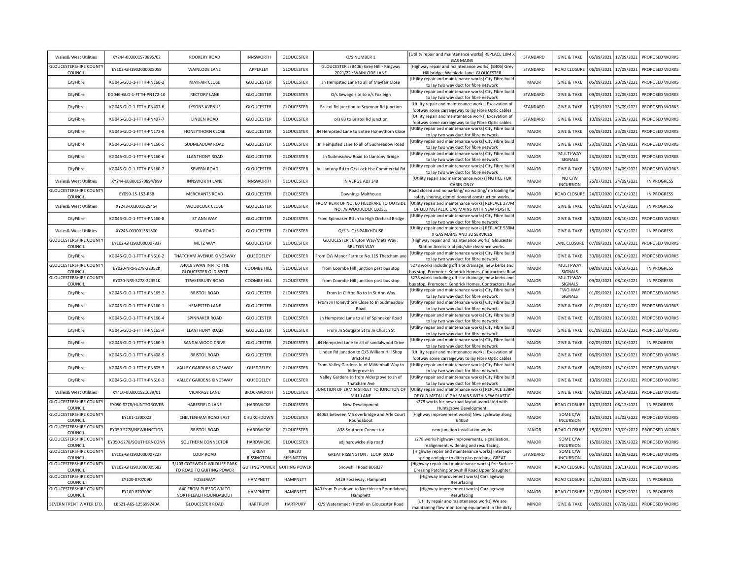| | | | | | | | | | | | |
|---|---|---|---|---|---|---|---|---|---|---|---|
| Wales& West Utilities | XY244-003001570895/02 | ROOKERY ROAD | INNSWORTH | GLOUCESTER | O/S NUMBER 1 | [Utility repair and maintenance works] REPLACE 10M X GAS MAINS | STANDARD | GIVE & TAKE | 06/09/2021 | 17/09/2021 | PROPOSED WORKS |
| GLOUCESTERSHIRE COUNTY COUNCIL | EY102-GH1902000008059 | WAINLODE LANE | APPERLEY | GLOUCESTER | GLOUCESTER : (B406) Grey Hill - Ringway 2021/22 : WAINLODE LANE | [Highway repair and maintenance works] (B406) Grey Hill bridge, Wainlode Lane GLOUCESTER | STANDARD | ROAD CLOSURE | 06/09/2021 | 17/09/2021 | PROPOSED WORKS |
| CityFibre | KG046-GLO-1-FTTH-PN160-2 | MAYFAIR CLOSE | GLOUCESTER | GLOUCESTER | Jn Hempsted Lane to all of Mayfair Close | [Utility repair and maintenance works] City Fibre build to lay two way duct for fibre network | MAJOR | GIVE & TAKE | 06/09/2021 | 20/09/2021 | PROPOSED WORKS |
| CityFibre | KG046-GLO-1-FTTH-PN172-10 | RECTORY LANE | GLOUCESTER | GLOUCESTER | O/s Sewage site to o/s Foxleigh | [Utility repair and maintenance works] City Fibre build to lay two way duct for fibre network | STANDARD | GIVE & TAKE | 09/09/2021 | 22/09/2021 | PROPOSED WORKS |
| CityFibre | KG046-GLO-1-FTTH-PN407-6 | LYSONS AVENUE | GLOUCESTER | GLOUCESTER | Bristol Rd junction to Seymour Rd junction | [Utility repair and maintenance works] Excavation of footway some carraigeway to lay Fibre Optic cables | STANDARD | GIVE & TAKE | 10/09/2021 | 23/09/2021 | PROPOSED WORKS |
| CityFibre | KG046-GLO-1-FTTH-PN407-7 | LINDEN ROAD | GLOUCESTER | GLOUCESTER | o/s 83 to Bristol Rd junction | [Utility repair and maintenance works] Excavation of footway some carraigeway to lay Fibre Optic cables | STANDARD | GIVE & TAKE | 10/09/2021 | 23/09/2021 | PROPOSED WORKS |
| CityFibre | KG046-GLO-1-FTTH-PN172-9 | HONEYTHORN CLOSE | GLOUCESTER | GLOUCESTER | JN Hempsted Lane to Entire Honeythorn Close | [Utility repair and maintenance works] City Fibre build to lay two way duct for fibre network | MAJOR | GIVE & TAKE | 06/09/2021 | 23/09/2021 | PROPOSED WORKS |
| CityFibre | KG046-GLO-1-FTTH-PN160-5 | SUDMEADOW ROAD | GLOUCESTER | GLOUCESTER | Jn Hempsted Lane to all of Sudmeadow Road | [Utility repair and maintenance works] City Fibre build to lay two way duct for fibre network | MAJOR | GIVE & TAKE | 23/08/2021 | 24/09/2021 | PROPOSED WORKS |
| CityFibre | KG046-GLO-1-FTTH-PN160-6 | LLANTHONY ROAD | GLOUCESTER | GLOUCESTER | Jn Sudmeadow Road to Llantony Bridge | [Utility repair and maintenance works] City Fibre build to lay two way duct for fibre network | MAJOR | MULTI-WAY SIGNALS | 23/08/2021 | 24/09/2021 | PROPOSED WORKS |
| CityFibre | KG046-GLO-1-FTTH-PN160-7 | SEVERN ROAD | GLOUCESTER | GLOUCESTER | Jn Llantony Rd to O/s Lock Hse Commercial Rd | [Utility repair and maintenance works] City Fibre build to lay two way duct for fibre network | MAJOR | GIVE & TAKE | 23/08/2021 | 24/09/2021 | PROPOSED WORKS |
| Wales& West Utilities | XY244-003001570894/999 | INNSWORTH LANE | INNSWORTH | GLOUCESTER | IN VERGE ADJ 148 | [Utility repair and maintenance works] NOTICE FOR CABIN ONLY | MAJOR | NO C/W INCURSION | 26/07/2021 | 24/09/2021 | IN PROGRESS |
| GLOUCESTERSHIRE COUNTY COUNCIL | EY099-15-153-RSB | MERCHANTS ROAD | GLOUCESTER | GLOUCESTER | Downings Malthouse | Road closed and no parking/ no waiting/ no loading for safety shoring, demolitionand construction works. | MAJOR | ROAD CLOSURE | 24/07/2020 | 01/10/2021 | IN PROGRESS |
| Wales& West Utilities | XY243-003001625454 | WOODCOCK CLOSE | GLOUCESTER | GLOUCESTER | FROM REAR OF NO. 60 FIELDFARE TO OUTSIDE NO. 78 WOODCOCK CLOSE. | [Utility repair and maintenance works] REPLACE 277M OF OLD METALLIC GAS MAINS WITH NEW PLASTIC | MAJOR | GIVE & TAKE | 02/08/2021 | 04/10/2021 | IN PROGRESS |
| CityFibre | KG046-GLO-1-FTTH-PN160-8 | ST ANN WAY | GLOUCESTER | GLOUCESTER | From Spinnaker Rd Jn to High Orchard Bridge | [Utility repair and maintenance works] City Fibre build to lay two way duct for fibre network | MAJOR | GIVE & TAKE | 30/08/2021 | 08/10/2021 | PROPOSED WORKS |
| Wales& West Utilities | XY243-003001561800 | SPA ROAD | GLOUCESTER | GLOUCESTER | O/S 3- O/S PARKHOUSE | [Utility repair and maintenance works] REPLACE 530M X GAS MAINS AND 32 SERVICES | MAJOR | GIVE & TAKE | 18/08/2021 | 08/10/2021 | IN PROGRESS |
| GLOUCESTERSHIRE COUNTY COUNCIL | EY102-GH1902000007837 | METZ WAY | GLOUCESTER | GLOUCESTER | GLOUCESTER : Bruton Way/Metz Way : BRUTON WAY | [Highway repair and maintenance works] Gloucester Station Access trial pits/site clearance works. | MAJOR | LANE CLOSURE | 07/09/2021 | 08/10/2021 | PROPOSED WORKS |
| CityFibre | KG046-GLO-1-FTTH-PN610-2 | THATCHAM AVENUE KINGSWAY | QUEDGELEY | GLOUCESTER | From O/s Manor Farm to No.115 Thatcham ave | [Utility repair and maintenance works] City Fibre build to lay two way duct for fibre network | MAJOR | GIVE & TAKE | 30/08/2021 | 08/10/2021 | PROPOSED WORKS |
| GLOUCESTERSHIRE COUNTY COUNCIL | EY020-NRS-S278-22352K | A4019 SWAN INN TO THE GLOUCESTER OLD SPOT | COOMBE HILL | GLOUCESTER | from Coombe Hill junction past bus stop | S278 works including off site drainage, new kerbs and bus stop, Promoter: Kendrick Homes, Contractors: Raw | MAJOR | MULTI-WAY SIGNALS | 09/08/2021 | 08/10/2021 | IN PROGRESS |
| GLOUCESTERSHIRE COUNTY COUNCIL | EY020-NRS-S278-22351K | TEWKESBURY ROAD | COOMBE HILL | GLOUCESTER | from Coombe Hill junction past bus stop | S278 works including off site drainage, new kerbs and bus stop, Promoter: Kendrick Homes, Contractors: Raw | MAJOR | MULTI-WAY SIGNALS | 09/08/2021 | 08/10/2021 | IN PROGRESS |
| CityFibre | KG046-GLO-1-FTTH-PN165-2 | BRISTOL ROAD | GLOUCESTER | GLOUCESTER | From Jn Clifton Ro to Jn St Ann Way | [Utility repair and maintenance works] City Fibre build to lay two way duct for fibre network | MAJOR | TWO-WAY SIGNALS | 01/09/2021 | 12/10/2021 | PROPOSED WORKS |
| CityFibre | KG046-GLO-1-FTTH-PN160-1 | HEMPSTED LANE | GLOUCESTER | GLOUCESTER | From Jn Honeythorn Close to Jn Sudmeadow Road | [Utility repair and maintenance works] City Fibre build to lay two way duct for fibre network | MAJOR | GIVE & TAKE | 01/09/2021 | 12/10/2021 | PROPOSED WORKS |
| CityFibre | KG046-GLO-1-FTTH-PN160-4 | SPINNAKER ROAD | GLOUCESTER | GLOUCESTER | Jn Hempsted Lane to all of Spinnaker Road | [Utility repair and maintenance works] City Fibre build to lay two way duct for fibre network | MAJOR | GIVE & TAKE | 01/09/2021 | 12/10/2021 | PROPOSED WORKS |
| CityFibre | KG046-GLO-1-FTTH-PN165-4 | LLANTHONY ROAD | GLOUCESTER | GLOUCESTER | From Jn Soutgate St to Jn Church St | [Utility repair and maintenance works] City Fibre build to lay two way duct for fibre network | MAJOR | GIVE & TAKE | 01/09/2021 | 12/10/2021 | PROPOSED WORKS |
| CityFibre | KG046-GLO-1-FTTH-PN160-3 | SANDALWOOD DRIVE | GLOUCESTER | GLOUCESTER | JN Hempsted Lane to all of sandalwood Drive | [Utility repair and maintenance works] City Fibre build to lay two way duct for fibre network | MAJOR | GIVE & TAKE | 02/09/2021 | 13/10/2021 | IN PROGRESS |
| CityFibre | KG046-GLO-1-FTTH-PN408-9 | BRISTOL ROAD | GLOUCESTER | GLOUCESTER | Linden Rd junction to O/S William Hill Shop Bristol Rd | [Utility repair and maintenance works] Excavation of footway some carraigeway to lay Fibre Optic cables | MAJOR | GIVE & TAKE | 06/09/2021 | 15/10/2021 | PROPOSED WORKS |
| CityFibre | KG046-GLO-1-FTTH-PN605-3 | VALLEY GARDENS KINGSWAY | QUEDGELEY | GLOUCESTER | From Valley Gardens Jn of Mildenhall Way to Aldergrove Jn | [Utility repair and maintenance works] City Fibre build to lay two way duct for fibre network | MAJOR | GIVE & TAKE | 06/09/2021 | 15/10/2021 | PROPOSED WORKS |
| CityFibre | KG046-GLO-1-FTTH-PN610-1 | VALLEY GARDENS KINGSWAY | QUEDGELEY | GLOUCESTER | Valley Gardens Jn from Aldergrove to Jn of Thatcham Ave | [Utility repair and maintenance works] City Fibre build to lay two way duct for fibre network | MAJOR | GIVE & TAKE | 10/09/2021 | 21/10/2021 | PROPOSED WORKS |
| Wales& West Utilities | XY410-003001521639/01 | VICARAGE LANE | BROCKWORTH | GLOUCESTER | JUNCTION OF ERMIN STREET TO JUNCTION OF MILL LANE | [Utility repair and maintenance works] REPLACE 338M OF OLD METALLIC GAS MAINS WITH NEW PLASTIC | MAJOR | GIVE & TAKE | 06/09/2021 | 29/10/2021 | PROPOSED WORKS |
| GLOUCESTERSHIRE COUNTY COUNCIL | EY050-S278/HUNTSGROVEB | HARESFIELD LANE | HARDWICKE | GLOUCESTER | New Development | s278 works for new road layout associated with Huntsgrove Development | MAJOR | ROAD CLOSURE | 10/03/2021 | 08/12/2021 | IN PROGRESS |
| GLOUCESTERSHIRE COUNTY COUNCIL | EY101-1300023 | CHELTENHAM ROAD EAST | CHURCHDOWN | GLOUCESTER | B4063 between M5 overbridge and Arle Court Roundabout | [Highway improvement works] New cycleway along B4063 | MAJOR | SOME C/W INCURSION | 16/08/2021 | 31/03/2022 | PROPOSED WORKS |
| GLOUCESTERSHIRE COUNTY COUNCIL | EY050-S278/NEWJUNCTION | BRISTOL ROAD | HARDWICKE | GLOUCESTER | A38 Southern Connector | new junction installation works | MAJOR | ROAD CLOSURE | 15/08/2021 | 30/09/2022 | PROPOSED WORKS |
| GLOUCESTERSHIRE COUNTY COUNCIL | EY050-S278/SOUTHERNCONN | SOUTHERN CONNECTOR | HARDWICKE | GLOUCESTER | adj hardwicke slip road | s278 works highway improvements, signalisation, realignment, widening and resurfacing. | MAJOR | SOME C/W INCURSION | 15/08/2021 | 30/09/2022 | PROPOSED WORKS |
| GLOUCESTERSHIRE COUNTY COUNCIL | EY102-GH1902000007227 | LOOP ROAD | GREAT RISSINGTON | GREAT RISSINGTON | GREAT RISSINGTON : LOOP ROAD | [Highway repair and maintenance works] Intercept spring and pipe to ditch plus patching GREAT | STANDARD | SOME C/W INCURSION | 06/09/2021 | 13/09/2021 | PROPOSED WORKS |
| GLOUCESTERSHIRE COUNTY COUNCIL | EY102-GH1901000005682 | 3/103 COTSWOLD WILDLIFE PARK TO ROAD TO GUITING POWER | GUITING POWER | GUITING POWER | Snowshill Road 806827 | [Highway repair and maintenance works] Pre Surface Dressing Patching Snowshill Road Upper Slaughter | MAJOR | ROAD CLOSURE | 01/09/2021 | 30/11/2021 | PROPOSED WORKS |
| GLOUCESTERSHIRE COUNTY COUNCIL | EY100-870709D | FOSSEWAY | HAMPNETT | HAMPNETT | A429 Fosseway, Hampnett | [Highway improvement works] Carriageway Resurfacing | MAJOR | ROAD CLOSURE | 31/08/2021 | 15/09/2021 | IN PROGRESS |
| GLOUCESTERSHIRE COUNTY COUNCIL | EY100-870709C | A40 FROM PUESDOWN TO NORTHLEACH ROUNDABOUT | HAMPNETT | HAMPNETT | A40 from Puesdown to Northleach Roundabout, Hampnett | [Highway improvement works] Carriageway Resurfacing | MAJOR | ROAD CLOSURE | 31/08/2021 | 15/09/2021 | IN PROGRESS |
| SEVERN TRENT WATER LTD. | LB521-A6S-125699240A | GLOUCESTER ROAD | HARTPURY | HARTPURY | O/S Watersmeet (Hotel) on Gloucester Road | [Utility repair and maintenance works] We are maintaining flow monitoring equipment in the dirty | MINOR | GIVE & TAKE | 03/09/2021 | 07/09/2021 | PROPOSED WORKS |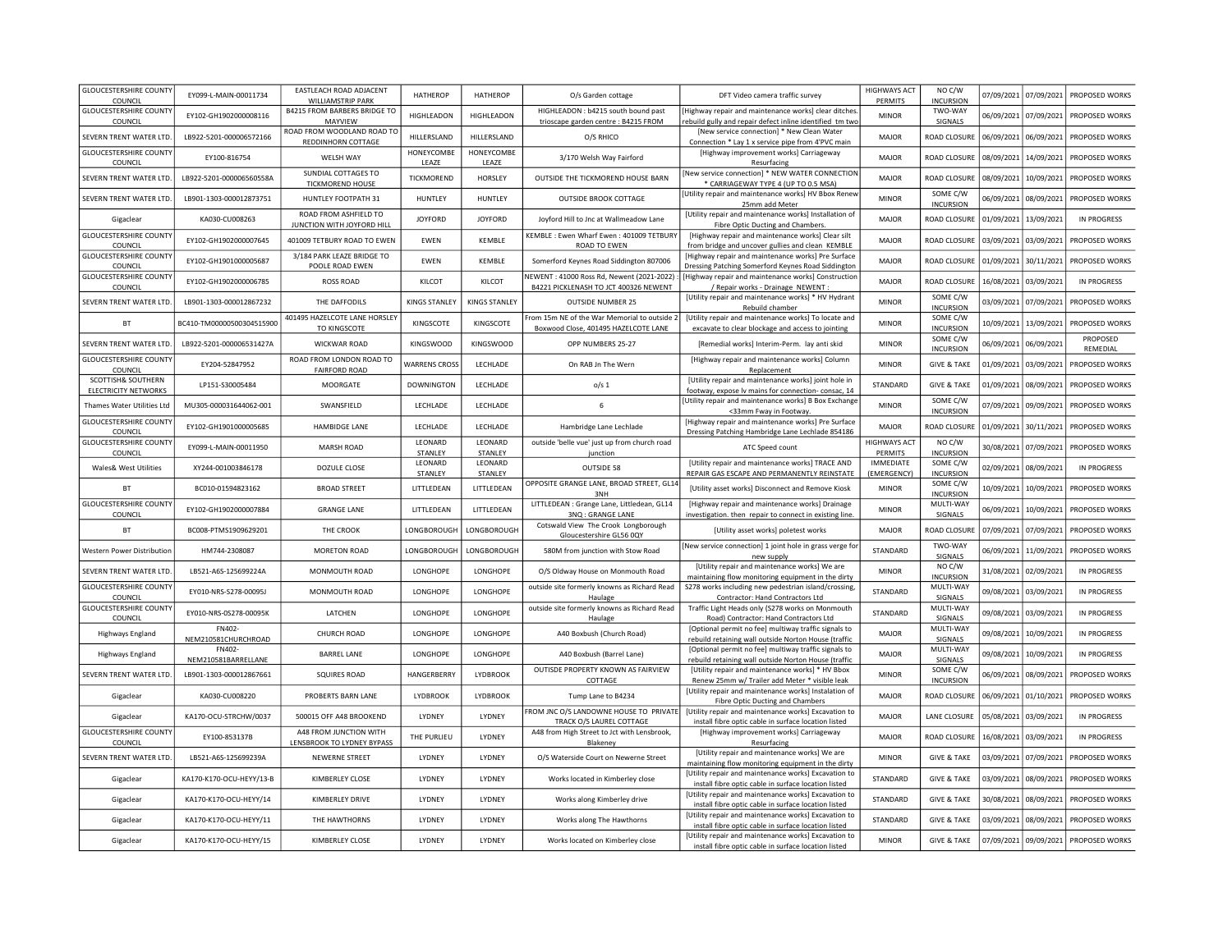| | | | | | | | | | | | |
|---|---|---|---|---|---|---|---|---|---|---|---|
| GLOUCESTERSHIRE COUNTY COUNCIL | EY099-L-MAIN-00011734 | EASTLEACH ROAD ADJACENT WILLIAMSTRIP PARK | HATHEROP | HATHEROP | O/s Garden cottage | DFT Video camera traffic survey | HIGHWAYS ACT PERMITS | NO C/W INCURSION | 07/09/2021 | 07/09/2021 | PROPOSED WORKS |
| GLOUCESTERSHIRE COUNTY COUNCIL | EY102-GH1902000008116 | B4215 FROM BARBERS BRIDGE TO MAYVIEW | HIGHLEADON | HIGHLEADON | HIGHLEADON : b4215 south bound past trioscape garden centre : B4215 FROM | [Highway repair and maintenance works] clear ditches. rebuild gully and repair defect inline identified tm two | MINOR | TWO-WAY SIGNALS | 06/09/2021 | 07/09/2021 | PROPOSED WORKS |
| SEVERN TRENT WATER LTD. | LB922-5201-000006572166 | ROAD FROM WOODLAND ROAD TO REDDINHORN COTTAGE | HILLERSLAND | HILLERSLAND | O/S RHICO | [New service connection] * New Clean Water Connection * Lay 1 x service pipe from 4'PVC main | MAJOR | ROAD CLOSURE | 06/09/2021 | 06/09/2021 | PROPOSED WORKS |
| GLOUCESTERSHIRE COUNTY COUNCIL | EY100-816754 | WELSH WAY | HONEYCOMBE LEAZE | HONEYCOMBE LEAZE | 3/170 Welsh Way Fairford | [Highway improvement works] Carriageway Resurfacing | MAJOR | ROAD CLOSURE | 08/09/2021 | 14/09/2021 | PROPOSED WORKS |
| SEVERN TRENT WATER LTD. | LB922-5201-000006560558A | SUNDIAL COTTAGES TO TICKMOREND HOUSE | TICKMOREND | HORSLEY | OUTSIDE THE TICKMOREND HOUSE BARN | [New service connection] * NEW WATER CONNECTION * CARRIAGEWAY TYPE 4 (UP TO 0.5 MSA) | MAJOR | ROAD CLOSURE | 08/09/2021 | 10/09/2021 | PROPOSED WORKS |
| SEVERN TRENT WATER LTD. | LB901-1303-000012873751 | HUNTLEY FOOTPATH 31 | HUNTLEY | HUNTLEY | OUTSIDE BROOK COTTAGE | [Utility repair and maintenance works] HV Bbox Renew 25mm add Meter | MINOR | SOME C/W INCURSION | 06/09/2021 | 08/09/2021 | PROPOSED WORKS |
| Gigaclear | KA030-CU008263 | ROAD FROM ASHFIELD TO JUNCTION WITH JOYFORD HILL | JOYFORD | JOYFORD | Joyford Hill to Jnc at Wallmeadow Lane | [Utility repair and maintenance works] Installation of Fibre Optic Ducting and Chambers. | MAJOR | ROAD CLOSURE | 01/09/2021 | 13/09/2021 | IN PROGRESS |
| GLOUCESTERSHIRE COUNTY COUNCIL | EY102-GH1902000007645 | 401009 TETBURY ROAD TO EWEN | EWEN | KEMBLE | KEMBLE : Ewen Wharf Ewen : 401009 TETBURY ROAD TO EWEN | [Highway repair and maintenance works] Clear silt from bridge and uncover gullies and clean KEMBLE | MAJOR | ROAD CLOSURE | 03/09/2021 | 03/09/2021 | PROPOSED WORKS |
| GLOUCESTERSHIRE COUNTY COUNCIL | EY102-GH1901000005687 | 3/184 PARK LEAZE BRIDGE TO POOLE ROAD EWEN | EWEN | KEMBLE | Somerford Keynes Road Siddington 807006 | [Highway repair and maintenance works] Pre Surface Dressing Patching Somerford Keynes Road Siddington | MAJOR | ROAD CLOSURE | 01/09/2021 | 30/11/2021 | PROPOSED WORKS |
| GLOUCESTERSHIRE COUNTY COUNCIL | EY102-GH1902000006785 | ROSS ROAD | KILCOT | KILCOT | NEWENT : 41000 Ross Rd, Newent (2021-2022) : B4221 PICKLENASH TO JCT 400326 NEWENT | [Highway repair and maintenance works] Construction / Repair works - Drainage NEWENT : | MAJOR | ROAD CLOSURE | 16/08/2021 | 03/09/2021 | IN PROGRESS |
| SEVERN TRENT WATER LTD. | LB901-1303-000012867232 | THE DAFFODILS | KINGS STANLEY | KINGS STANLEY | OUTSIDE NUMBER 25 | [Utility repair and maintenance works] * HV Hydrant Rebuild chamber | MINOR | SOME C/W INCURSION | 03/09/2021 | 07/09/2021 | PROPOSED WORKS |
| BT | BC410-TM00000500304515900 | 401495 HAZELCOTE LANE HORSLEY TO KINGSCOTE | KINGSCOTE | KINGSCOTE | From 15m NE of the War Memorial to outside 2 Boxwood Close, 401495 HAZELCOTE LANE | [Utility repair and maintenance works] To locate and excavate to clear blockage and access to jointing | MINOR | SOME C/W INCURSION | 10/09/2021 | 13/09/2021 | PROPOSED WORKS |
| SEVERN TRENT WATER LTD. | LB922-5201-000006531427A | WICKWAR ROAD | KINGSWOOD | KINGSWOOD | OPP NUMBERS 25-27 | [Remedial works] Interim-Perm. lay anti skid | MINOR | SOME C/W INCURSION | 06/09/2021 | 06/09/2021 | PROPOSED REMEDIAL |
| GLOUCESTERSHIRE COUNTY COUNCIL | EY204-52847952 | ROAD FROM LONDON ROAD TO FAIRFORD ROAD | WARRENS CROSS | LECHLADE | On RAB Jn The Wern | [Highway repair and maintenance works] Column Replacement | MINOR | GIVE & TAKE | 01/09/2021 | 03/09/2021 | PROPOSED WORKS |
| SCOTTISH& SOUTHERN ELECTRICITY NETWORKS | LP151-S30005484 | MOORGATE | DOWNINGTON | LECHLADE | o/s 1 | [Utility repair and maintenance works] joint hole in footway, expose lv mains for connection- consac, 14 | STANDARD | GIVE & TAKE | 01/09/2021 | 08/09/2021 | PROPOSED WORKS |
| Thames Water Utilities Ltd | MU305-000031644062-001 | SWANSFIELD | LECHLADE | LECHLADE | 6 | [Utility repair and maintenance works] B Box Exchange <33mm Fway in Footway. | MINOR | SOME C/W INCURSION | 07/09/2021 | 09/09/2021 | PROPOSED WORKS |
| GLOUCESTERSHIRE COUNTY COUNCIL | EY102-GH1901000005685 | HAMBIDGE LANE | LECHLADE | LECHLADE | Hambridge Lane Lechlade | [Highway repair and maintenance works] Pre Surface Dressing Patching Hambridge Lane Lechlade 854186 | MAJOR | ROAD CLOSURE | 01/09/2021 | 30/11/2021 | PROPOSED WORKS |
| GLOUCESTERSHIRE COUNTY COUNCIL | EY099-L-MAIN-00011950 | MARSH ROAD | LEONARD STANLEY | LEONARD STANLEY | outside 'belle vue' just up from church road junction | ATC Speed count | HIGHWAYS ACT PERMITS | NO C/W INCURSION | 30/08/2021 | 07/09/2021 | PROPOSED WORKS |
| Wales& West Utilities | XY244-001003846178 | DOZULE CLOSE | LEONARD STANLEY | LEONARD STANLEY | OUTSIDE 58 | [Utility repair and maintenance works] TRACE AND REPAIR GAS ESCAPE AND PERMANENTLY REINSTATE | IMMEDIATE (EMERGENCY) | SOME C/W INCURSION | 02/09/2021 | 08/09/2021 | IN PROGRESS |
| BT | BC010-01594823162 | BROAD STREET | LITTLEDEAN | LITTLEDEAN | OPPOSITE GRANGE LANE, BROAD STREET, GL14 3NH | [Utility asset works] Disconnect and Remove Kiosk | MINOR | SOME C/W INCURSION | 10/09/2021 | 10/09/2021 | PROPOSED WORKS |
| GLOUCESTERSHIRE COUNTY COUNCIL | EY102-GH1902000007884 | GRANGE LANE | LITTLEDEAN | LITTLEDEAN | LITTLEDEAN : Grange Lane, Littledean, GL14 3NQ : GRANGE LANE | [Highway repair and maintenance works] Drainage investigation. then repair to connect in existing line. | MINOR | MULTI-WAY SIGNALS | 06/09/2021 | 10/09/2021 | PROPOSED WORKS |
| BT | BC008-PTMS1909629201 | THE CROOK | LONGBOROUGH | LONGBOROUGH | Cotswold View The Crook Longborough Gloucestershire GL56 0QY | [Utility asset works] poletest works | MAJOR | ROAD CLOSURE | 07/09/2021 | 07/09/2021 | PROPOSED WORKS |
| Western Power Distribution | HM744-2308087 | MORETON ROAD | LONGBOROUGH | LONGBOROUGH | 580M from junction with Stow Road | [New service connection] 1 joint hole in grass verge for new supply | STANDARD | TWO-WAY SIGNALS | 06/09/2021 | 11/09/2021 | PROPOSED WORKS |
| SEVERN TRENT WATER LTD. | LB521-A6S-125699224A | MONMOUTH ROAD | LONGHOPE | LONGHOPE | O/S Oldway House on Monmouth Road | [Utility repair and maintenance works] We are maintaining flow monitoring equipment in the dirty | MINOR | NO C/W INCURSION | 31/08/2021 | 02/09/2021 | IN PROGRESS |
| GLOUCESTERSHIRE COUNTY COUNCIL | EY010-NRS-S278-00095J | MONMOUTH ROAD | LONGHOPE | LONGHOPE | outside site formerly knowns as Richard Read Haulage | S278 works including new pedestrian island/crossing, Contractor: Hand Contractors Ltd | STANDARD | MULTI-WAY SIGNALS | 09/08/2021 | 03/09/2021 | IN PROGRESS |
| GLOUCESTERSHIRE COUNTY COUNCIL | EY010-NRS-0S278-00095K | LATCHEN | LONGHOPE | LONGHOPE | outside site formerly knowns as Richard Read Haulage | Traffic Light Heads only (S278 works on Monmouth Road) Contractor: Hand Contractors Ltd | STANDARD | MULTI-WAY SIGNALS | 09/08/2021 | 03/09/2021 | IN PROGRESS |
| Highways England | FN402-NEM210581CHURCHROAD | CHURCH ROAD | LONGHOPE | LONGHOPE | A40 Boxbush (Church Road) | [Optional permit no fee] multiway traffic signals to rebuild retaining wall outside Norton House (traffic | MAJOR | MULTI-WAY SIGNALS | 09/08/2021 | 10/09/2021 | IN PROGRESS |
| Highways England | FN402-NEM210581BARRELLANE | BARREL LANE | LONGHOPE | LONGHOPE | A40 Boxbush (Barrel Lane) | [Optional permit no fee] multiway traffic signals to rebuild retaining wall outside Norton House (traffic | MAJOR | MULTI-WAY SIGNALS | 09/08/2021 | 10/09/2021 | IN PROGRESS |
| SEVERN TRENT WATER LTD. | LB901-1303-000012867661 | SQUIRES ROAD | HANGERBERRY | LYDBROOK | OUTISDE PROPERTY KNOWN AS FAIRVIEW COTTAGE | [Utility repair and maintenance works] * HV Bbox Renew 25mm w/ Trailer add Meter * visible leak | MINOR | SOME C/W INCURSION | 06/09/2021 | 08/09/2021 | PROPOSED WORKS |
| Gigaclear | KA030-CU008220 | PROBERTS BARN LANE | LYDBROOK | LYDBROOK | Tump Lane to B4234 | [Utility repair and maintenance works] Instalation of Fibre Optic Ducting and Chambers | MAJOR | ROAD CLOSURE | 06/09/2021 | 01/10/2021 | PROPOSED WORKS |
| Gigaclear | KA170-OCU-STRCHW/0037 | 500015 OFF A48 BROOKEND | LYDNEY | LYDNEY | FROM JNC O/S LANDOWNE HOUSE TO PRIVATE TRACK O/S LAUREL COTTAGE | [Utility repair and maintenance works] Excavation to install fibre optic cable in surface location listed | MAJOR | LANE CLOSURE | 05/08/2021 | 03/09/2021 | IN PROGRESS |
| GLOUCESTERSHIRE COUNTY COUNCIL | EY100-853137B | A48 FROM JUNCTION WITH LENSBROOK TO LYDNEY BYPASS | THE PURLIEU | LYDNEY | A48 from High Street to Jct with Lensbrook, Blakeney | [Highway improvement works] Carriageway Resurfacing | MAJOR | ROAD CLOSURE | 16/08/2021 | 03/09/2021 | IN PROGRESS |
| SEVERN TRENT WATER LTD. | LB521-A6S-125699239A | NEWERNE STREET | LYDNEY | LYDNEY | O/S Waterside Court on Newerne Street | [Utility repair and maintenance works] We are maintaining flow monitoring equipment in the dirty | MINOR | GIVE & TAKE | 03/09/2021 | 07/09/2021 | PROPOSED WORKS |
| Gigaclear | KA170-K170-OCU-HEYY/13-B | KIMBERLEY CLOSE | LYDNEY | LYDNEY | Works located in Kimberley close | [Utility repair and maintenance works] Excavation to install fibre optic cable in surface location listed | STANDARD | GIVE & TAKE | 03/09/2021 | 08/09/2021 | PROPOSED WORKS |
| Gigaclear | KA170-K170-OCU-HEYY/14 | KIMBERLEY DRIVE | LYDNEY | LYDNEY | Works along Kimberley drive | [Utility repair and maintenance works] Excavation to install fibre optic cable in surface location listed | STANDARD | GIVE & TAKE | 30/08/2021 | 08/09/2021 | PROPOSED WORKS |
| Gigaclear | KA170-K170-OCU-HEYY/11 | THE HAWTHORNS | LYDNEY | LYDNEY | Works along The Hawthorns | [Utility repair and maintenance works] Excavation to install fibre optic cable in surface location listed | STANDARD | GIVE & TAKE | 03/09/2021 | 08/09/2021 | PROPOSED WORKS |
| Gigaclear | KA170-K170-OCU-HEYY/15 | KIMBERLEY CLOSE | LYDNEY | LYDNEY | Works located on Kimberley close | [Utility repair and maintenance works] Excavation to install fibre optic cable in surface location listed | MINOR | GIVE & TAKE | 07/09/2021 | 09/09/2021 | PROPOSED WORKS |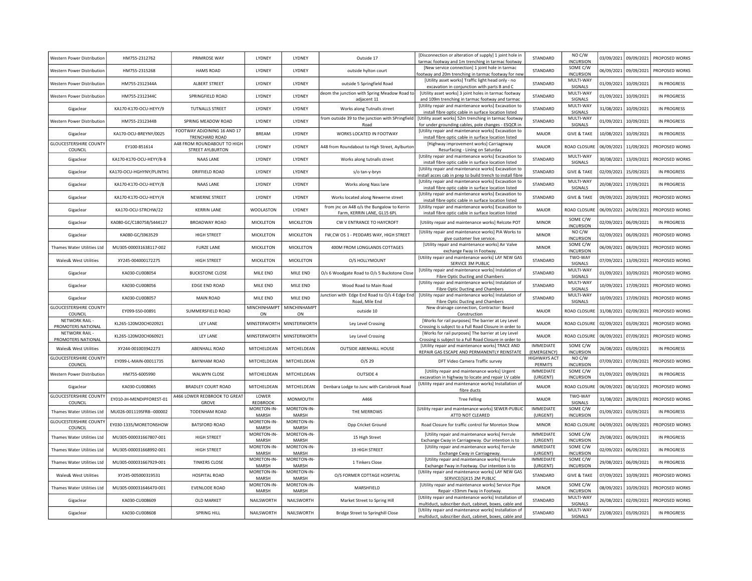| | | | | | | | | | | | |
|---|---|---|---|---|---|---|---|---|---|---|---|
| Western Power Distribution | HM755-2312762 | PRIMROSE WAY | LYDNEY | LYDNEY | Outside 17 | [Disconnection or alteration of supply] 1 joint hole in tarmac footway and 1m trenching in tarmac footway | STANDARD | NO C/W INCURSION | 03/09/2021 | 09/09/2021 | PROPOSED WORKS |
| Western Power Distribution | HM755-2315268 | HAMS ROAD | LYDNEY | LYDNEY | outside hylton court | [New service connection] 1 joint hole in tarmac footway and 20m trenching in tarmac footway for new | STANDARD | SOME C/W INCURSION | 06/09/2021 | 09/09/2021 | PROPOSED WORKS |
| Western Power Distribution | HM755-2312344A | ALBERT STREET | LYDNEY | LYDNEY | outside 5 Springfield Road | [Utility asset works] Traffic light head only - no excavation in conjunction with parts B and C | STANDARD | MULTI-WAY SIGNALS | 01/09/2021 | 10/09/2021 | IN PROGRESS |
| Western Power Distribution | HM755-2312344C | SPRINGFIELD ROAD | LYDNEY | LYDNEY | deom the junction with Spring Meadow Road to adjacent 11 | [Utility asset works] 3 joint holes in tarmac footway and 109m trenching in tarmac footway and tarmac | STANDARD | MULTI-WAY SIGNALS | 01/09/2021 | 10/09/2021 | IN PROGRESS |
| Gigaclear | KA170-K170-OCU-HEYY/9 | TUTNALLS STREET | LYDNEY | LYDNEY | Works along Tutnalls street | [Utility repair and maintenance works] Excavation to install fibre optic cable in surface location listed | STANDARD | MULTI-WAY SIGNALS | 31/08/2021 | 10/09/2021 | IN PROGRESS |
| Western Power Distribution | HM755-2312344B | SPRING MEADOW ROAD | LYDNEY | LYDNEY | from outside 39 to the junction with SPringfield Road | [Utility asset works] 52m trenching in tarmac footway for under grounding cables, pole changes - ESQCR in | STANDARD | MULTI-WAY SIGNALS | 01/09/2021 | 10/09/2021 | IN PROGRESS |
| Gigaclear | KA170-OCU-BREYNY/0025 | FOOTWAY ADJOINING 16 AND 17 TRENCHARD ROAD | BREAM | LYDNEY | WORKS LOCATED IN FOOTWAY | [Utility repair and maintenance works] Excavation to install fibre optic cable in surface location listed | MAJOR | GIVE & TAKE | 10/08/2021 | 10/09/2021 | IN PROGRESS |
| GLOUCESTERSHIRE COUNTY COUNCIL | EY100-851614 | A48 FROM ROUNDABOUT TO HIGH STREET AYLBURTON | LYDNEY | LYDNEY | A48 from Roundabout to High Street, Aylburton | [Highway improvement works] Carriageway Resurfacing - Lining on Saturday | MAJOR | ROAD CLOSURE | 06/09/2021 | 11/09/2021 | PROPOSED WORKS |
| Gigaclear | KA170-K170-OCU-HEYY/8-B | NAAS LANE | LYDNEY | LYDNEY | Works along tutnalls street | [Utility repair and maintenance works] Excavation to install fibre optic cable in surface location listed | STANDARD | MULTI-WAY SIGNALS | 30/08/2021 | 13/09/2021 | PROPOSED WORKS |
| Gigaclear | KA170-OCU-HGHYNY/PLINTH1 | DRIFFIELD ROAD | LYDNEY | LYDNEY | s/o tan-y-bryn | [Utility repair and maintenance works] Excavation to install acces cab in prep to build trench to install fibre | STANDARD | GIVE & TAKE | 02/09/2021 | 15/09/2021 | IN PROGRESS |
| Gigaclear | KA170-K170-OCU-HEYY/8 | NAAS LANE | LYDNEY | LYDNEY | Works along Nass lane | [Utility repair and maintenance works] Excavation to install fibre optic cable in surface location listed | STANDARD | MULTI-WAY SIGNALS | 20/08/2021 | 17/09/2021 | IN PROGRESS |
| Gigaclear | KA170-K170-OCU-HEYY/4 | NEWERNE STREET | LYDNEY | LYDNEY | Works located along Newerne street | [Utility repair and maintenance works] Excavation to install fibre optic cable in surface location listed | STANDARD | GIVE & TAKE | 09/09/2021 | 20/09/2021 | PROPOSED WORKS |
| Gigaclear | KA170-OCU-STRCHW/22 | KERRIN LANE | WOOLASTON | LYDNEY | from jnc on A48 o/s the Bungalow to Kerrin Farm, KERRIN LANE, GL15 6PL | [Utility repair and maintenance works] Excavation to install fibre optic cable in surface location listed | MAJOR | ROAD CLOSURE | 06/09/2021 | 24/09/2021 | PROPOSED WORKS |
| Gigaclear | KA080-GC/C180758/S444127 | BROADWAY ROAD | MICKLETON | MICKLETON | CW V ENTRANCE TO HAYCROFT | [Utility repair and maintenance works] Relcote POT | MINOR | SOME C/W INCURSION | 02/09/2021 | 06/09/2021 | IN PROGRESS |
| Gigaclear | KA080-GC/S963529 | HIGH STREET | MICKLETON | MICKLETON | FW,CW OS 1 - PEDDARS WAY, HIGH STREET | [Utility repair and maintenance works] PIA Works to give customer live service. | MINOR | NO C/W INCURSION | 02/09/2021 | 06/09/2021 | PROPOSED WORKS |
| Thames Water Utilities Ltd | MU305-000031638117-002 | FURZE LANE | MICKLETON | MICKLETON | 400M FROM LONGLANDS COTTAGES | [Utility repair and maintenance works] Air Valve exchange Fway in Footway. | MINOR | SOME C/W INCURSION | 06/09/2021 | 08/09/2021 | PROPOSED WORKS |
| Wales& West Utilities | XY245-004000172275 | HIGH STREET | MICKLETON | MICKLETON | O/S HOLLYMOUNT | [Utility repair and maintenance works] LAY NEW GAS SERVICE 3M PUBLIC | STANDARD | TWO-WAY SIGNALS | 07/09/2021 | 13/09/2021 | PROPOSED WORKS |
| Gigaclear | KA030-CU008054 | BUCKSTONE CLOSE | MILE END | MILE END | O/s 6 Woodgate Road to O/s 5 Buckstone Close | [Utility repair and maintenance works] Instalation of Fibre Optic Ducting and Chambers | STANDARD | MULTI-WAY SIGNALS | 01/09/2021 | 10/09/2021 | PROPOSED WORKS |
| Gigaclear | KA030-CU008056 | EDGE END ROAD | MILE END | MILE END | Wood Road to Main Road | [Utility repair and maintenance works] Instalation of Fibre Optic Ducting and Chambers | STANDARD | MULTI-WAY SIGNALS | 10/09/2021 | 17/09/2021 | PROPOSED WORKS |
| Gigaclear | KA030-CU008057 | MAIN ROAD | MILE END | MILE END | Junction with Edge End Road to O/s 4 Edge End Road, Mile End | [Utility repair and maintenance works] Instalation of Fibre Optic Ducting and Chambers | STANDARD | MULTI-WAY SIGNALS | 10/09/2021 | 17/09/2021 | PROPOSED WORKS |
| GLOUCESTERSHIRE COUNTY COUNCIL | EY099-S50-00891 | SUMMERSFIELD ROAD | MINCHINHAMPTON | MINCHINHAMPTON | outside 10 | New drainage connection, Contractor: Beard Construction | MAJOR | ROAD CLOSURE | 31/08/2021 | 02/09/2021 | PROPOSED WORKS |
| NETWORK RAIL - PROMOTERS NATIONAL | KL265-120M20CH020921 | LEY LANE | MINSTERWORTH | MINSTERWORTH | Ley Level Crossing | [Works for rail purposes] The barrier at Ley Level Crossing is subject to a Full Road Closure in order to | MAJOR | ROAD CLOSURE | 02/09/2021 | 03/09/2021 | PROPOSED WORKS |
| NETWORK RAIL - PROMOTERS NATIONAL | KL265-120M20CH060921 | LEY LANE | MINSTERWORTH | MINSTERWORTH | Ley Level Crossing | [Works for rail purposes] The barrier at Ley Level Crossing is subject to a Full Road Closure in order to | MAJOR | ROAD CLOSURE | 06/09/2021 | 07/09/2021 | PROPOSED WORKS |
| Wales& West Utilities | XY244-001003942273 | ABENHALL ROAD | MITCHELDEAN | MITCHELDEAN | OUTSIDE ABENHALL HOUSE | [Utility repair and maintenance works] TRACE AND REPAIR GAS ESCAPE AND PERMANENTLY REINSTATE | IMMEDIATE (EMERGENCY) | SOME C/W INCURSION | 26/08/2021 | 03/09/2021 | IN PROGRESS |
| GLOUCESTERSHIRE COUNTY COUNCIL | EY099-L-MAIN-00011735 | BAYNHAM ROAD | MITCHELDEAN | MITCHELDEAN | O/S 29 | DFT Video Camera Traffic survey | HIGHWAYS ACT PERMITS | NO C/W INCURSION | 07/09/2021 | 07/09/2021 | PROPOSED WORKS |
| Western Power Distribution | HM755-6005990 | WALWYN CLOSE | MITCHELDEAN | MITCHELDEAN | OUTSIDE 4 | [Utility repair and maintenance works] Urgent excavation in highway to locate and repair LV cable | IMMEDIATE (URGENT) | SOME C/W INCURSION | 01/09/2021 | 09/09/2021 | IN PROGRESS |
| Gigaclear | KA030-CU008065 | BRADLEY COURT ROAD | MITCHELDEAN | MITCHELDEAN | Denbara Lodge to Junc with Carisbrook Road | [Utility repair and maintenance works] Installation of fibre ducts | MAJOR | ROAD CLOSURE | 06/09/2021 | 08/10/2021 | PROPOSED WORKS |
| GLOUCESTERSHIRE COUNTY COUNCIL | EY010-JH-MENDIPFOREST-01 | A466 LOWER REDBROOK TO GREAT GROVE | LOWER REDBROOK | MONMOUTH | A466 | Tree Felling | MAJOR | TWO-WAY SIGNALS | 31/08/2021 | 28/09/2021 | PROPOSED WORKS |
| Thames Water Utilities Ltd | MU026-001119SFRB--000002 | TODENHAM ROAD | MORETON-IN-MARSH | MORETON-IN-MARSH | THE MERROWS | [Utility repair and maintenance works] SEWER-PUBLIC ATTD NOT CLEARED | IMMEDIATE (URGENT) | SOME C/W INCURSION | 01/09/2021 | 03/09/2021 | IN PROGRESS |
| GLOUCESTERSHIRE COUNTY COUNCIL | EY030-1335/MORETONSHOW | BATSFORD ROAD | MORETON-IN-MARSH | MORETON-IN-MARSH | Opp Cricket Ground | Road Closure for traffic control for Moreton Show | MINOR | ROAD CLOSURE | 04/09/2021 | 04/09/2021 | PROPOSED WORKS |
| Thames Water Utilities Ltd | MU305-000031667807-001 | HIGH STREET | MORETON-IN-MARSH | MORETON-IN-MARSH | 15 High Street | [Utility repair and maintenance works] Ferrule Exchange Cway in Carriageway. Our intention is to | IMMEDIATE (URGENT) | SOME C/W INCURSION | 29/08/2021 | 06/09/2021 | IN PROGRESS |
| Thames Water Utilities Ltd | MU305-000031668992-001 | HIGH STREET | MORETON-IN-MARSH | MORETON-IN-MARSH | 19 HIGH STREET | [Utility repair and maintenance works] Ferrule Exchange Cway in Carriageway. | IMMEDIATE (URGENT) | SOME C/W INCURSION | 02/09/2021 | 06/09/2021 | IN PROGRESS |
| Thames Water Utilities Ltd | MU305-000031667929-001 | TINKERS CLOSE | MORETON-IN-MARSH | MORETON-IN-MARSH | 1 Tinkers Close | [Utility repair and maintenance works] Ferrule Exchange Fway in Footway. Our intention is to | IMMEDIATE (URGENT) | SOME C/W INCURSION | 29/08/2021 | 06/09/2021 | IN PROGRESS |
| Wales& West Utilities | XY245-005000319531 | HOSPITAL ROAD | MORETON-IN-MARSH | MORETON-IN-MARSH | O/S FORMER COTTAGE HOSPITAL | [Utility repair and maintenance works] LAY NEW GAS SERVICE(S)X15 2M PUBLIC | STANDARD | GIVE & TAKE | 07/09/2021 | 10/09/2021 | PROPOSED WORKS |
| Thames Water Utilities Ltd | MU305-000031646470-001 | EVENLODE ROAD | MORETON-IN-MARSH | MORETON-IN-MARSH | MARSHFIELD | [Utility repair and maintenance works] Service Pipe Repair <33mm Fway in Footway. | MINOR | SOME C/W INCURSION | 08/09/2021 | 10/09/2021 | PROPOSED WORKS |
| Gigaclear | KA030-CU008609 | OLD MARKET | NAILSWORTH | NAILSWORTH | Market Street to Spring Hill | [Utility repair and maintenance works] Installation of multiduct, subscriber duct, cabinet, boxes, cable and | STANDARD | MULTI-WAY SIGNALS | 26/08/2021 | 02/09/2021 | PROPOSED WORKS |
| Gigaclear | KA030-CU008608 | SPRING HILL | NAILSWORTH | NAILSWORTH | Bridge Street to Springhill Close | [Utility repair and maintenance works] Installation of multiduct, subscriber duct, cabinet, boxes, cable and | STANDARD | MULTI-WAY SIGNALS | 23/08/2021 | 03/09/2021 | IN PROGRESS |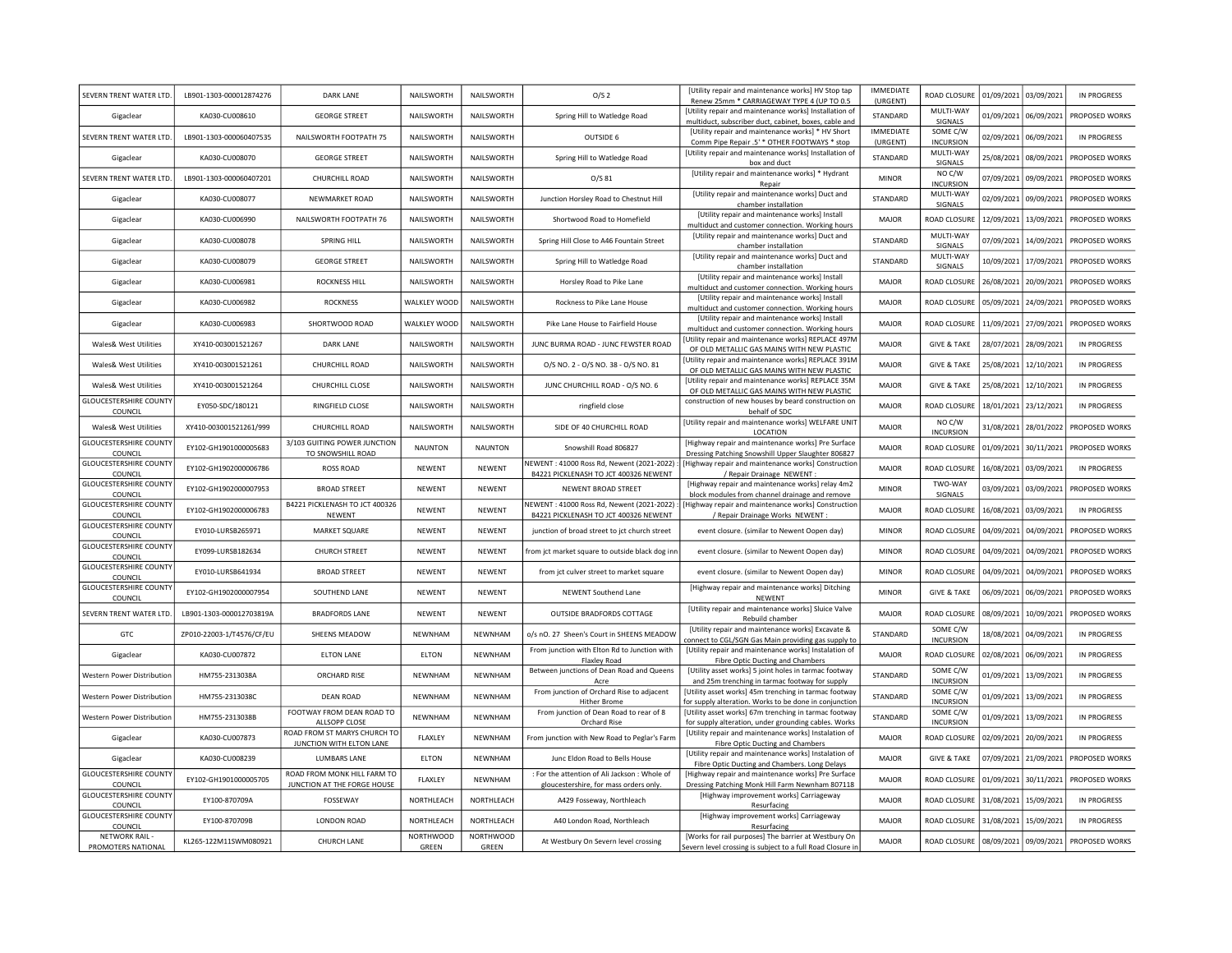| | | | | | | | | | | | |
|---|---|---|---|---|---|---|---|---|---|---|---|
| SEVERN TRENT WATER LTD. | LB901-1303-000012874276 | DARK LANE | NAILSWORTH | NAILSWORTH | O/S 2 | [Utility repair and maintenance works] HV Stop tap Renew 25mm * CARRIAGEWAY TYPE 4 (UP TO 0.5 | IMMEDIATE (URGENT) | ROAD CLOSURE | 01/09/2021 | 03/09/2021 | IN PROGRESS |
| Gigaclear | KA030-CU008610 | GEORGE STREET | NAILSWORTH | NAILSWORTH | Spring Hill to Watledge Road | [Utility repair and maintenance works] Installation of multiduct, subscriber duct, cabinet, boxes, cable and | STANDARD | MULTI-WAY SIGNALS | 01/09/2021 | 06/09/2021 | PROPOSED WORKS |
| SEVERN TRENT WATER LTD. | LB901-1303-000060407535 | NAILSWORTH FOOTPATH 75 | NAILSWORTH | NAILSWORTH | OUTSIDE 6 | [Utility repair and maintenance works] * HV Short Comm Pipe Repair .5' * OTHER FOOTWAYS * stop | IMMEDIATE (URGENT) | SOME C/W INCURSION | 02/09/2021 | 06/09/2021 | IN PROGRESS |
| Gigaclear | KA030-CU008070 | GEORGE STREET | NAILSWORTH | NAILSWORTH | Spring Hill to Watledge Road | [Utility repair and maintenance works] Installation of box and duct | STANDARD | MULTI-WAY SIGNALS | 25/08/2021 | 08/09/2021 | PROPOSED WORKS |
| SEVERN TRENT WATER LTD. | LB901-1303-000060407201 | CHURCHILL ROAD | NAILSWORTH | NAILSWORTH | O/S 81 | [Utility repair and maintenance works] * Hydrant Repair | MINOR | NO C/W INCURSION | 07/09/2021 | 09/09/2021 | PROPOSED WORKS |
| Gigaclear | KA030-CU008077 | NEWMARKET ROAD | NAILSWORTH | NAILSWORTH | Junction Horsley Road to Chestnut Hill | [Utility repair and maintenance works] Duct and chamber installation | STANDARD | MULTI-WAY SIGNALS | 02/09/2021 | 09/09/2021 | PROPOSED WORKS |
| Gigaclear | KA030-CU006990 | NAILSWORTH FOOTPATH 76 | NAILSWORTH | NAILSWORTH | Shortwood Road to Homefield | [Utility repair and maintenance works] Install multiduct and customer connection. Working hours | MAJOR | ROAD CLOSURE | 12/09/2021 | 13/09/2021 | PROPOSED WORKS |
| Gigaclear | KA030-CU008078 | SPRING HILL | NAILSWORTH | NAILSWORTH | Spring Hill Close to A46 Fountain Street | [Utility repair and maintenance works] Duct and chamber installation | STANDARD | MULTI-WAY SIGNALS | 07/09/2021 | 14/09/2021 | PROPOSED WORKS |
| Gigaclear | KA030-CU008079 | GEORGE STREET | NAILSWORTH | NAILSWORTH | Spring Hill to Watledge Road | [Utility repair and maintenance works] Duct and chamber installation | STANDARD | MULTI-WAY SIGNALS | 10/09/2021 | 17/09/2021 | PROPOSED WORKS |
| Gigaclear | KA030-CU006981 | ROCKNESS HILL | NAILSWORTH | NAILSWORTH | Horsley Road to Pike Lane | [Utility repair and maintenance works] Install multiduct and customer connection. Working hours | MAJOR | ROAD CLOSURE | 26/08/2021 | 20/09/2021 | PROPOSED WORKS |
| Gigaclear | KA030-CU006982 | ROCKNESS | WALKLEY WOOD | NAILSWORTH | Rockness to Pike Lane House | [Utility repair and maintenance works] Install multiduct and customer connection. Working hours | MAJOR | ROAD CLOSURE | 05/09/2021 | 24/09/2021 | PROPOSED WORKS |
| Gigaclear | KA030-CU006983 | SHORTWOOD ROAD | WALKLEY WOOD | NAILSWORTH | Pike Lane House to Fairfield House | [Utility repair and maintenance works] Install multiduct and customer connection. Working hours | MAJOR | ROAD CLOSURE | 11/09/2021 | 27/09/2021 | PROPOSED WORKS |
| Wales& West Utilities | XY410-003001521267 | DARK LANE | NAILSWORTH | NAILSWORTH | JUNC BURMA ROAD - JUNC FEWSTER ROAD | [Utility repair and maintenance works] REPLACE 497M OF OLD METALLIC GAS MAINS WITH NEW PLASTIC | MAJOR | GIVE & TAKE | 28/07/2021 | 28/09/2021 | IN PROGRESS |
| Wales& West Utilities | XY410-003001521261 | CHURCHILL ROAD | NAILSWORTH | NAILSWORTH | O/S NO. 2 - O/S NO. 38 - O/S NO. 81 | [Utility repair and maintenance works] REPLACE 391M OF OLD METALLIC GAS MAINS WITH NEW PLASTIC | MAJOR | GIVE & TAKE | 25/08/2021 | 12/10/2021 | IN PROGRESS |
| Wales& West Utilities | XY410-003001521264 | CHURCHILL CLOSE | NAILSWORTH | NAILSWORTH | JUNC CHURCHILL ROAD - O/S NO. 6 | [Utility repair and maintenance works] REPLACE 35M OF OLD METALLIC GAS MAINS WITH NEW PLASTIC | MAJOR | GIVE & TAKE | 25/08/2021 | 12/10/2021 | IN PROGRESS |
| GLOUCESTERSHIRE COUNTY COUNCIL | EY050-SDC/180121 | RINGFIELD CLOSE | NAILSWORTH | NAILSWORTH | ringfield close | construction of new houses by beard construction on behalf of SDC | MAJOR | ROAD CLOSURE | 18/01/2021 | 23/12/2021 | IN PROGRESS |
| Wales& West Utilities | XY410-003001521261/999 | CHURCHILL ROAD | NAILSWORTH | NAILSWORTH | SIDE OF 40 CHURCHILL ROAD | [Utility repair and maintenance works] WELFARE UNIT LOCATION | MAJOR | NO C/W INCURSION | 31/08/2021 | 28/01/2022 | PROPOSED WORKS |
| GLOUCESTERSHIRE COUNTY COUNCIL | EY102-GH1901000005683 | 3/103 GUITING POWER JUNCTION TO SNOWSHILL ROAD | NAUNTON | NAUNTON | Snowshill Road 806827 | [Highway repair and maintenance works] Pre Surface Dressing Patching Snowshill Upper Slaughter 806827 | MAJOR | ROAD CLOSURE | 01/09/2021 | 30/11/2021 | PROPOSED WORKS |
| GLOUCESTERSHIRE COUNTY COUNCIL | EY102-GH1902000006786 | ROSS ROAD | NEWENT | NEWENT | NEWENT : 41000 Ross Rd, Newent (2021-2022) : B4221 PICKLENASH TO JCT 400326 NEWENT | [Highway repair and maintenance works] Construction / Repair Drainage NEWENT : | MAJOR | ROAD CLOSURE | 16/08/2021 | 03/09/2021 | IN PROGRESS |
| GLOUCESTERSHIRE COUNTY COUNCIL | EY102-GH1902000007953 | BROAD STREET | NEWENT | NEWENT | NEWENT BROAD STREET | [Highway repair and maintenance works] relay 4m2 block modules from channel drainage and remove | MINOR | TWO-WAY SIGNALS | 03/09/2021 | 03/09/2021 | PROPOSED WORKS |
| GLOUCESTERSHIRE COUNTY COUNCIL | EY102-GH1902000006783 | B4221 PICKLENASH TO JCT 400326 NEWENT | NEWENT | NEWENT | NEWENT : 41000 Ross Rd, Newent (2021-2022) : B4221 PICKLENASH TO JCT 400326 NEWENT | [Highway repair and maintenance works] Construction / Repair Drainage Works NEWENT : | MAJOR | ROAD CLOSURE | 16/08/2021 | 03/09/2021 | IN PROGRESS |
| GLOUCESTERSHIRE COUNTY COUNCIL | EY010-LURSB265971 | MARKET SQUARE | NEWENT | NEWENT | junction of broad street to jct church street | event closure. (similar to Newent Oopen day) | MINOR | ROAD CLOSURE | 04/09/2021 | 04/09/2021 | PROPOSED WORKS |
| GLOUCESTERSHIRE COUNTY COUNCIL | EY099-LURSB182634 | CHURCH STREET | NEWENT | NEWENT | from jct market square to outside black dog inn | event closure. (similar to Newent Oopen day) | MINOR | ROAD CLOSURE | 04/09/2021 | 04/09/2021 | PROPOSED WORKS |
| GLOUCESTERSHIRE COUNTY COUNCIL | EY010-LURSB641934 | BROAD STREET | NEWENT | NEWENT | from jct culver street to market square | event closure. (similar to Newent Oopen day) | MINOR | ROAD CLOSURE | 04/09/2021 | 04/09/2021 | PROPOSED WORKS |
| GLOUCESTERSHIRE COUNTY COUNCIL | EY102-GH1902000007954 | SOUTHEND LANE | NEWENT | NEWENT | NEWENT Southend Lane | [Highway repair and maintenance works] Ditching NEWENT | MINOR | GIVE & TAKE | 06/09/2021 | 06/09/2021 | PROPOSED WORKS |
| SEVERN TRENT WATER LTD. | LB901-1303-000012703819A | BRADFORDS LANE | NEWENT | NEWENT | OUTSIDE BRADFORDS COTTAGE | [Utility repair and maintenance works] Sluice Valve Rebuild chamber | MAJOR | ROAD CLOSURE | 08/09/2021 | 10/09/2021 | PROPOSED WORKS |
| GTC | ZP010-22003-1/T4576/CF/EU | SHEENS MEADOW | NEWNHAM | NEWNHAM | o/s nO. 27 Sheen's Court in SHEENS MEADOW | [Utility repair and maintenance works] Excavate & connect to CGL/SGN Gas Main providing gas supply to | STANDARD | SOME C/W INCURSION | 18/08/2021 | 04/09/2021 | IN PROGRESS |
| Gigaclear | KA030-CU007872 | ELTON LANE | ELTON | NEWNHAM | From junction with Elton Rd to Junction with Flaxley Road | [Utility repair and maintenance works] Instalation of Fibre Optic Ducting and Chambers | MAJOR | ROAD CLOSURE | 02/08/2021 | 06/09/2021 | IN PROGRESS |
| Western Power Distribution | HM755-2313038A | ORCHARD RISE | NEWNHAM | NEWNHAM | Between junctions of Dean Road and Queens Acre | [Utility asset works] 5 joint holes in tarmac footway and 25m trenching in tarmac footway for supply | STANDARD | SOME C/W INCURSION | 01/09/2021 | 13/09/2021 | IN PROGRESS |
| Western Power Distribution | HM755-2313038C | DEAN ROAD | NEWNHAM | NEWNHAM | From junction of Orchard Rise to adjacent Hither Brome | [Utility asset works] 45m trenching in tarmac footway for supply alteration. Works to be done in conjunction | STANDARD | SOME C/W INCURSION | 01/09/2021 | 13/09/2021 | IN PROGRESS |
| Western Power Distribution | HM755-2313038B | FOOTWAY FROM DEAN ROAD TO ALLSOPP CLOSE | NEWNHAM | NEWNHAM | From junction of Dean Road to rear of 8 Orchard Rise | [Utility asset works] 67m trenching in tarmac footway for supply alteration, under grounding cables. Works | STANDARD | SOME C/W INCURSION | 01/09/2021 | 13/09/2021 | IN PROGRESS |
| Gigaclear | KA030-CU007873 | ROAD FROM ST MARYS CHURCH TO JUNCTION WITH ELTON LANE | FLAXLEY | NEWNHAM | From junction with New Road to Peglar's Farm | [Utility repair and maintenance works] Instalation of Fibre Optic Ducting and Chambers | MAJOR | ROAD CLOSURE | 02/09/2021 | 20/09/2021 | IN PROGRESS |
| Gigaclear | KA030-CU008239 | LUMBARS LANE | ELTON | NEWNHAM | Junc Eldon Road to Bells House | [Utility repair and maintenance works] Instalation of Fibre Optic Ducting and Chambers. Long Delays | MAJOR | GIVE & TAKE | 07/09/2021 | 21/09/2021 | PROPOSED WORKS |
| GLOUCESTERSHIRE COUNTY COUNCIL | EY102-GH1901000005705 | ROAD FROM MONK HILL FARM TO JUNCTION AT THE FORGE HOUSE | FLAXLEY | NEWNHAM | : For the attention of Ali Jackson : Whole of gloucestershire, for mass orders only. | [Highway repair and maintenance works] Pre Surface Dressing Patching Monk Hill Farm Newnham 807118 | MAJOR | ROAD CLOSURE | 01/09/2021 | 30/11/2021 | PROPOSED WORKS |
| GLOUCESTERSHIRE COUNTY COUNCIL | EY100-870709A | FOSSEWAY | NORTHLEACH | NORTHLEACH | A429 Fosseway, Northleach | [Highway improvement works] Carriageway Resurfacing | MAJOR | ROAD CLOSURE | 31/08/2021 | 15/09/2021 | IN PROGRESS |
| GLOUCESTERSHIRE COUNTY COUNCIL | EY100-870709B | LONDON ROAD | NORTHLEACH | NORTHLEACH | A40 London Road, Northleach | [Highway improvement works] Carriageway Resurfacing | MAJOR | ROAD CLOSURE | 31/08/2021 | 15/09/2021 | IN PROGRESS |
| NETWORK RAIL - PROMOTERS NATIONAL | KL265-122M11SWM080921 | CHURCH LANE | NORTHWOOD GREEN | NORTHWOOD GREEN | At Westbury On Severn level crossing | [Works for rail purposes] The barrier at Westbury On Severn level crossing is subject to a full Road Closure in | MAJOR | ROAD CLOSURE | 08/09/2021 | 09/09/2021 | PROPOSED WORKS |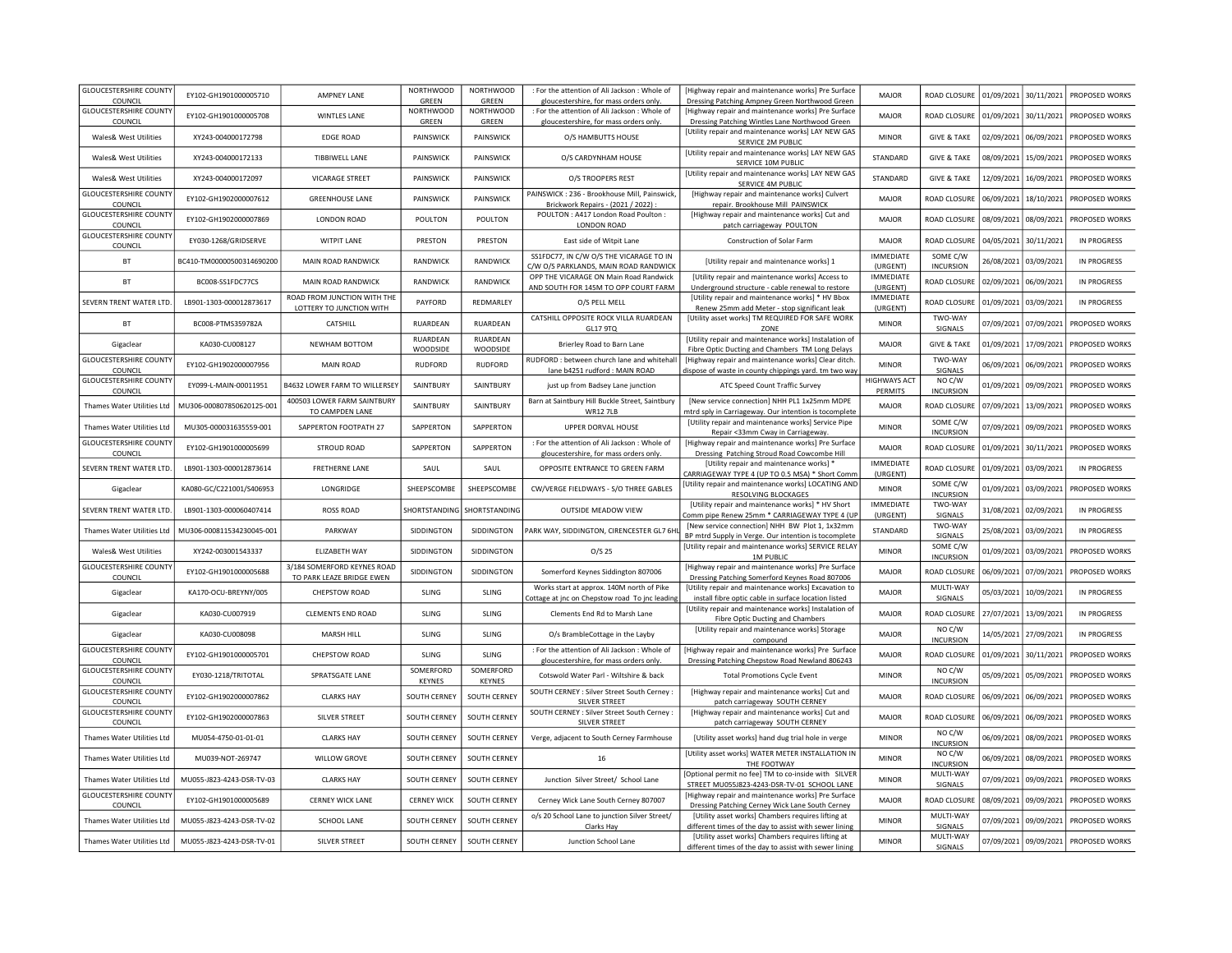| | | | | | | | | | | | |
|---|---|---|---|---|---|---|---|---|---|---|---|
| GLOUCESTERSHIRE COUNTY COUNCIL | EY102-GH1901000005710 | AMPNEY LANE | NORTHWOOD GREEN | NORTHWOOD GREEN | : For the attention of Ali Jackson : Whole of gloucestershire, for mass orders only. | [Highway repair and maintenance works] Pre Surface Dressing Patching Ampney Green Northwood Green | MAJOR | ROAD CLOSURE | 01/09/2021 | 30/11/2021 | PROPOSED WORKS |
| GLOUCESTERSHIRE COUNTY COUNCIL | EY102-GH1901000005708 | WINTLES LANE | NORTHWOOD GREEN | NORTHWOOD GREEN | : For the attention of Ali Jackson : Whole of gloucestershire, for mass orders only. | [Highway repair and maintenance works] Pre Surface Dressing Patching Wintles Lane Northwood Green | MAJOR | ROAD CLOSURE | 01/09/2021 | 30/11/2021 | PROPOSED WORKS |
| Wales& West Utilities | XY243-004000172798 | EDGE ROAD | PAINSWICK | PAINSWICK | O/S HAMBUTTS HOUSE | [Utility repair and maintenance works] LAY NEW GAS SERVICE 2M PUBLIC | MINOR | GIVE & TAKE | 02/09/2021 | 06/09/2021 | PROPOSED WORKS |
| Wales& West Utilities | XY243-004000172133 | TIBBIWELL LANE | PAINSWICK | PAINSWICK | O/S CARDYNHAM HOUSE | [Utility repair and maintenance works] LAY NEW GAS SERVICE 10M PUBLIC | STANDARD | GIVE & TAKE | 08/09/2021 | 15/09/2021 | PROPOSED WORKS |
| Wales& West Utilities | XY243-004000172097 | VICARAGE STREET | PAINSWICK | PAINSWICK | O/S TROOPERS REST | [Utility repair and maintenance works] LAY NEW GAS SERVICE 4M PUBLIC | STANDARD | GIVE & TAKE | 12/09/2021 | 16/09/2021 | PROPOSED WORKS |
| GLOUCESTERSHIRE COUNTY COUNCIL | EY102-GH1902000007612 | GREENHOUSE LANE | PAINSWICK | PAINSWICK | PAINSWICK : 236 - Brookhouse Mill, Painswick, Brickwork Repairs - (2021 / 2022) : | [Highway repair and maintenance works] Culvert repair. Brookhouse Mill PAINSWICK | MAJOR | ROAD CLOSURE | 06/09/2021 | 18/10/2021 | PROPOSED WORKS |
| GLOUCESTERSHIRE COUNTY COUNCIL | EY102-GH1902000007869 | LONDON ROAD | POULTON | POULTON | POULTON : A417 London Road Poulton : LONDON ROAD | [Highway repair and maintenance works] Cut and patch carriageway POULTON | MAJOR | ROAD CLOSURE | 08/09/2021 | 08/09/2021 | PROPOSED WORKS |
| GLOUCESTERSHIRE COUNTY COUNCIL | EY030-1268/GRIDSERVE | WITPIT LANE | PRESTON | PRESTON | East side of Witpit Lane | Construction of Solar Farm | MAJOR | ROAD CLOSURE | 04/05/2021 | 30/11/2021 | IN PROGRESS |
| BT | BC410-TM00000500314690200 | MAIN ROAD RANDWICK | RANDWICK | RANDWICK | SS1FDC77, IN C/W O/S THE VICARAGE TO IN C/W O/S PARKLANDS, MAIN ROAD RANDWICK | [Utility repair and maintenance works] 1 | IMMEDIATE (URGENT) | SOME C/W INCURSION | 26/08/2021 | 03/09/2021 | IN PROGRESS |
| BT | BC008-SS1FDC77CS | MAIN ROAD RANDWICK | RANDWICK | RANDWICK | OPP THE VICARAGE ON Main Road Randwick AND SOUTH FOR 145M TO OPP COURT FARM | [Utility repair and maintenance works] Access to Underground structure - cable renewal to restore | IMMEDIATE (URGENT) | ROAD CLOSURE | 02/09/2021 | 06/09/2021 | IN PROGRESS |
| SEVERN TRENT WATER LTD. | LB901-1303-000012873617 | ROAD FROM JUNCTION WITH THE LOTTERY TO JUNCTION WITH | PAYFORD | REDMARLEY | O/S PELL MELL | [Utility repair and maintenance works] * HV Bbox Renew 25mm add Meter - stop significant leak | IMMEDIATE (URGENT) | ROAD CLOSURE | 01/09/2021 | 03/09/2021 | IN PROGRESS |
| BT | BC008-PTMS359782A | CATSHILL | RUARDEAN | RUARDEAN | CATSHILL OPPOSITE ROCK VILLA RUARDEAN GL17 9TQ | [Utility asset works] TM REQUIRED FOR SAFE WORK ZONE | MINOR | TWO-WAY SIGNALS | 07/09/2021 | 07/09/2021 | PROPOSED WORKS |
| Gigaclear | KA030-CU008127 | NEWHAM BOTTOM | RUARDEAN WOODSIDE | RUARDEAN WOODSIDE | Brierley Road to Barn Lane | [Utility repair and maintenance works] Instalation of Fibre Optic Ducting and Chambers TM Long Delays | MAJOR | GIVE & TAKE | 01/09/2021 | 17/09/2021 | PROPOSED WORKS |
| GLOUCESTERSHIRE COUNTY COUNCIL | EY102-GH1902000007956 | MAIN ROAD | RUDFORD | RUDFORD | RUDFORD : between church lane and whitehall lane b4251 rudford : MAIN ROAD | [Highway repair and maintenance works] Clear ditch. dispose of waste in county chippings yard. tm two way | MINOR | TWO-WAY SIGNALS | 06/09/2021 | 06/09/2021 | PROPOSED WORKS |
| GLOUCESTERSHIRE COUNTY COUNCIL | EY099-L-MAIN-00011951 | B4632 LOWER FARM TO WILLERSEY | SAINTBURY | SAINTBURY | just up from Badsey Lane junction | ATC Speed Count Traffic Survey | HIGHWAYS ACT PERMITS | NO C/W INCURSION | 01/09/2021 | 09/09/2021 | PROPOSED WORKS |
| Thames Water Utilities Ltd | MU306-000807850620125-001 | 400503 LOWER FARM SAINTBURY TO CAMPDEN LANE | SAINTBURY | SAINTBURY | Barn at Saintbury Hill Buckle Street, Saintbury WR12 7LB | [New service connection] NHH PL1 1x25mm MDPE mtrd sply in Carriageway. Our intention is tocomplete | MAJOR | ROAD CLOSURE | 07/09/2021 | 13/09/2021 | PROPOSED WORKS |
| Thames Water Utilities Ltd | MU305-000031635559-001 | SAPPERTON FOOTPATH 27 | SAPPERTON | SAPPERTON | UPPER DORVAL HOUSE | [Utility repair and maintenance works] Service Pipe Repair <33mm Cway in Carriageway. | MINOR | SOME C/W INCURSION | 07/09/2021 | 09/09/2021 | PROPOSED WORKS |
| GLOUCESTERSHIRE COUNTY COUNCIL | EY102-GH1901000005699 | STROUD ROAD | SAPPERTON | SAPPERTON | : For the attention of Ali Jackson : Whole of gloucestershire, for mass orders only. | [Highway repair and maintenance works] Pre Surface Dressing Patching Stroud Road Cowcombe Hill | MAJOR | ROAD CLOSURE | 01/09/2021 | 30/11/2021 | PROPOSED WORKS |
| SEVERN TRENT WATER LTD. | LB901-1303-000012873614 | FRETHERNE LANE | SAUL | SAUL | OPPOSITE ENTRANCE TO GREEN FARM | [Utility repair and maintenance works] * CARRIAGEWAY TYPE 4 (UP TO 0.5 MSA) * Short Comm | IMMEDIATE (URGENT) | ROAD CLOSURE | 01/09/2021 | 03/09/2021 | IN PROGRESS |
| Gigaclear | KA080-GC/C221001/S406953 | LONGRIDGE | SHEEPSCOMBE | SHEEPSCOMBE | CW/VERGE FIELDWAYS - S/O THREE GABLES | [Utility repair and maintenance works] LOCATING AND RESOLVING BLOCKAGES | MINOR | SOME C/W INCURSION | 01/09/2021 | 03/09/2021 | PROPOSED WORKS |
| SEVERN TRENT WATER LTD. | LB901-1303-000060407414 | ROSS ROAD | SHORTSTANDING | SHORTSTANDING | OUTSIDE MEADOW VIEW | [Utility repair and maintenance works] * HV Short Comm pipe Renew 25mm * CARRIAGEWAY TYPE 4 (UP | IMMEDIATE (URGENT) | TWO-WAY SIGNALS | 31/08/2021 | 02/09/2021 | IN PROGRESS |
| Thames Water Utilities Ltd | MU306-000811534230045-001 | PARKWAY | SIDDINGTON | SIDDINGTON | PARK WAY, SIDDINGTON, CIRENCESTER GL7 6HL | [New service connection] NHH BW Plot 1, 1x32mm BP mtrd Supply in Verge. Our intention is tocomplete | STANDARD | TWO-WAY SIGNALS | 25/08/2021 | 03/09/2021 | IN PROGRESS |
| Wales& West Utilities | XY242-003001543337 | ELIZABETH WAY | SIDDINGTON | SIDDINGTON | O/S 25 | [Utility repair and maintenance works] SERVICE RELAY 1M PUBLIC | MINOR | SOME C/W INCURSION | 01/09/2021 | 03/09/2021 | PROPOSED WORKS |
| GLOUCESTERSHIRE COUNTY COUNCIL | EY102-GH1901000005688 | 3/184 SOMERFORD KEYNES ROAD TO PARK LEAZE BRIDGE EWEN | SIDDINGTON | SIDDINGTON | Somerford Keynes Siddington 807006 | [Highway repair and maintenance works] Pre Surface Dressing Patching Somerford Keynes Road 807006 | MAJOR | ROAD CLOSURE | 06/09/2021 | 07/09/2021 | PROPOSED WORKS |
| Gigaclear | KA170-OCU-BREYNY/005 | CHEPSTOW ROAD | SLING | SLING | Works start at approx. 140M north of Pike Cottage at jnc on Chepstow road To jnc leading | [Utility repair and maintenance works] Excavation to install fibre optic cable in surface location listed | MAJOR | MULTI-WAY SIGNALS | 05/03/2021 | 10/09/2021 | IN PROGRESS |
| Gigaclear | KA030-CU007919 | CLEMENTS END ROAD | SLING | SLING | Clements End Rd to Marsh Lane | [Utility repair and maintenance works] Instalation of Fibre Optic Ducting and Chambers | MAJOR | ROAD CLOSURE | 27/07/2021 | 13/09/2021 | IN PROGRESS |
| Gigaclear | KA030-CU008098 | MARSH HILL | SLING | SLING | O/s BrambleCottage in the Layby | [Utility repair and maintenance works] Storage compound | MAJOR | NO C/W INCURSION | 14/05/2021 | 27/09/2021 | IN PROGRESS |
| GLOUCESTERSHIRE COUNTY COUNCIL | EY102-GH1901000005701 | CHEPSTOW ROAD | SLING | SLING | : For the attention of Ali Jackson : Whole of gloucestershire, for mass orders only. | [Highway repair and maintenance works] Pre Surface Dressing Patching Chepstow Road Newland 806243 | MAJOR | ROAD CLOSURE | 01/09/2021 | 30/11/2021 | PROPOSED WORKS |
| GLOUCESTERSHIRE COUNTY COUNCIL | EY030-1218/TRITOTAL | SPRATSGATE LANE | SOMERFORD KEYNES | SOMERFORD KEYNES | Cotswold Water Parl - Wiltshire & back | Total Promotions Cycle Event | MINOR | NO C/W INCURSION | 05/09/2021 | 05/09/2021 | PROPOSED WORKS |
| GLOUCESTERSHIRE COUNTY COUNCIL | EY102-GH1902000007862 | CLARKS HAY | SOUTH CERNEY | SOUTH CERNEY | SOUTH CERNEY : Silver Street South Cerney : SILVER STREET | [Highway repair and maintenance works] Cut and patch carriageway SOUTH CERNEY | MAJOR | ROAD CLOSURE | 06/09/2021 | 06/09/2021 | PROPOSED WORKS |
| GLOUCESTERSHIRE COUNTY COUNCIL | EY102-GH1902000007863 | SILVER STREET | SOUTH CERNEY | SOUTH CERNEY | SOUTH CERNEY : Silver Street South Cerney : SILVER STREET | [Highway repair and maintenance works] Cut and patch carriageway SOUTH CERNEY | MAJOR | ROAD CLOSURE | 06/09/2021 | 06/09/2021 | PROPOSED WORKS |
| Thames Water Utilities Ltd | MU054-4750-01-01-01 | CLARKS HAY | SOUTH CERNEY | SOUTH CERNEY | Verge, adjacent to South Cerney Farmhouse | [Utility asset works] hand dug trial hole in verge | MINOR | NO C/W INCURSION | 06/09/2021 | 08/09/2021 | PROPOSED WORKS |
| Thames Water Utilities Ltd | MU039-NOT-269747 | WILLOW GROVE | SOUTH CERNEY | SOUTH CERNEY | 16 | [Utility asset works] WATER METER INSTALLATION IN THE FOOTWAY | MINOR | NO C/W INCURSION | 06/09/2021 | 08/09/2021 | PROPOSED WORKS |
| Thames Water Utilities Ltd | MU055-J823-4243-DSR-TV-03 | CLARKS HAY | SOUTH CERNEY | SOUTH CERNEY | Junction Silver Street/ School Lane | [Optional permit no fee] TM to co-inside with SILVER STREET MU055J823-4243-DSR-TV-01 SCHOOL LANE | MINOR | MULTI-WAY SIGNALS | 07/09/2021 | 09/09/2021 | PROPOSED WORKS |
| GLOUCESTERSHIRE COUNTY COUNCIL | EY102-GH1901000005689 | CERNEY WICK LANE | CERNEY WICK | SOUTH CERNEY | Cerney Wick Lane South Cerney 807007 | [Highway repair and maintenance works] Pre Surface Dressing Patching Cerney Wick Lane South Cerney | MAJOR | ROAD CLOSURE | 08/09/2021 | 09/09/2021 | PROPOSED WORKS |
| Thames Water Utilities Ltd | MU055-J823-4243-DSR-TV-02 | SCHOOL LANE | SOUTH CERNEY | SOUTH CERNEY | o/s 20 School Lane to junction Silver Street/ Clarks Hay | [Utility asset works] Chambers requires lifting at different times of the day to assist with sewer lining | MINOR | MULTI-WAY SIGNALS | 07/09/2021 | 09/09/2021 | PROPOSED WORKS |
| Thames Water Utilities Ltd | MU055-J823-4243-DSR-TV-01 | SILVER STREET | SOUTH CERNEY | SOUTH CERNEY | Junction School Lane | [Utility asset works] Chambers requires lifting at different times of the day to assist with sewer lining | MINOR | MULTI-WAY SIGNALS | 07/09/2021 | 09/09/2021 | PROPOSED WORKS |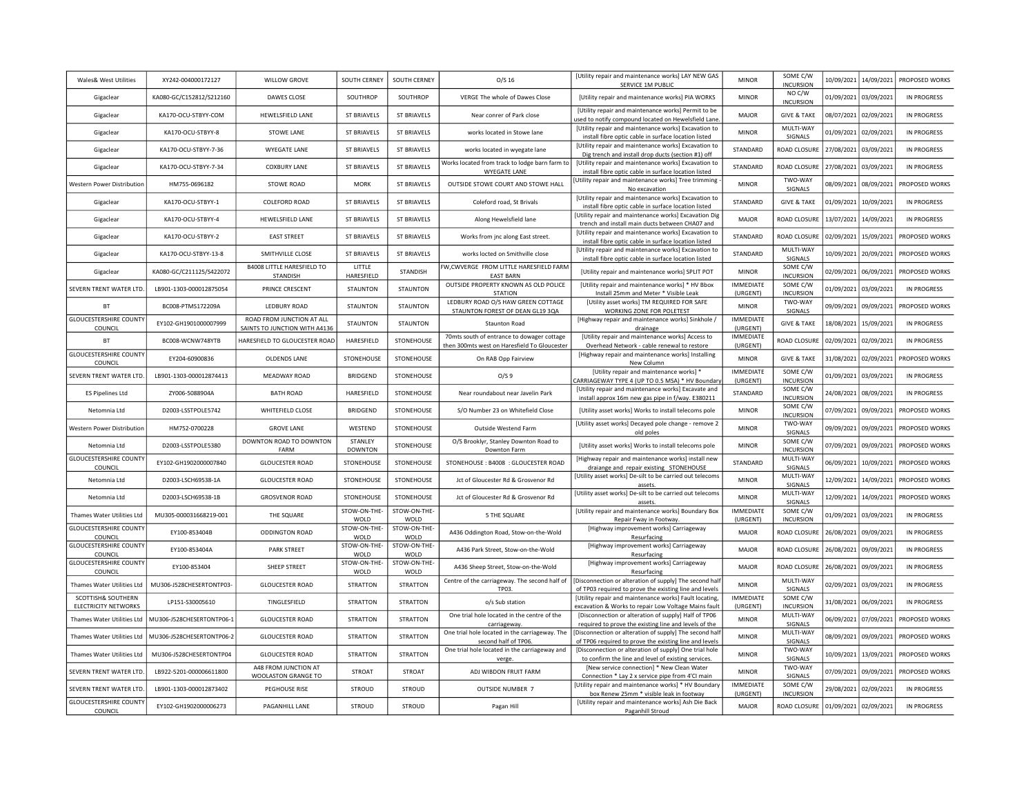| | | | | | | | | | | | |
|---|---|---|---|---|---|---|---|---|---|---|---|
| Wales& West Utilities | XY242-004000172127 | WILLOW GROVE | SOUTH CERNEY | SOUTH CERNEY | O/S 16 | [Utility repair and maintenance works] LAY NEW GAS SERVICE 1M PUBLIC | MINOR | SOME C/W INCURSION | 10/09/2021 | 14/09/2021 | PROPOSED WORKS |
| Gigaclear | KA080-GC/C152812/S212160 | DAWES CLOSE | SOUTHROP | SOUTHROP | VERGE The whole of Dawes Close | [Utility repair and maintenance works] PIA WORKS | MINOR | NO C/W INCURSION | 01/09/2021 | 03/09/2021 | IN PROGRESS |
| Gigaclear | KA170-OCU-STBYY-COM | HEWELSFIELD LANE | ST BRIAVELS | ST BRIAVELS | Near conrer of Park close | [Utility repair and maintenance works] Permit to be used to notify compound located on Hewelsfield Lane. | MAJOR | GIVE & TAKE | 08/07/2021 | 02/09/2021 | IN PROGRESS |
| Gigaclear | KA170-OCU-STBYY-8 | STOWE LANE | ST BRIAVELS | ST BRIAVELS | works located in Stowe lane | [Utility repair and maintenance works] Excavation to install fibre optic cable in surface location listed | MINOR | MULTI-WAY SIGNALS | 01/09/2021 | 02/09/2021 | IN PROGRESS |
| Gigaclear | KA170-OCU-STBYY-7-36 | WYEGATE LANE | ST BRIAVELS | ST BRIAVELS | works located in wyegate lane | [Utility repair and maintenance works] Excavation to Dig trench and install drop ducts (section #1) off | STANDARD | ROAD CLOSURE | 27/08/2021 | 03/09/2021 | IN PROGRESS |
| Gigaclear | KA170-OCU-STBYY-7-34 | COXBURY LANE | ST BRIAVELS | ST BRIAVELS | Works located from track to lodge barn farm to WYEGATE LANE | [Utility repair and maintenance works] Excavation to install fibre optic cable in surface location listed | STANDARD | ROAD CLOSURE | 27/08/2021 | 03/09/2021 | IN PROGRESS |
| Western Power Distribution | HM755-0696182 | STOWE ROAD | MORK | ST BRIAVELS | OUTSIDE STOWE COURT AND STOWE HALL | [Utility repair and maintenance works] Tree trimming - No excavation | MINOR | TWO-WAY SIGNALS | 08/09/2021 | 08/09/2021 | PROPOSED WORKS |
| Gigaclear | KA170-OCU-STBYY-1 | COLEFORD ROAD | ST BRIAVELS | ST BRIAVELS | Coleford road, St Brivals | [Utility repair and maintenance works] Excavation to install fibre optic cable in surface location listed | STANDARD | GIVE & TAKE | 01/09/2021 | 10/09/2021 | IN PROGRESS |
| Gigaclear | KA170-OCU-STBYY-4 | HEWELSFIELD LANE | ST BRIAVELS | ST BRIAVELS | Along Hewelsfield lane | [Utility repair and maintenance works] Excavation Dig trench and install main ducts between CHA07 and | MAJOR | ROAD CLOSURE | 13/07/2021 | 14/09/2021 | IN PROGRESS |
| Gigaclear | KA170-OCU-STBYY-2 | EAST STREET | ST BRIAVELS | ST BRIAVELS | Works from jnc along East street. | [Utility repair and maintenance works] Excavation to install fibre optic cable in surface location listed | STANDARD | ROAD CLOSURE | 02/09/2021 | 15/09/2021 | PROPOSED WORKS |
| Gigaclear | KA170-OCU-STBYY-13-8 | SMITHVILLE CLOSE | ST BRIAVELS | ST BRIAVELS | works locted on Smithville close | [Utility repair and maintenance works] Excavation to install fibre optic cable in surface location listed | STANDARD | MULTI-WAY SIGNALS | 10/09/2021 | 20/09/2021 | PROPOSED WORKS |
| Gigaclear | KA080-GC/C211125/S422072 | B4008 LITTLE HARESFIELD TO STANDISH | LITTLE HARESFIELD | STANDISH | FW,CWVERGE FROM LITTLE HARESFIELD FARM EAST BARN | [Utility repair and maintenance works] SPLIT POT | MINOR | SOME C/W INCURSION | 02/09/2021 | 06/09/2021 | PROPOSED WORKS |
| SEVERN TRENT WATER LTD. | LB901-1303-000012875054 | PRINCE CRESCENT | STAUNTON | STAUNTON | OUTSIDE PROPERTY KNOWN AS OLD POLICE STATION | [Utility repair and maintenance works] * HV Bbox Install 25mm and Meter * Visible Leak | IMMEDIATE (URGENT) | SOME C/W INCURSION | 01/09/2021 | 03/09/2021 | IN PROGRESS |
| BT | BC008-PTMS172209A | LEDBURY ROAD | STAUNTON | STAUNTON | LEDBURY ROAD O/S HAW GREEN COTTAGE STAUNTON FOREST OF DEAN GL19 3QA | [Utility asset works] TM REQUIRED FOR SAFE WORKING ZONE FOR POLETEST | MINOR | TWO-WAY SIGNALS | 09/09/2021 | 09/09/2021 | PROPOSED WORKS |
| GLOUCESTERSHIRE COUNTY COUNCIL | EY102-GH1901000007999 | ROAD FROM JUNCTION AT ALL SAINTS TO JUNCTION WITH A4136 | STAUNTON | STAUNTON | Staunton Road | [Highway repair and maintenance works] Sinkhole / drainage | IMMEDIATE (URGENT) | GIVE & TAKE | 18/08/2021 | 15/09/2021 | IN PROGRESS |
| BT | BC008-WCNW748YTB | HARESFIELD TO GLOUCESTER ROAD | HARESFIELD | STONEHOUSE | 70mts south of entrance to dowager cottage then 300mts west on Haresfield To Gloucester | [Utility repair and maintenance works] Access to Overhead Network - cable renewal to restore | IMMEDIATE (URGENT) | ROAD CLOSURE | 02/09/2021 | 02/09/2021 | IN PROGRESS |
| GLOUCESTERSHIRE COUNTY COUNCIL | EY204-60900836 | OLDENDS LANE | STONEHOUSE | STONEHOUSE | On RAB Opp Fairview | [Highway repair and maintenance works] Installing New Column | MINOR | GIVE & TAKE | 31/08/2021 | 02/09/2021 | PROPOSED WORKS |
| SEVERN TRENT WATER LTD. | LB901-1303-000012874413 | MEADWAY ROAD | BRIDGEND | STONEHOUSE | O/S 9 | [Utility repair and maintenance works] * CARRIAGEWAY TYPE 4 (UP TO 0.5 MSA) * HV Boundary | IMMEDIATE (URGENT) | SOME C/W INCURSION | 01/09/2021 | 03/09/2021 | IN PROGRESS |
| ES Pipelines Ltd | ZY006-5088904A | BATH ROAD | HARESFIELD | STONEHOUSE | Near roundabout near Javelin Park | [Utility repair and maintenance works] Excavate and install approx 16m new gas pipe in f/way. E380211 | STANDARD | SOME C/W INCURSION | 24/08/2021 | 08/09/2021 | IN PROGRESS |
| Netomnia Ltd | D2003-LSSTPOLE5742 | WHITEFIELD CLOSE | BRIDGEND | STONEHOUSE | S/O Number 23 on Whitefield Close | [Utility asset works] Works to install telecoms pole | MINOR | SOME C/W INCURSION | 07/09/2021 | 09/09/2021 | PROPOSED WORKS |
| Western Power Distribution | HM752-0700228 | GROVE LANE | WESTEND | STONEHOUSE | Outside Westend Farm | [Utility asset works] Decayed pole change - remove 2 old poles | MINOR | TWO-WAY SIGNALS | 09/09/2021 | 09/09/2021 | PROPOSED WORKS |
| Netomnia Ltd | D2003-LSSTPOLE5380 | DOWNTON ROAD TO DOWNTON FARM | STANLEY DOWNTON | STONEHOUSE | O/S Brooklyr, Stanley Downton Road to Downton Farm | [Utility asset works] Works to install telecoms pole | MINOR | SOME C/W INCURSION | 07/09/2021 | 09/09/2021 | PROPOSED WORKS |
| GLOUCESTERSHIRE COUNTY COUNCIL | EY102-GH1902000007840 | GLOUCESTER ROAD | STONEHOUSE | STONEHOUSE | STONEHOUSE : B4008 : GLOUCESTER ROAD | [Highway repair and maintenance works] install new draiange and repair existing STONEHOUSE | STANDARD | MULTI-WAY SIGNALS | 06/09/2021 | 10/09/2021 | PROPOSED WORKS |
| Netomnia Ltd | D2003-LSCH69538-1A | GLOUCESTER ROAD | STONEHOUSE | STONEHOUSE | Jct of Gloucester Rd & Grosvenor Rd | [Utility asset works] De-silt to be carried out telecoms assets. | MINOR | MULTI-WAY SIGNALS | 12/09/2021 | 14/09/2021 | PROPOSED WORKS |
| Netomnia Ltd | D2003-LSCH69538-1B | GROSVENOR ROAD | STONEHOUSE | STONEHOUSE | Jct of Gloucester Rd & Grosvenor Rd | [Utility asset works] De-silt to be carried out telecoms assets. | MINOR | MULTI-WAY SIGNALS | 12/09/2021 | 14/09/2021 | PROPOSED WORKS |
| Thames Water Utilities Ltd | MU305-000031668219-001 | THE SQUARE | STOW-ON-THE-WOLD | STOW-ON-THE-WOLD | 5 THE SQUARE | [Utility repair and maintenance works] Boundary Box Repair Fway in Footway. | IMMEDIATE (URGENT) | SOME C/W INCURSION | 01/09/2021 | 03/09/2021 | IN PROGRESS |
| GLOUCESTERSHIRE COUNTY COUNCIL | EY100-853404B | ODDINGTON ROAD | STOW-ON-THE-WOLD | STOW-ON-THE-WOLD | A436 Oddington Road, Stow-on-the-Wold | [Highway improvement works] Carriageway Resurfacing | MAJOR | ROAD CLOSURE | 26/08/2021 | 09/09/2021 | IN PROGRESS |
| GLOUCESTERSHIRE COUNTY COUNCIL | EY100-853404A | PARK STREET | STOW-ON-THE-WOLD | STOW-ON-THE-WOLD | A436 Park Street, Stow-on-the-Wold | [Highway improvement works] Carriageway Resurfacing | MAJOR | ROAD CLOSURE | 26/08/2021 | 09/09/2021 | IN PROGRESS |
| GLOUCESTERSHIRE COUNTY COUNCIL | EY100-853404 | SHEEP STREET | STOW-ON-THE-WOLD | STOW-ON-THE-WOLD | A436 Sheep Street, Stow-on-the-Wold | [Highway improvement works] Carriageway Resurfacing | MAJOR | ROAD CLOSURE | 26/08/2021 | 09/09/2021 | IN PROGRESS |
| Thames Water Utilities Ltd | MU306-J528CHESERTONTP03- | GLOUCESTER ROAD | STRATTON | STRATTON | Centre of the carriageway. The second half of TP03. | [Disconnection or alteration of supply] The second half of TP03 required to prove the existing line and levels | MINOR | MULTI-WAY SIGNALS | 02/09/2021 | 03/09/2021 | IN PROGRESS |
| SCOTTISH& SOUTHERN ELECTRICITY NETWORKS | LP151-S30005610 | TINGLESFIELD | STRATTON | STRATTON | o/s Sub station | [Utility repair and maintenance works] Fault locating, excavation & Works to repair Low Voltage Mains fault | IMMEDIATE (URGENT) | SOME C/W INCURSION | 31/08/2021 | 06/09/2021 | IN PROGRESS |
| Thames Water Utilities Ltd | MU306-J528CHESERTONTP06-1 | GLOUCESTER ROAD | STRATTON | STRATTON | One trial hole located in the centre of the carriageway. | [Disconnection or alteration of supply] Half of TP06 required to prove the existing line and levels of the | MINOR | MULTI-WAY SIGNALS | 06/09/2021 | 07/09/2021 | PROPOSED WORKS |
| Thames Water Utilities Ltd | MU306-J528CHESERTONTP06-2 | GLOUCESTER ROAD | STRATTON | STRATTON | One trial hole located in the carriageway. The second half of TP06. | [Disconnection or alteration of supply] The second half of TP06 required to prove the existing line and levels | MINOR | MULTI-WAY SIGNALS | 08/09/2021 | 09/09/2021 | PROPOSED WORKS |
| Thames Water Utilities Ltd | MU306-J528CHESERTONTP04 | GLOUCESTER ROAD | STRATTON | STRATTON | One trial hole located in the carriageway and verge. | [Disconnection or alteration of supply] One trial hole to confirm the line and level of existing services. | MINOR | TWO-WAY SIGNALS | 10/09/2021 | 13/09/2021 | PROPOSED WORKS |
| SEVERN TRENT WATER LTD. | LB922-5201-000006611800 | A48 FROM JUNCTION AT WOOLASTON GRANGE TO | STROAT | STROAT | ADJ WIBDON FRUIT FARM | [New service connection] * New Clean Water Connection * Lay 2 x service pipe from 4'CI main | MINOR | TWO-WAY SIGNALS | 07/09/2021 | 09/09/2021 | PROPOSED WORKS |
| SEVERN TRENT WATER LTD. | LB901-1303-000012873402 | PEGHOUSE RISE | STROUD | STROUD | OUTSIDE NUMBER 7 | [Utility repair and maintenance works] * HV Boundary box Renew 25mm * visible leak in footway | IMMEDIATE (URGENT) | SOME C/W INCURSION | 29/08/2021 | 02/09/2021 | IN PROGRESS |
| GLOUCESTERSHIRE COUNTY COUNCIL | EY102-GH1902000006273 | PAGANHILL LANE | STROUD | STROUD | Pagan Hill | [Utility repair and maintenance works] Ash Die Back Paganhill Stroud | MAJOR | ROAD CLOSURE | 01/09/2021 | 02/09/2021 | IN PROGRESS |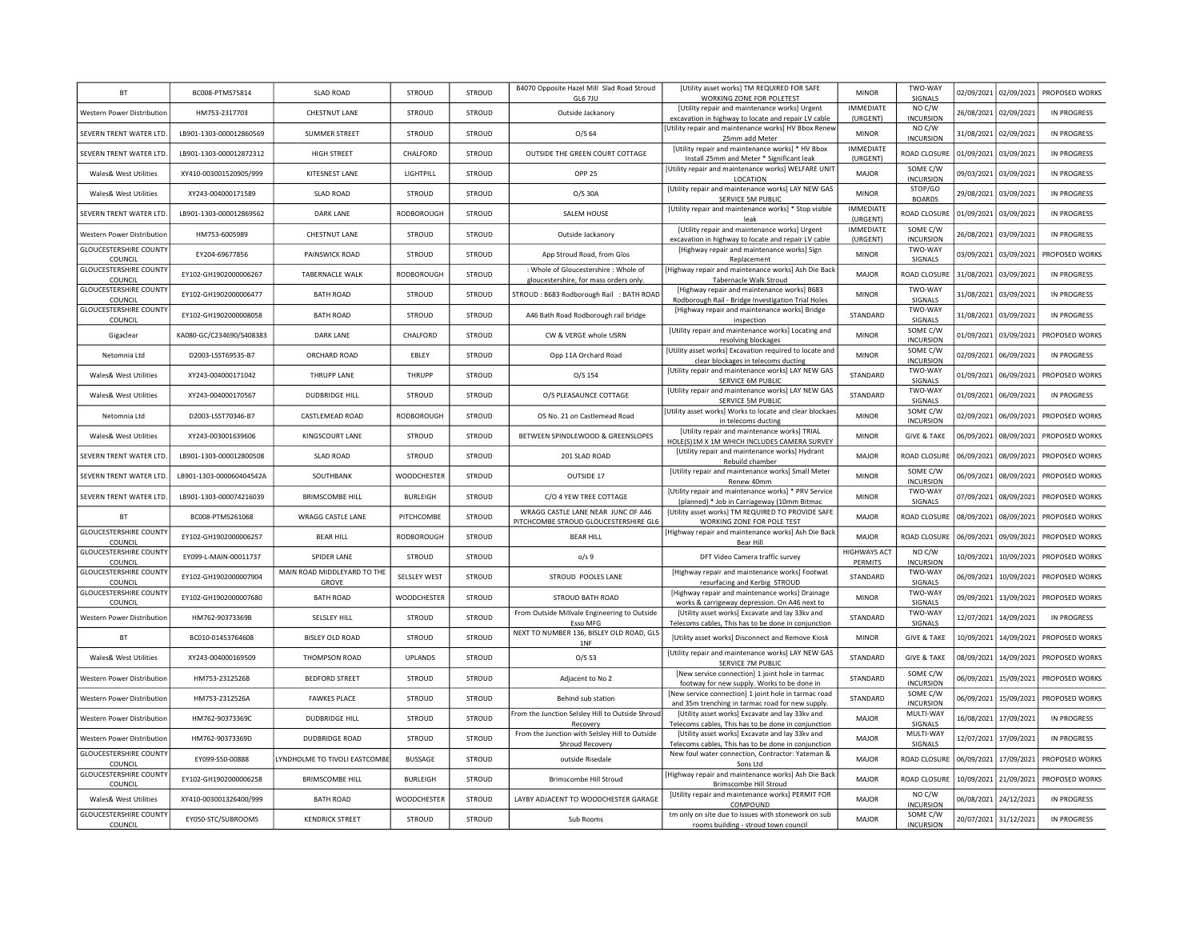| | | | | | | | | | | | |
|---|---|---|---|---|---|---|---|---|---|---|---|
| BT | BC008-PTMS75814 | SLAD ROAD | STROUD | STROUD | B4070 Opposite Hazel Mill Slad Road Stroud GL6 7JU | [Utility asset works] TM REQUIRED FOR SAFE WORKING ZONE FOR POLETEST | MINOR | TWO-WAY SIGNALS | 02/09/2021 | 02/09/2021 | PROPOSED WORKS |
| Western Power Distribution | HM753-2317703 | CHESTNUT LANE | STROUD | STROUD | Outside Jackanory | [Utility repair and maintenance works] Urgent excavation in highway to locate and repair LV cable | IMMEDIATE (URGENT) | NO C/W INCURSION | 26/08/2021 | 02/09/2021 | IN PROGRESS |
| SEVERN TRENT WATER LTD. | LB901-1303-000012860569 | SUMMER STREET | STROUD | STROUD | O/S 64 | [Utility repair and maintenance works] HV Bbox Renew 25mm add Meter | MINOR | NO C/W INCURSION | 31/08/2021 | 02/09/2021 | IN PROGRESS |
| SEVERN TRENT WATER LTD. | LB901-1303-000012872312 | HIGH STREET | CHALFORD | STROUD | OUTSIDE THE GREEN COURT COTTAGE | [Utility repair and maintenance works] * HV Bbox Install 25mm and Meter * Significant leak | IMMEDIATE (URGENT) | ROAD CLOSURE | 01/09/2021 | 03/09/2021 | IN PROGRESS |
| Wales& West Utilities | XY410-003001520905/999 | KITESNEST LANE | LIGHTPILL | STROUD | OPP 25 | [Utility repair and maintenance works] WELFARE UNIT LOCATION | MAJOR | SOME C/W INCURSION | 09/03/2021 | 03/09/2021 | IN PROGRESS |
| Wales& West Utilities | XY243-004000171589 | SLAD ROAD | STROUD | STROUD | O/S 30A | [Utility repair and maintenance works] LAY NEW GAS SERVICE 5M PUBLIC | MINOR | STOP/GO BOARDS | 29/08/2021 | 03/09/2021 | IN PROGRESS |
| SEVERN TRENT WATER LTD. | LB901-1303-000012869562 | DARK LANE | RODBOROUGH | STROUD | SALEM HOUSE | [Utility repair and maintenance works] * Stop visible leak | IMMEDIATE (URGENT) | ROAD CLOSURE | 01/09/2021 | 03/09/2021 | IN PROGRESS |
| Western Power Distribution | HM753-6005989 | CHESTNUT LANE | STROUD | STROUD | Outside Jackanory | [Utility repair and maintenance works] Urgent excavation in highway to locate and repair LV cable | IMMEDIATE (URGENT) | SOME C/W INCURSION | 26/08/2021 | 03/09/2021 | IN PROGRESS |
| GLOUCESTERSHIRE COUNTY COUNCIL | EY204-69677856 | PAINSWICK ROAD | STROUD | STROUD | App Stroud Road, from Glos | [Highway repair and maintenance works] Sign Replacement | MINOR | TWO-WAY SIGNALS | 03/09/2021 | 03/09/2021 | PROPOSED WORKS |
| GLOUCESTERSHIRE COUNTY COUNCIL | EY102-GH1902000006267 | TABERNACLE WALK | RODBOROUGH | STROUD | : Whole of Gloucestershire : Whole of gloucestershire, for mass orders only. | [Highway repair and maintenance works] Ash Die Back Tabernacle Walk Stroud | MAJOR | ROAD CLOSURE | 31/08/2021 | 03/09/2021 | IN PROGRESS |
| GLOUCESTERSHIRE COUNTY COUNCIL | EY102-GH1902000006477 | BATH ROAD | STROUD | STROUD | STROUD : B683 Rodborough Rail : BATH ROAD | [Highway repair and maintenance works] B683 Rodborough Rail - Bridge Investigation Trial Holes | MINOR | TWO-WAY SIGNALS | 31/08/2021 | 03/09/2021 | IN PROGRESS |
| GLOUCESTERSHIRE COUNTY COUNCIL | EY102-GH1902000008058 | BATH ROAD | STROUD | STROUD | A46 Bath Road Rodborough rail bridge | [Highway repair and maintenance works] Bridge inspection | STANDARD | TWO-WAY SIGNALS | 31/08/2021 | 03/09/2021 | IN PROGRESS |
| Gigaclear | KA080-GC/C234690/S408383 | DARK LANE | CHALFORD | STROUD | CW & VERGE whole USRN | [Utility repair and maintenance works] Locating and resolving blockages | MINOR | SOME C/W INCURSION | 01/09/2021 | 03/09/2021 | PROPOSED WORKS |
| Netomnia Ltd | D2003-LSST69535-B7 | ORCHARD ROAD | EBLEY | STROUD | Opp 11A Orchard Road | [Utility asset works] Excavation required to locate and clear blockages in telecoms ducting | MINOR | SOME C/W INCURSION | 02/09/2021 | 06/09/2021 | IN PROGRESS |
| Wales& West Utilities | XY243-004000171042 | THRUPP LANE | THRUPP | STROUD | O/S 154 | [Utility repair and maintenance works] LAY NEW GAS SERVICE 6M PUBLIC | STANDARD | TWO-WAY SIGNALS | 01/09/2021 | 06/09/2021 | PROPOSED WORKS |
| Wales& West Utilities | XY243-004000170567 | DUDBRIDGE HILL | STROUD | STROUD | O/S PLEASAUNCE COTTAGE | [Utility repair and maintenance works] LAY NEW GAS SERVICE 5M PUBLIC | STANDARD | TWO-WAY SIGNALS | 01/09/2021 | 06/09/2021 | IN PROGRESS |
| Netomnia Ltd | D2003-LSST70346-B7 | CASTLEMEAD ROAD | RODBOROUGH | STROUD | OS No. 21 on Castlemead Road | [Utility asset works] Works to locate and clear blockaes in telecoms ducting | MINOR | SOME C/W INCURSION | 02/09/2021 | 06/09/2021 | PROPOSED WORKS |
| Wales& West Utilities | XY243-003001639606 | KINGSCOURT LANE | STROUD | STROUD | BETWEEN SPINDLEWOOD & GREENSLOPES | [Utility repair and maintenance works] TRIAL HOLE(S)1M X 1M WHICH INCLUDES CAMERA SURVEY | MINOR | GIVE & TAKE | 06/09/2021 | 08/09/2021 | PROPOSED WORKS |
| SEVERN TRENT WATER LTD. | LB901-1303-000012800508 | SLAD ROAD | STROUD | STROUD | 201 SLAD ROAD | [Utility repair and maintenance works] Hydrant Rebuild chamber | MAJOR | ROAD CLOSURE | 06/09/2021 | 08/09/2021 | PROPOSED WORKS |
| SEVERN TRENT WATER LTD. | LB901-1303-000060404542A | SOUTHBANK | WOODCHESTER | STROUD | OUTSIDE 17 | [Utility repair and maintenance works] Small Meter Renew 40mm | MINOR | SOME C/W INCURSION | 06/09/2021 | 08/09/2021 | PROPOSED WORKS |
| SEVERN TRENT WATER LTD. | LB901-1303-000074216039 | BRIMSCOMBE HILL | BURLEIGH | STROUD | C/O 4 YEW TREE COTTAGE | [Utility repair and maintenance works] * PRV Service (planned) * Job in Carriageway (10mm Bitmac | MINOR | TWO-WAY SIGNALS | 07/09/2021 | 08/09/2021 | PROPOSED WORKS |
| BT | BC008-PTMS261068 | WRAGG CASTLE LANE | PITCHCOMBE | STROUD | WRAGG CASTLE LANE NEAR JUNC OF A46 PITCHCOMBE STROUD GLOUCESTERSHIRE GL6 | [Utility asset works] TM REQUIRED TO PROVIDE SAFE WORKING ZONE FOR POLE TEST | MAJOR | ROAD CLOSURE | 08/09/2021 | 08/09/2021 | PROPOSED WORKS |
| GLOUCESTERSHIRE COUNTY COUNCIL | EY102-GH1902000006257 | BEAR HILL | RODBOROUGH | STROUD | BEAR HILL | [Highway repair and maintenance works] Ash Die Back Bear Hill | MAJOR | ROAD CLOSURE | 06/09/2021 | 09/09/2021 | PROPOSED WORKS |
| GLOUCESTERSHIRE COUNTY COUNCIL | EY099-L-MAIN-00011737 | SPIDER LANE | STROUD | STROUD | o/s 9 | DFT Video Camera traffic survey | HIGHWAYS ACT PERMITS | NO C/W INCURSION | 10/09/2021 | 10/09/2021 | PROPOSED WORKS |
| GLOUCESTERSHIRE COUNTY COUNCIL | EY102-GH1902000007904 | MAIN ROAD MIDDLEYARD TO THE GROVE | SELSLEY WEST | STROUD | STROUD POOLES LANE | [Highway repair and maintenance works] Footwat resurfacing and Kerbig STROUD | STANDARD | TWO-WAY SIGNALS | 06/09/2021 | 10/09/2021 | PROPOSED WORKS |
| GLOUCESTERSHIRE COUNTY COUNCIL | EY102-GH1902000007680 | BATH ROAD | WOODCHESTER | STROUD | STROUD BATH ROAD | [Highway repair and maintenance works] Drainage works & carrigeway depression. On A46 next to | MINOR | TWO-WAY SIGNALS | 09/09/2021 | 13/09/2021 | PROPOSED WORKS |
| Western Power Distribution | HM762-90373369B | SELSLEY HILL | STROUD | STROUD | From Outside Millvale Engineering to Outside Esso MFG | [Utility asset works] Excavate and lay 33kv and Telecoms cables, This has to be done in conjunction | STANDARD | TWO-WAY SIGNALS | 12/07/2021 | 14/09/2021 | IN PROGRESS |
| BT | BC010-01453764608 | BISLEY OLD ROAD | STROUD | STROUD | NEXT TO NUMBER 136, BISLEY OLD ROAD, GL5 1NF | [Utility asset works] Disconnect and Remove Kiosk | MINOR | GIVE & TAKE | 10/09/2021 | 14/09/2021 | PROPOSED WORKS |
| Wales& West Utilities | XY243-004000169509 | THOMPSON ROAD | UPLANDS | STROUD | O/S 53 | [Utility repair and maintenance works] LAY NEW GAS SERVICE 7M PUBLIC | STANDARD | GIVE & TAKE | 08/09/2021 | 14/09/2021 | PROPOSED WORKS |
| Western Power Distribution | HM753-2312526B | BEDFORD STREET | STROUD | STROUD | Adjacent to No 2 | [New service connection] 1 joint hole in tarmac footway for new supply. Works to be done in | STANDARD | SOME C/W INCURSION | 06/09/2021 | 15/09/2021 | PROPOSED WORKS |
| Western Power Distribution | HM753-2312526A | FAWKES PLACE | STROUD | STROUD | Behind sub station | [New service connection] 1 joint hole in tarmac road and 35m trenching in tarmac road for new supply. | STANDARD | SOME C/W INCURSION | 06/09/2021 | 15/09/2021 | PROPOSED WORKS |
| Western Power Distribution | HM762-90373369C | DUDBRIDGE HILL | STROUD | STROUD | From the Junction Selsley Hill to Outside Shroud Recovery | [Utility asset works] Excavate and lay 33kv and Telecoms cables, This has to be done in conjunction | MAJOR | MULTI-WAY SIGNALS | 16/08/2021 | 17/09/2021 | IN PROGRESS |
| Western Power Distribution | HM762-90373369D | DUDBRIDGE ROAD | STROUD | STROUD | From the Junction with Selsley Hill to Outside Shroud Recovery | [Utility asset works] Excavate and lay 33kv and Telecoms cables, This has to be done in conjunction | MAJOR | MULTI-WAY SIGNALS | 12/07/2021 | 17/09/2021 | IN PROGRESS |
| GLOUCESTERSHIRE COUNTY COUNCIL | EY099-S50-00888 | LYNDHOLME TO TIVOLI EASTCOMBE | BUSSAGE | STROUD | outside Risedale | New foul water connection, Contractor: Yateman & Sons Ltd | MAJOR | ROAD CLOSURE | 06/09/2021 | 17/09/2021 | PROPOSED WORKS |
| GLOUCESTERSHIRE COUNTY COUNCIL | EY102-GH1902000006258 | BRIMSCOMBE HILL | BURLEIGH | STROUD | Brimscombe Hill Stroud | [Highway repair and maintenance works] Ash Die Back Brimscombe Hill Stroud | MAJOR | ROAD CLOSURE | 10/09/2021 | 21/09/2021 | PROPOSED WORKS |
| Wales& West Utilities | XY410-003001326400/999 | BATH ROAD | WOODCHESTER | STROUD | LAYBY ADJACENT TO WOODCHESTER GARAGE | [Utility repair and maintenance works] PERMIT FOR COMPOUND | MAJOR | NO C/W INCURSION | 06/08/2021 | 24/12/2021 | IN PROGRESS |
| GLOUCESTERSHIRE COUNTY COUNCIL | EY050-STC/SUBROOMS | KENDRICK STREET | STROUD | STROUD | Sub Rooms | tm only on site due to issues with stonework on sub rooms building - stroud town council | MAJOR | SOME C/W INCURSION | 20/07/2021 | 31/12/2021 | IN PROGRESS |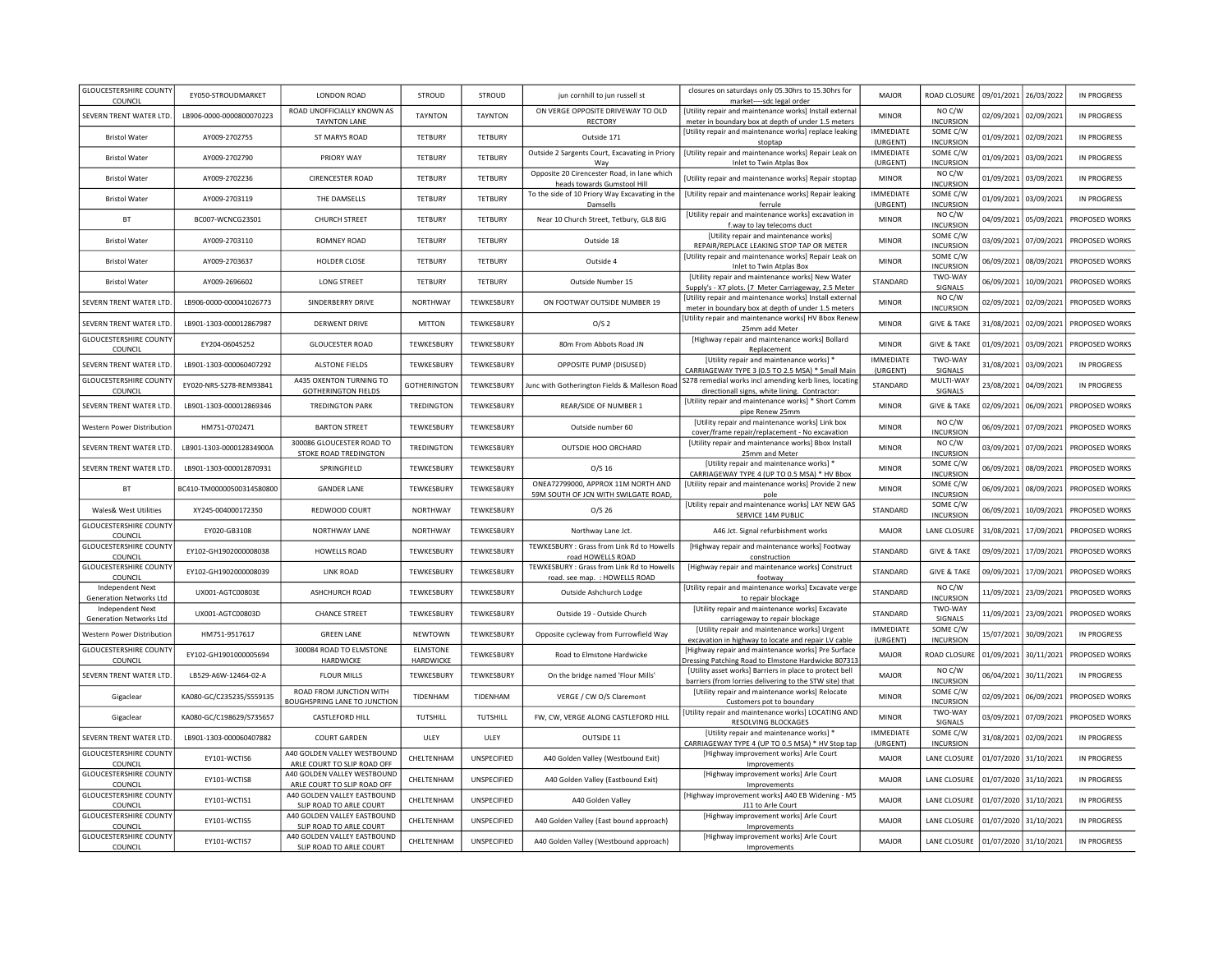| | | | | | | | | | | | |
|---|---|---|---|---|---|---|---|---|---|---|---|
| GLOUCESTERSHIRE COUNTY COUNCIL | EY050-STROUDMARKET | LONDON ROAD | STROUD | STROUD | jun cornhill to jun russell st | closures on saturdays only 05.30hrs to 15.30hrs for market----sdc legal order | MAJOR | ROAD CLOSURE | 09/01/2021 | 26/03/2022 | IN PROGRESS |
| SEVERN TRENT WATER LTD. | LB906-0000-0000800070223 | ROAD UNOFFICIALLY KNOWN AS TAYNTON LANE | TAYNTON | TAYNTON | ON VERGE OPPOSITE DRIVEWAY TO OLD RECTORY | [Utility repair and maintenance works] Install external meter in boundary box at depth of under 1.5 meters | MINOR | NO C/W INCURSION | 02/09/2021 | 02/09/2021 | IN PROGRESS |
| Bristol Water | AY009-2702755 | ST MARYS ROAD | TETBURY | TETBURY | Outside 171 | [Utility repair and maintenance works] replace leaking stoptap | IMMEDIATE (URGENT) | SOME C/W INCURSION | 01/09/2021 | 02/09/2021 | IN PROGRESS |
| Bristol Water | AY009-2702790 | PRIORY WAY | TETBURY | TETBURY | Outside 2 Sargents Court, Excavating in Priory Way | [Utility repair and maintenance works] Repair Leak on Inlet to Twin Atplas Box | IMMEDIATE (URGENT) | SOME C/W INCURSION | 01/09/2021 | 03/09/2021 | IN PROGRESS |
| Bristol Water | AY009-2702236 | CIRENCESTER ROAD | TETBURY | TETBURY | Opposite 20 Cirencester Road, in lane which heads towards Gumstool Hill | [Utility repair and maintenance works] Repair stoptap | MINOR | NO C/W INCURSION | 01/09/2021 | 03/09/2021 | IN PROGRESS |
| Bristol Water | AY009-2703119 | THE DAMSELLS | TETBURY | TETBURY | To the side of 10 Priory Way Excavating in the Damsells | [Utility repair and maintenance works] Repair leaking ferrule | IMMEDIATE (URGENT) | SOME C/W INCURSION | 01/09/2021 | 03/09/2021 | IN PROGRESS |
| BT | BC007-WCNCG23S01 | CHURCH STREET | TETBURY | TETBURY | Near 10 Church Street, Tetbury, GL8 8JG | [Utility repair and maintenance works] excavation in f.way to lay telecoms duct | MINOR | NO C/W INCURSION | 04/09/2021 | 05/09/2021 | PROPOSED WORKS |
| Bristol Water | AY009-2703110 | ROMNEY ROAD | TETBURY | TETBURY | Outside 18 | [Utility repair and maintenance works] REPAIR/REPLACE LEAKING STOP TAP OR METER | MINOR | SOME C/W INCURSION | 03/09/2021 | 07/09/2021 | PROPOSED WORKS |
| Bristol Water | AY009-2703637 | HOLDER CLOSE | TETBURY | TETBURY | Outside 4 | [Utility repair and maintenance works] Repair Leak on Inlet to Twin Atplas Box | MINOR | SOME C/W INCURSION | 06/09/2021 | 08/09/2021 | PROPOSED WORKS |
| Bristol Water | AY009-2696602 | LONG STREET | TETBURY | TETBURY | Outside Number 15 | [Utility repair and maintenance works] New Water Supply's - X7 plots. [7 Meter Carriageway, 2.5 Meter | STANDARD | TWO-WAY SIGNALS | 06/09/2021 | 10/09/2021 | PROPOSED WORKS |
| SEVERN TRENT WATER LTD. | LB906-0000-000041026773 | SINDERBERRY DRIVE | NORTHWAY | TEWKESBURY | ON FOOTWAY OUTSIDE NUMBER 19 | [Utility repair and maintenance works] Install external meter in boundary box at depth of under 1.5 meters | MINOR | NO C/W INCURSION | 02/09/2021 | 02/09/2021 | PROPOSED WORKS |
| SEVERN TRENT WATER LTD. | LB901-1303-000012867987 | DERWENT DRIVE | MITTON | TEWKESBURY | O/S 2 | [Utility repair and maintenance works] HV Bbox Renew 25mm add Meter | MINOR | GIVE & TAKE | 31/08/2021 | 02/09/2021 | PROPOSED WORKS |
| GLOUCESTERSHIRE COUNTY COUNCIL | EY204-06045252 | GLOUCESTER ROAD | TEWKESBURY | TEWKESBURY | 80m From Abbots Road JN | [Highway repair and maintenance works] Bollard Replacement | MINOR | GIVE & TAKE | 01/09/2021 | 03/09/2021 | PROPOSED WORKS |
| SEVERN TRENT WATER LTD. | LB901-1303-000060407292 | ALSTONE FIELDS | TEWKESBURY | TEWKESBURY | OPPOSITE PUMP (DISUSED) | [Utility repair and maintenance works] * CARRIAGEWAY TYPE 3 (0.5 TO 2.5 MSA) * Small Main | IMMEDIATE (URGENT) | TWO-WAY SIGNALS | 31/08/2021 | 03/09/2021 | IN PROGRESS |
| GLOUCESTERSHIRE COUNTY COUNCIL | EY020-NRS-S278-REM93841 | A435 OXENTON TURNING TO GOTHERINGTON FIELDS | GOTHERINGTON | TEWKESBURY | Junc with Gotherington Fields & Malleson Road | S278 remedial works incl amending kerb lines, locating directionall signs, white lining. Contractor: | STANDARD | MULTI-WAY SIGNALS | 23/08/2021 | 04/09/2021 | IN PROGRESS |
| SEVERN TRENT WATER LTD. | LB901-1303-000012869346 | TREDINGTON PARK | TREDINGTON | TEWKESBURY | REAR/SIDE OF NUMBER 1 | [Utility repair and maintenance works] * Short Comm pipe Renew 25mm | MINOR | GIVE & TAKE | 02/09/2021 | 06/09/2021 | PROPOSED WORKS |
| Western Power Distribution | HM751-0702471 | BARTON STREET | TEWKESBURY | TEWKESBURY | Outside number 60 | [Utility repair and maintenance works] Link box cover/frame repair/replacement - No excavation | MINOR | NO C/W INCURSION | 06/09/2021 | 07/09/2021 | PROPOSED WORKS |
| SEVERN TRENT WATER LTD. | LB901-1303-000012834900A | 300086 GLOUCESTER ROAD TO STOKE ROAD TREDINGTON | TREDINGTON | TEWKESBURY | OUTSDIE HOO ORCHARD | [Utility repair and maintenance works] Bbox Install 25mm and Meter | MINOR | NO C/W INCURSION | 03/09/2021 | 07/09/2021 | PROPOSED WORKS |
| SEVERN TRENT WATER LTD. | LB901-1303-000012870931 | SPRINGFIELD | TEWKESBURY | TEWKESBURY | O/S 16 | [Utility repair and maintenance works] * CARRIAGEWAY TYPE 4 (UP TO 0.5 MSA) * HV Bbox | MINOR | SOME C/W INCURSION | 06/09/2021 | 08/09/2021 | PROPOSED WORKS |
| BT | BC410-TM00000500314580800 | GANDER LANE | TEWKESBURY | TEWKESBURY | ONEA72799000, APPROX 11M NORTH AND 59M SOUTH OF JCN WITH SWILGATE ROAD, | [Utility repair and maintenance works] Provide 2 new pole | MINOR | SOME C/W INCURSION | 06/09/2021 | 08/09/2021 | PROPOSED WORKS |
| Wales& West Utilities | XY245-004000172350 | REDWOOD COURT | NORTHWAY | TEWKESBURY | O/S 26 | [Utility repair and maintenance works] LAY NEW GAS SERVICE 14M PUBLIC | STANDARD | SOME C/W INCURSION | 06/09/2021 | 10/09/2021 | PROPOSED WORKS |
| GLOUCESTERSHIRE COUNTY COUNCIL | EY020-GB3108 | NORTHWAY LANE | NORTHWAY | TEWKESBURY | Northway Lane Jct. | A46 Jct. Signal refurbishment works | MAJOR | LANE CLOSURE | 31/08/2021 | 17/09/2021 | PROPOSED WORKS |
| GLOUCESTERSHIRE COUNTY COUNCIL | EY102-GH1902000008038 | HOWELLS ROAD | TEWKESBURY | TEWKESBURY | TEWKESBURY : Grass from Link Rd to Howells road HOWELLS ROAD | [Highway repair and maintenance works] Footway construction | STANDARD | GIVE & TAKE | 09/09/2021 | 17/09/2021 | PROPOSED WORKS |
| GLOUCESTERSHIRE COUNTY COUNCIL | EY102-GH1902000008039 | LINK ROAD | TEWKESBURY | TEWKESBURY | TEWKESBURY : Grass from Link Rd to Howells road. see map. : HOWELLS ROAD | [Highway repair and maintenance works] Construct footway | STANDARD | GIVE & TAKE | 09/09/2021 | 17/09/2021 | PROPOSED WORKS |
| Independent Next Generation Networks Ltd | UX001-AGTC00803E | ASHCHURCH ROAD | TEWKESBURY | TEWKESBURY | Outside Ashchurch Lodge | [Utility repair and maintenance works] Excavate verge to repair blockage | STANDARD | NO C/W INCURSION | 11/09/2021 | 23/09/2021 | PROPOSED WORKS |
| Independent Next Generation Networks Ltd | UX001-AGTC00803D | CHANCE STREET | TEWKESBURY | TEWKESBURY | Outside 19 - Outside Church | [Utility repair and maintenance works] Excavate carriageway to repair blockage | STANDARD | TWO-WAY SIGNALS | 11/09/2021 | 23/09/2021 | PROPOSED WORKS |
| Western Power Distribution | HM751-9517617 | GREEN LANE | NEWTOWN | TEWKESBURY | Opposite cycleway from Furrowfield Way | [Utility repair and maintenance works] Urgent excavation in highway to locate and repair LV cable | IMMEDIATE (URGENT) | SOME C/W INCURSION | 15/07/2021 | 30/09/2021 | IN PROGRESS |
| GLOUCESTERSHIRE COUNTY COUNCIL | EY102-GH1901000005694 | 300084 ROAD TO ELMSTONE HARDWICKE | ELMSTONE HARDWICKE | TEWKESBURY | Road to Elmstone Hardwicke | [Highway repair and maintenance works] Pre Surface Dressing Patching Road to Elmstone Hardwicke 807313 | MAJOR | ROAD CLOSURE | 01/09/2021 | 30/11/2021 | PROPOSED WORKS |
| SEVERN TRENT WATER LTD. | LB529-A6W-12464-02-A | FLOUR MILLS | TEWKESBURY | TEWKESBURY | On the bridge named 'Flour Mills' | [Utility asset works] Barriers in place to protect bell barriers (from lorries delivering to the STW site) that | MAJOR | NO C/W INCURSION | 06/04/2021 | 30/11/2021 | IN PROGRESS |
| Gigaclear | KA080-GC/C235235/S559135 | ROAD FROM JUNCTION WITH BOUGHSPRING LANE TO JUNCTION | TIDENHAM | TIDENHAM | VERGE / CW O/S Claremont | [Utility repair and maintenance works] Relocate Customers pot to boundary | MINOR | SOME C/W INCURSION | 02/09/2021 | 06/09/2021 | PROPOSED WORKS |
| Gigaclear | KA080-GC/C198629/S735657 | CASTLEFORD HILL | TUTSHILL | TUTSHILL | FW, CW, VERGE ALONG CASTLEFORD HILL | [Utility repair and maintenance works] LOCATING AND RESOLVING BLOCKAGES | MINOR | TWO-WAY SIGNALS | 03/09/2021 | 07/09/2021 | PROPOSED WORKS |
| SEVERN TRENT WATER LTD. | LB901-1303-000060407882 | COURT GARDEN | ULEY | ULEY | OUTSIDE 11 | [Utility repair and maintenance works] * CARRIAGEWAY TYPE 4 (UP TO 0.5 MSA) * HV Stop tap | IMMEDIATE (URGENT) | SOME C/W INCURSION | 31/08/2021 | 02/09/2021 | IN PROGRESS |
| GLOUCESTERSHIRE COUNTY COUNCIL | EY101-WCTIS6 | A40 GOLDEN VALLEY WESTBOUND ARLE COURT TO SLIP ROAD OFF | CHELTENHAM | UNSPECIFIED | A40 Golden Valley (Westbound Exit) | [Highway improvement works] Arle Court Improvements | MAJOR | LANE CLOSURE | 01/07/2020 | 31/10/2021 | IN PROGRESS |
| GLOUCESTERSHIRE COUNTY COUNCIL | EY101-WCTIS8 | A40 GOLDEN VALLEY WESTBOUND ARLE COURT TO SLIP ROAD OFF | CHELTENHAM | UNSPECIFIED | A40 Golden Valley (Eastbound Exit) | [Highway improvement works] Arle Court Improvements | MAJOR | LANE CLOSURE | 01/07/2020 | 31/10/2021 | IN PROGRESS |
| GLOUCESTERSHIRE COUNTY COUNCIL | EY101-WCTIS1 | A40 GOLDEN VALLEY EASTBOUND SLIP ROAD TO ARLE COURT | CHELTENHAM | UNSPECIFIED | A40 Golden Valley | [Highway improvement works] A40 EB Widening - M5 J11 to Arle Court | MAJOR | LANE CLOSURE | 01/07/2020 | 31/10/2021 | IN PROGRESS |
| GLOUCESTERSHIRE COUNTY COUNCIL | EY101-WCTIS5 | A40 GOLDEN VALLEY EASTBOUND SLIP ROAD TO ARLE COURT | CHELTENHAM | UNSPECIFIED | A40 Golden Valley (East bound approach) | [Highway improvement works] Arle Court Improvements | MAJOR | LANE CLOSURE | 01/07/2020 | 31/10/2021 | IN PROGRESS |
| GLOUCESTERSHIRE COUNTY COUNCIL | EY101-WCTIS7 | A40 GOLDEN VALLEY EASTBOUND SLIP ROAD TO ARLE COURT | CHELTENHAM | UNSPECIFIED | A40 Golden Valley (Westbound approach) | [Highway improvement works] Arle Court Improvements | MAJOR | LANE CLOSURE | 01/07/2020 | 31/10/2021 | IN PROGRESS |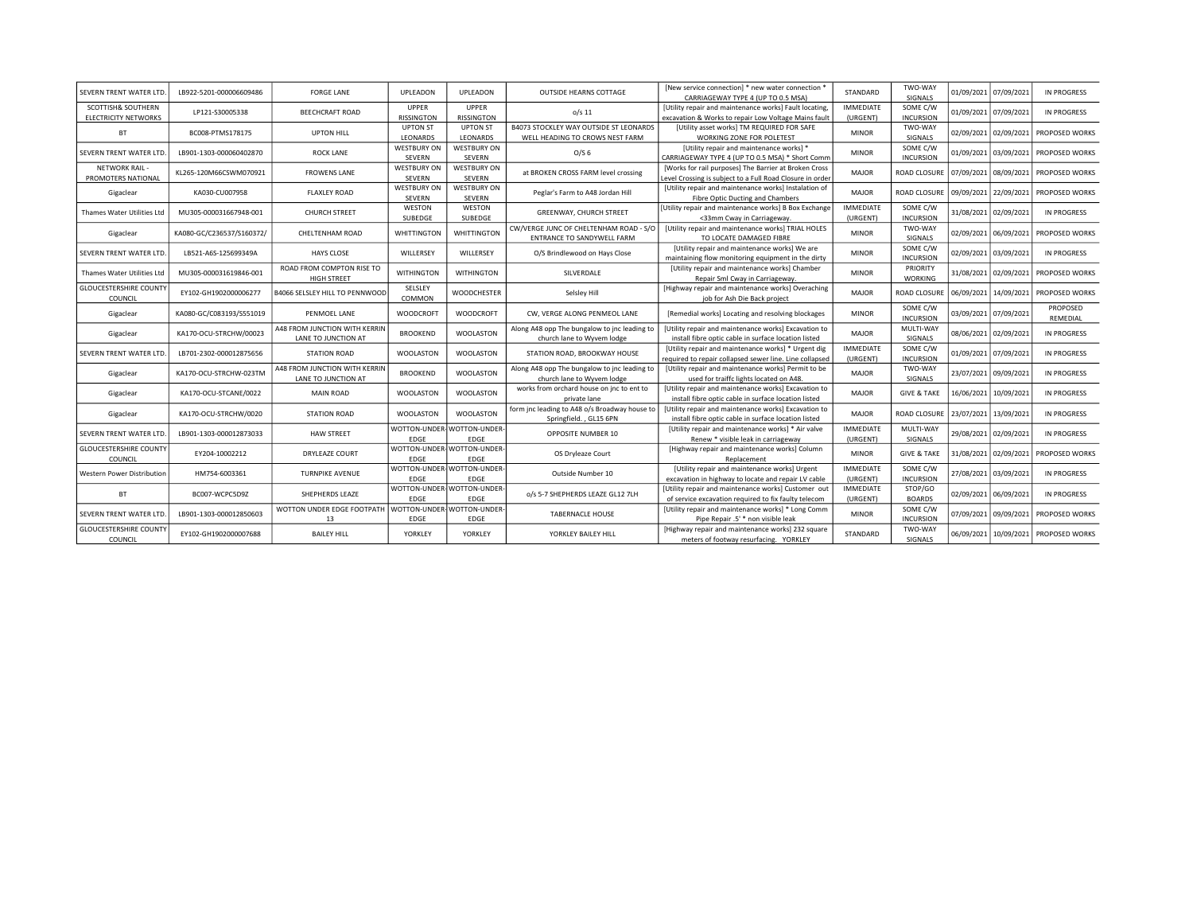| | | | | | | | | | | | |
|---|---|---|---|---|---|---|---|---|---|---|---|
| SEVERN TRENT WATER LTD. | LB922-5201-000006609486 | FORGE LANE | UPLEADON | UPLEADON | OUTSIDE HEARNS COTTAGE | [New service connection] * new water connection * CARRIAGEWAY TYPE 4 (UP TO 0.5 MSA) | STANDARD | TWO-WAY SIGNALS | 01/09/2021 | 07/09/2021 | IN PROGRESS |
| SCOTTISH& SOUTHERN ELECTRICITY NETWORKS | LP121-S30005338 | BEECHCRAFT ROAD | UPPER RISSINGTON | UPPER RISSINGTON | o/s 11 | [Utility repair and maintenance works] Fault locating, excavation & Works to repair Low Voltage Mains fault | IMMEDIATE (URGENT) | SOME C/W INCURSION | 01/09/2021 | 07/09/2021 | IN PROGRESS |
| BT | BC008-PTMS178175 | UPTON HILL | UPTON ST LEONARDS | UPTON ST LEONARDS | B4073 STOCKLEY WAY OUTSIDE ST LEONARDS WELL HEADING TO CROWS NEST FARM | [Utility asset works] TM REQUIRED FOR SAFE WORKING ZONE FOR POLETEST | MINOR | TWO-WAY SIGNALS | 02/09/2021 | 02/09/2021 | PROPOSED WORKS |
| SEVERN TRENT WATER LTD. | LB901-1303-000060402870 | ROCK LANE | WESTBURY ON SEVERN | WESTBURY ON SEVERN | O/S 6 | [Utility repair and maintenance works] * CARRIAGEWAY TYPE 4 (UP TO 0.5 MSA) * Short Comm | MINOR | SOME C/W INCURSION | 01/09/2021 | 03/09/2021 | PROPOSED WORKS |
| NETWORK RAIL - PROMOTERS NATIONAL | KL265-120M66CSWM070921 | FROWENS LANE | WESTBURY ON SEVERN | WESTBURY ON SEVERN | at BROKEN CROSS FARM level crossing | [Works for rail purposes] The Barrier at Broken Cross Level Crossing is subject to a Full Road Closure in order | MAJOR | ROAD CLOSURE | 07/09/2021 | 08/09/2021 | PROPOSED WORKS |
| Gigaclear | KA030-CU007958 | FLAXLEY ROAD | WESTBURY ON SEVERN | WESTBURY ON SEVERN | Peglar's Farm to A48 Jordan Hill | [Utility repair and maintenance works] Instalation of Fibre Optic Ducting and Chambers | MAJOR | ROAD CLOSURE | 09/09/2021 | 22/09/2021 | PROPOSED WORKS |
| Thames Water Utilities Ltd | MU305-000031667948-001 | CHURCH STREET | WESTON SUBEDGE | WESTON SUBEDGE | GREENWAY, CHURCH STREET | [Utility repair and maintenance works] B Box Exchange <33mm Cway in Carriageway. | IMMEDIATE (URGENT) | SOME C/W INCURSION | 31/08/2021 | 02/09/2021 | IN PROGRESS |
| Gigaclear | KA080-GC/C236537/S160372/ | CHELTENHAM ROAD | WHITTINGTON | WHITTINGTON | CW/VERGE JUNC OF CHELTENHAM ROAD - S/O ENTRANCE TO SANDYWELL FARM | [Utility repair and maintenance works] TRIAL HOLES TO LOCATE DAMAGED FIBRE | MINOR | TWO-WAY SIGNALS | 02/09/2021 | 06/09/2021 | PROPOSED WORKS |
| SEVERN TRENT WATER LTD. | LB521-A6S-125699349A | HAYS CLOSE | WILLERSEY | WILLERSEY | O/S Brindlewood on Hays Close | [Utility repair and maintenance works] We are maintaining flow monitoring equipment in the dirty | MINOR | SOME C/W INCURSION | 02/09/2021 | 03/09/2021 | IN PROGRESS |
| Thames Water Utilities Ltd | MU305-000031619846-001 | ROAD FROM COMPTON RISE TO HIGH STREET | WITHINGTON | WITHINGTON | SILVERDALE | [Utility repair and maintenance works] Chamber Repair Sml Cway in Carriageway. | MINOR | PRIORITY WORKING | 31/08/2021 | 02/09/2021 | PROPOSED WORKS |
| GLOUCESTERSHIRE COUNTY COUNCIL | EY102-GH1902000006277 | B4066 SELSLEY HILL TO PENNWOOD | SELSLEY COMMON | WOODCHESTER | Selsley Hill | [Highway repair and maintenance works] Overaching job for Ash Die Back project | MAJOR | ROAD CLOSURE | 06/09/2021 | 14/09/2021 | PROPOSED WORKS |
| Gigaclear | KA080-GC/C083193/S551019 | PENMOEL LANE | WOODCROFT | WOODCROFT | CW, VERGE ALONG PENMEOL LANE | [Remedial works] Locating and resolving blockages | MINOR | SOME C/W INCURSION | 03/09/2021 | 07/09/2021 | PROPOSED REMEDIAL |
| Gigaclear | KA170-OCU-STRCHW/00023 | A48 FROM JUNCTION WITH KERRIN LANE TO JUNCTION AT | BROOKEND | WOOLASTON | Along A48 opp The bungalow to jnc leading to church lane to Wyvem lodge | [Utility repair and maintenance works] Excavation to install fibre optic cable in surface location listed | MAJOR | MULTI-WAY SIGNALS | 08/06/2021 | 02/09/2021 | IN PROGRESS |
| SEVERN TRENT WATER LTD. | LB701-2302-000012875656 | STATION ROAD | WOOLASTON | WOOLASTON | STATION ROAD, BROOKWAY HOUSE | [Utility repair and maintenance works] * Urgent dig required to repair collapsed sewer line. Line collapsed | IMMEDIATE (URGENT) | SOME C/W INCURSION | 01/09/2021 | 07/09/2021 | IN PROGRESS |
| Gigaclear | KA170-OCU-STRCHW-023TM | A48 FROM JUNCTION WITH KERRIN LANE TO JUNCTION AT | BROOKEND | WOOLASTON | Along A48 opp The bungalow to jnc leading to church lane to Wyvem lodge | [Utility repair and maintenance works] Permit to be used for traiffc lights located on A48. | MAJOR | TWO-WAY SIGNALS | 23/07/2021 | 09/09/2021 | IN PROGRESS |
| Gigaclear | KA170-OCU-STCANE/0022 | MAIN ROAD | WOOLASTON | WOOLASTON | works from orchard house on jnc to ent to private lane | [Utility repair and maintenance works] Excavation to install fibre optic cable in surface location listed | MAJOR | GIVE & TAKE | 16/06/2021 | 10/09/2021 | IN PROGRESS |
| Gigaclear | KA170-OCU-STRCHW/0020 | STATION ROAD | WOOLASTON | WOOLASTON | form jnc leading to A48 o/s Broadway house to Springfield. , GL15 6PN | [Utility repair and maintenance works] Excavation to install fibre optic cable in surface location listed | MAJOR | ROAD CLOSURE | 23/07/2021 | 13/09/2021 | IN PROGRESS |
| SEVERN TRENT WATER LTD. | LB901-1303-000012873033 | HAW STREET | WOTTON-UNDER-EDGE | WOTTON-UNDER-EDGE | OPPOSITE NUMBER 10 | [Utility repair and maintenance works] * Air valve Renew * visible leak in carriageway | IMMEDIATE (URGENT) | MULTI-WAY SIGNALS | 29/08/2021 | 02/09/2021 | IN PROGRESS |
| GLOUCESTERSHIRE COUNTY COUNCIL | EY204-10002212 | DRYLEAZE COURT | WOTTON-UNDER-EDGE | WOTTON-UNDER-EDGE | OS Dryleaze Court | [Highway repair and maintenance works] Column Replacement | MINOR | GIVE & TAKE | 31/08/2021 | 02/09/2021 | PROPOSED WORKS |
| Western Power Distribution | HM754-6003361 | TURNPIKE AVENUE | WOTTON-UNDER-EDGE | WOTTON-UNDER-EDGE | Outside Number 10 | [Utility repair and maintenance works] Urgent excavation in highway to locate and repair LV cable | IMMEDIATE (URGENT) | SOME C/W INCURSION | 27/08/2021 | 03/09/2021 | IN PROGRESS |
| BT | BC007-WCPC5D9Z | SHEPHERDS LEAZE | WOTTON-UNDER-EDGE | WOTTON-UNDER-EDGE | o/s 5-7 SHEPHERDS LEAZE GL12 7LH | [Utility repair and maintenance works] Customer out of service excavation required to fix faulty telecom | IMMEDIATE (URGENT) | STOP/GO BOARDS | 02/09/2021 | 06/09/2021 | IN PROGRESS |
| SEVERN TRENT WATER LTD. | LB901-1303-000012850603 | WOTTON UNDER EDGE FOOTPATH 13 | WOTTON-UNDER-EDGE | WOTTON-UNDER-EDGE | TABERNACLE HOUSE | [Utility repair and maintenance works] * Long Comm Pipe Repair .5' * non visible leak | MINOR | SOME C/W INCURSION | 07/09/2021 | 09/09/2021 | PROPOSED WORKS |
| GLOUCESTERSHIRE COUNTY COUNCIL | EY102-GH1902000007688 | BAILEY HILL | YORKLEY | YORKLEY | YORKLEY BAILEY HILL | [Highway repair and maintenance works] 232 square meters of footway resurfacing. YORKLEY | STANDARD | TWO-WAY SIGNALS | 06/09/2021 | 10/09/2021 | PROPOSED WORKS |